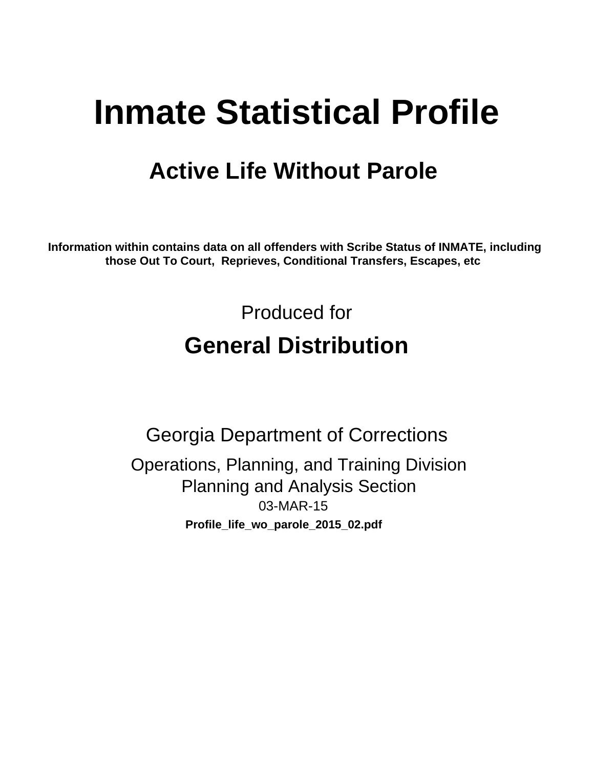# Inmate Statistical Profile

## Active Life Without Parole

**Information within contains data on all offenders with Scribe Status of INMATE, including those Out To Court, Reprieves, Conditional Transfers, Escapes, etc**

Produced for

## General Distribution

Georgia Department of Corrections

Operations, Planning, and Training Division
Planning and Analysis Section
03-MAR-15

**Profile_life_wo_parole_2015_02.pdf**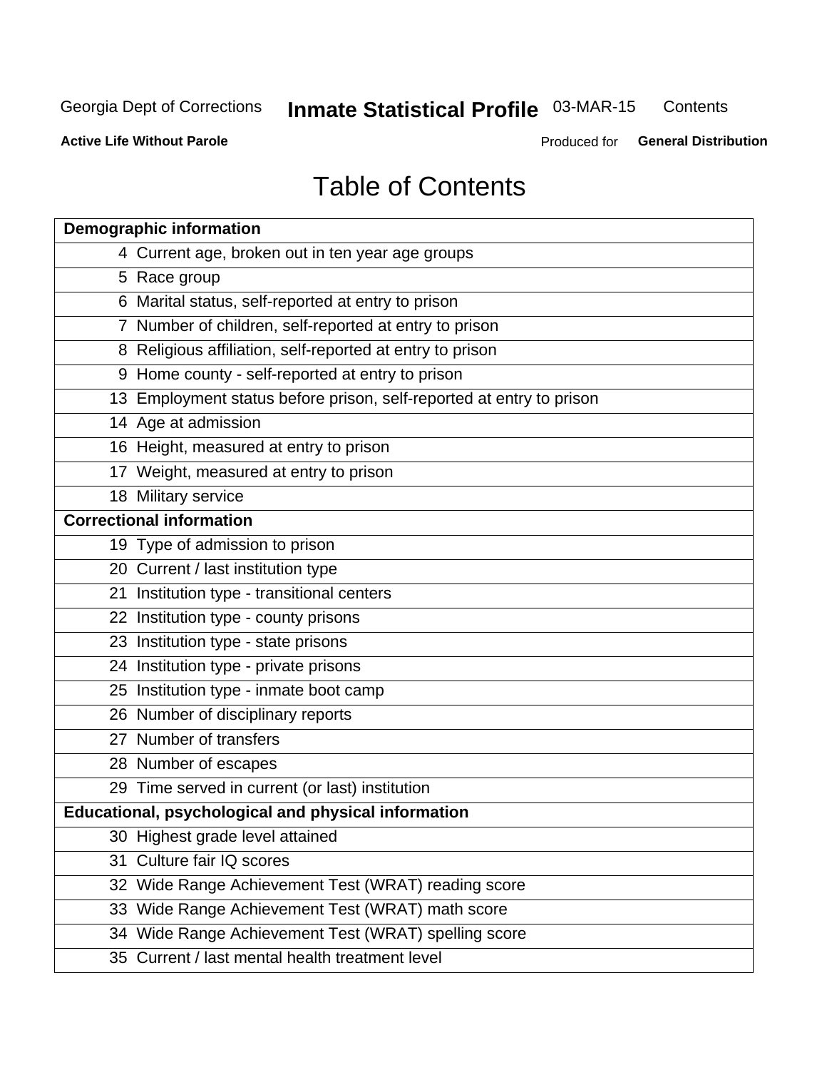# Table of Contents

| Demographic information | |
|---|---|
| 4 | Current age, broken out in ten year age groups |
| 5 | Race group |
| 6 | Marital status, self-reported at entry to prison |
| 7 | Number of children, self-reported at entry to prison |
| 8 | Religious affiliation, self-reported at entry to prison |
| 9 | Home county - self-reported at entry to prison |
| 13 | Employment status before prison, self-reported at entry to prison |
| 14 | Age at admission |
| 16 | Height, measured at entry to prison |
| 17 | Weight, measured at entry to prison |
| 18 | Military service |
| **Correctional information** | |
| 19 | Type of admission to prison |
| 20 | Current / last institution type |
| 21 | Institution type - transitional centers |
| 22 | Institution type - county prisons |
| 23 | Institution type - state prisons |
| 24 | Institution type - private prisons |
| 25 | Institution type - inmate boot camp |
| 26 | Number of disciplinary reports |
| 27 | Number of transfers |
| 28 | Number of escapes |
| 29 | Time served in current (or last) institution |
| **Educational, psychological and physical information** | |
| 30 | Highest grade level attained |
| 31 | Culture fair IQ scores |
| 32 | Wide Range Achievement Test (WRAT) reading score |
| 33 | Wide Range Achievement Test (WRAT) math score |
| 34 | Wide Range Achievement Test (WRAT) spelling score |
| 35 | Current / last mental health treatment level |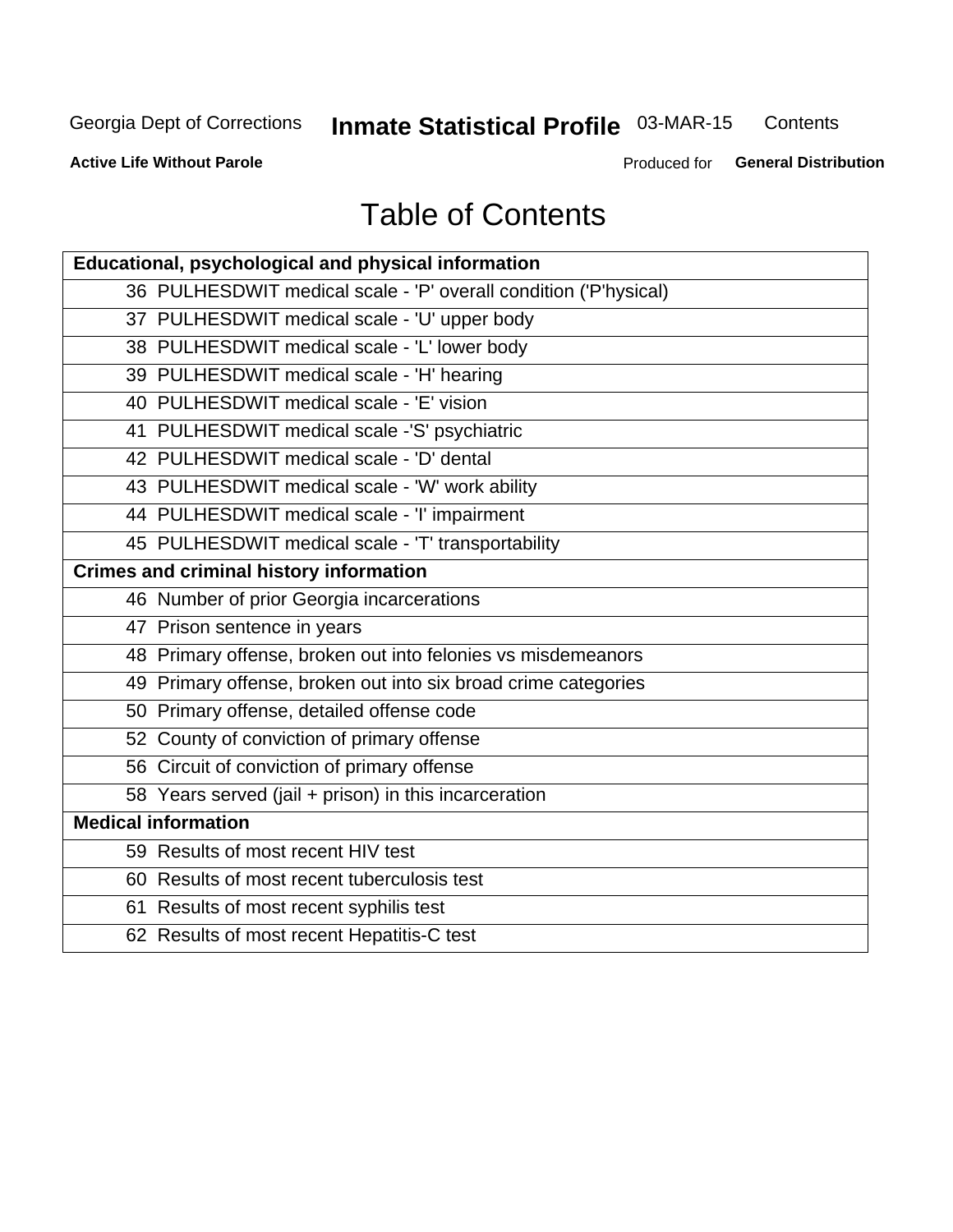# Table of Contents

| Educational, psychological and physical information |
|---|
| 36 PULHESDWIT medical scale - 'P' overall condition ('P'hysical) |
| 37 PULHESDWIT medical scale - 'U' upper body |
| 38 PULHESDWIT medical scale - 'L' lower body |
| 39 PULHESDWIT medical scale - 'H' hearing |
| 40 PULHESDWIT medical scale - 'E' vision |
| 41 PULHESDWIT medical scale -'S' psychiatric |
| 42 PULHESDWIT medical scale - 'D' dental |
| 43 PULHESDWIT medical scale - 'W' work ability |
| 44 PULHESDWIT medical scale - 'I' impairment |
| 45 PULHESDWIT medical scale - 'T' transportability |
| **Crimes and criminal history information** |
| 46 Number of prior Georgia incarcerations |
| 47 Prison sentence in years |
| 48 Primary offense, broken out into felonies vs misdemeanors |
| 49 Primary offense, broken out into six broad crime categories |
| 50 Primary offense, detailed offense code |
| 52 County of conviction of primary offense |
| 56 Circuit of conviction of primary offense |
| 58 Years served (jail + prison) in this incarceration |
| **Medical information** |
| 59 Results of most recent HIV test |
| 60 Results of most recent tuberculosis test |
| 61 Results of most recent syphilis test |
| 62 Results of most recent Hepatitis-C test |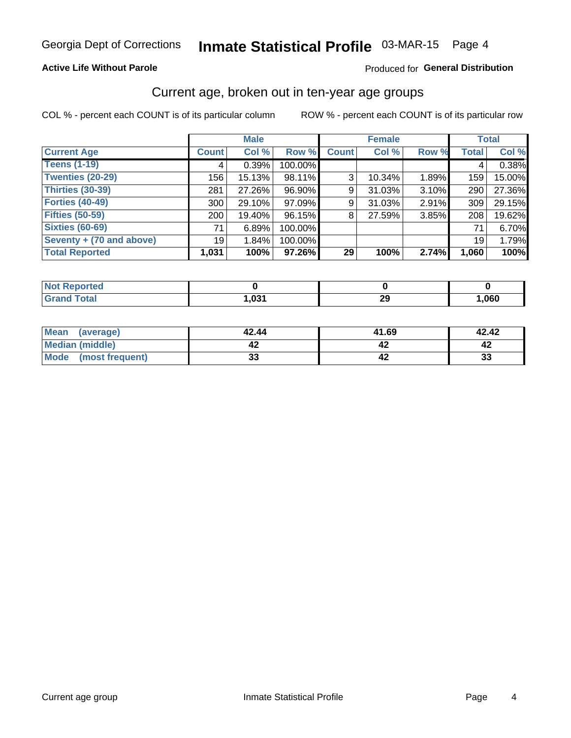Georgia Dept of Corrections **Inmate Statistical Profile** 03-MAR-15 Page 4

**Active Life Without Parole**

Produced for **General Distribution**

## Current age, broken out in ten-year age groups

COL % - percent each COUNT is of its particular column  ROW % - percent each COUNT is of its particular row

| | Male | | | Female | | | Total | |
|---|---|---|---|---|---|---|---|---|
| **Current Age** | **Count** | **Col %** | **Row %** | **Count** | **Col %** | **Row %** | **Total** | **Col %** |
| **Teens (1-19)** | 4 | 0.39% | 100.00% | | | | 4 | 0.38% |
| **Twenties (20-29)** | 156 | 15.13% | 98.11% | 3 | 10.34% | 1.89% | 159 | 15.00% |
| **Thirties (30-39)** | 281 | 27.26% | 96.90% | 9 | 31.03% | 3.10% | 290 | 27.36% |
| **Forties (40-49)** | 300 | 29.10% | 97.09% | 9 | 31.03% | 2.91% | 309 | 29.15% |
| **Fifties (50-59)** | 200 | 19.40% | 96.15% | 8 | 27.59% | 3.85% | 208 | 19.62% |
| **Sixties (60-69)** | 71 | 6.89% | 100.00% | | | | 71 | 6.70% |
| **Seventy + (70 and above)** | 19 | 1.84% | 100.00% | | | | 19 | 1.79% |
| **Total Reported** | **1,031** | **100%** | **97.26%** | **29** | **100%** | **2.74%** | **1,060** | **100%** |

| | Male | Female | Total |
|---|---|---|---|
| **Not Reported** | **0** | **0** | **0** |
| **Grand Total** | **1,031** | **29** | **1,060** |

| | Male | Female | Total |
|---|---|---|---|
| **Mean (average)** | **42.44** | **41.69** | **42.42** |
| **Median (middle)** | **42** | **42** | **42** |
| **Mode (most frequent)** | **33** | **42** | **33** |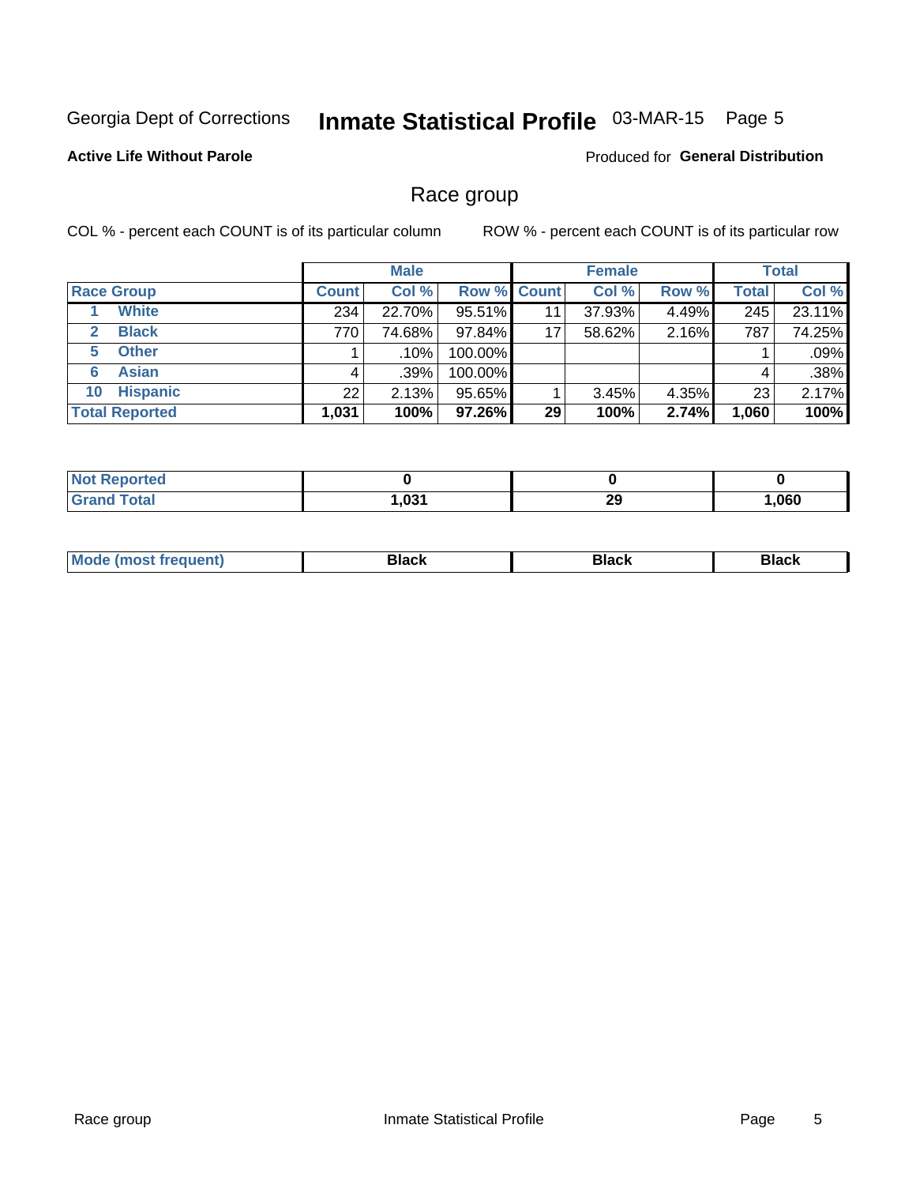Georgia Dept of Corrections **Inmate Statistical Profile** 03-MAR-15

**Active Life Without Parole**

Produced for **General Distribution**

## Race group

COL % - percent each COUNT is of its particular column ROW % - percent each COUNT is of its particular row

| | Male | | | Female | | | Total | |
|---|---|---|---|---|---|---|---|---|
| **Race Group** | **Count** | **Col %** | **Row %** | **Count** | **Col %** | **Row %** | **Total** | **Col %** |
| 1 **White** | 234 | 22.70% | 95.51% | 11 | 37.93% | 4.49% | 245 | 23.11% |
| 2 **Black** | 770 | 74.68% | 97.84% | 17 | 58.62% | 2.16% | 787 | 74.25% |
| 5 **Other** | 1 | .10% | 100.00% | | | | 1 | .09% |
| 6 **Asian** | 4 | .39% | 100.00% | | | | 4 | .38% |
| 10 **Hispanic** | 22 | 2.13% | 95.65% | 1 | 3.45% | 4.35% | 23 | 2.17% |
| **Total Reported** | **1,031** | **100%** | **97.26%** | **29** | **100%** | **2.74%** | **1,060** | **100%** |

| | Male | Female | Total |
|---|---|---|---|
| **Not Reported** | **0** | **0** | **0** |
| **Grand Total** | **1,031** | **29** | **1,060** |

| | Male | Female | Total |
|---|---|---|---|
| **Mode (most frequent)** | **Black** | **Black** | **Black** |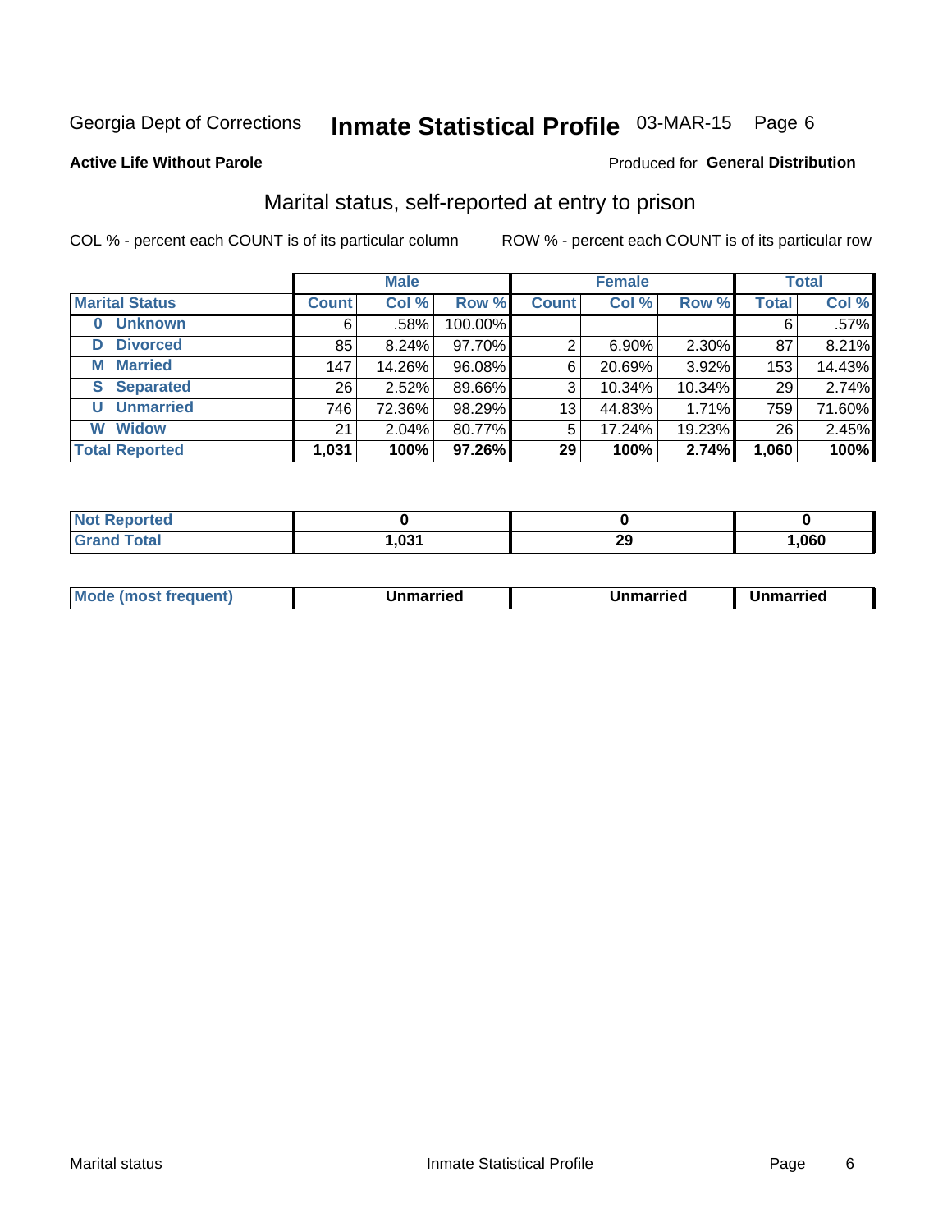Georgia Dept of Corrections **Inmate Statistical Profile** 03-MAR-15 Page 6

**Active Life Without Parole**

Produced for **General Distribution**

## Marital status, self-reported at entry to prison

COL % - percent each COUNT is of its particular column

ROW % - percent each COUNT is of its particular row

| | Male | | | Female | | | Total | |
|---|---|---|---|---|---|---|---|---|
| **Marital Status** | **Count** | **Col %** | **Row %** | **Count** | **Col %** | **Row %** | **Total** | **Col %** |
| **0 Unknown** | 6 | .58% | 100.00% | | | | 6 | .57% |
| **D Divorced** | 85 | 8.24% | 97.70% | 2 | 6.90% | 2.30% | 87 | 8.21% |
| **M Married** | 147 | 14.26% | 96.08% | 6 | 20.69% | 3.92% | 153 | 14.43% |
| **S Separated** | 26 | 2.52% | 89.66% | 3 | 10.34% | 10.34% | 29 | 2.74% |
| **U Unmarried** | 746 | 72.36% | 98.29% | 13 | 44.83% | 1.71% | 759 | 71.60% |
| **W Widow** | 21 | 2.04% | 80.77% | 5 | 17.24% | 19.23% | 26 | 2.45% |
| **Total Reported** | **1,031** | **100%** | **97.26%** | **29** | **100%** | **2.74%** | **1,060** | **100%** |

| | Male | Female | Total |
|---|---|---|---|
| **Not Reported** | **0** | **0** | **0** |
| **Grand Total** | **1,031** | **29** | **1,060** |

| | Male | Female | Total |
|---|---|---|---|
| **Mode (most frequent)** | **Unmarried** | **Unmarried** | **Unmarried** |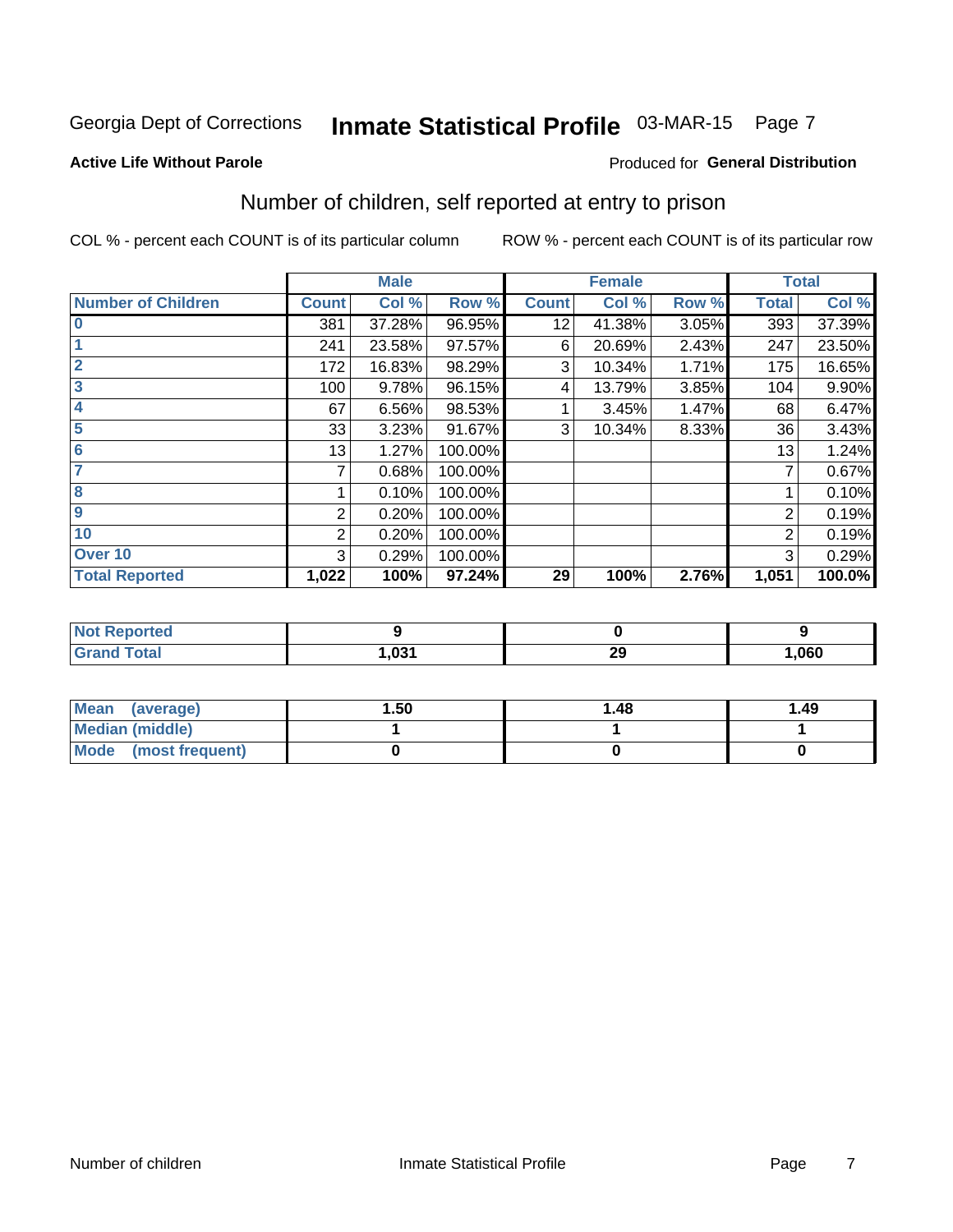Georgia Dept of Corrections **Inmate Statistical Profile** 03-MAR-15

**Active Life Without Parole**

Produced for **General Distribution**

## Number of children, self reported at entry to prison

COL % - percent each COUNT is of its particular column ROW % - percent each COUNT is of its particular row

| | Male | | | Female | | | Total | |
|---|---|---|---|---|---|---|---|---|
| **Number of Children** | **Count** | **Col %** | **Row %** | **Count** | **Col %** | **Row %** | **Total** | **Col %** |
| **0** | 381 | 37.28% | 96.95% | 12 | 41.38% | 3.05% | 393 | 37.39% |
| **1** | 241 | 23.58% | 97.57% | 6 | 20.69% | 2.43% | 247 | 23.50% |
| **2** | 172 | 16.83% | 98.29% | 3 | 10.34% | 1.71% | 175 | 16.65% |
| **3** | 100 | 9.78% | 96.15% | 4 | 13.79% | 3.85% | 104 | 9.90% |
| **4** | 67 | 6.56% | 98.53% | 1 | 3.45% | 1.47% | 68 | 6.47% |
| **5** | 33 | 3.23% | 91.67% | 3 | 10.34% | 8.33% | 36 | 3.43% |
| **6** | 13 | 1.27% | 100.00% | | | | 13 | 1.24% |
| **7** | 7 | 0.68% | 100.00% | | | | 7 | 0.67% |
| **8** | 1 | 0.10% | 100.00% | | | | 1 | 0.10% |
| **9** | 2 | 0.20% | 100.00% | | | | 2 | 0.19% |
| **10** | 2 | 0.20% | 100.00% | | | | 2 | 0.19% |
| **Over 10** | 3 | 0.29% | 100.00% | | | | 3 | 0.29% |
| **Total Reported** | **1,022** | **100%** | **97.24%** | **29** | **100%** | **2.76%** | **1,051** | **100.0%** |

| | Male | Female | Total |
|---|---|---|---|
| **Not Reported** | **9** | **0** | **9** |
| **Grand Total** | **1,031** | **29** | **1,060** |

| | Male | Female | Total |
|---|---|---|---|
| **Mean (average)** | **1.50** | **1.48** | **1.49** |
| **Median (middle)** | **1** | **1** | **1** |
| **Mode (most frequent)** | **0** | **0** | **0** |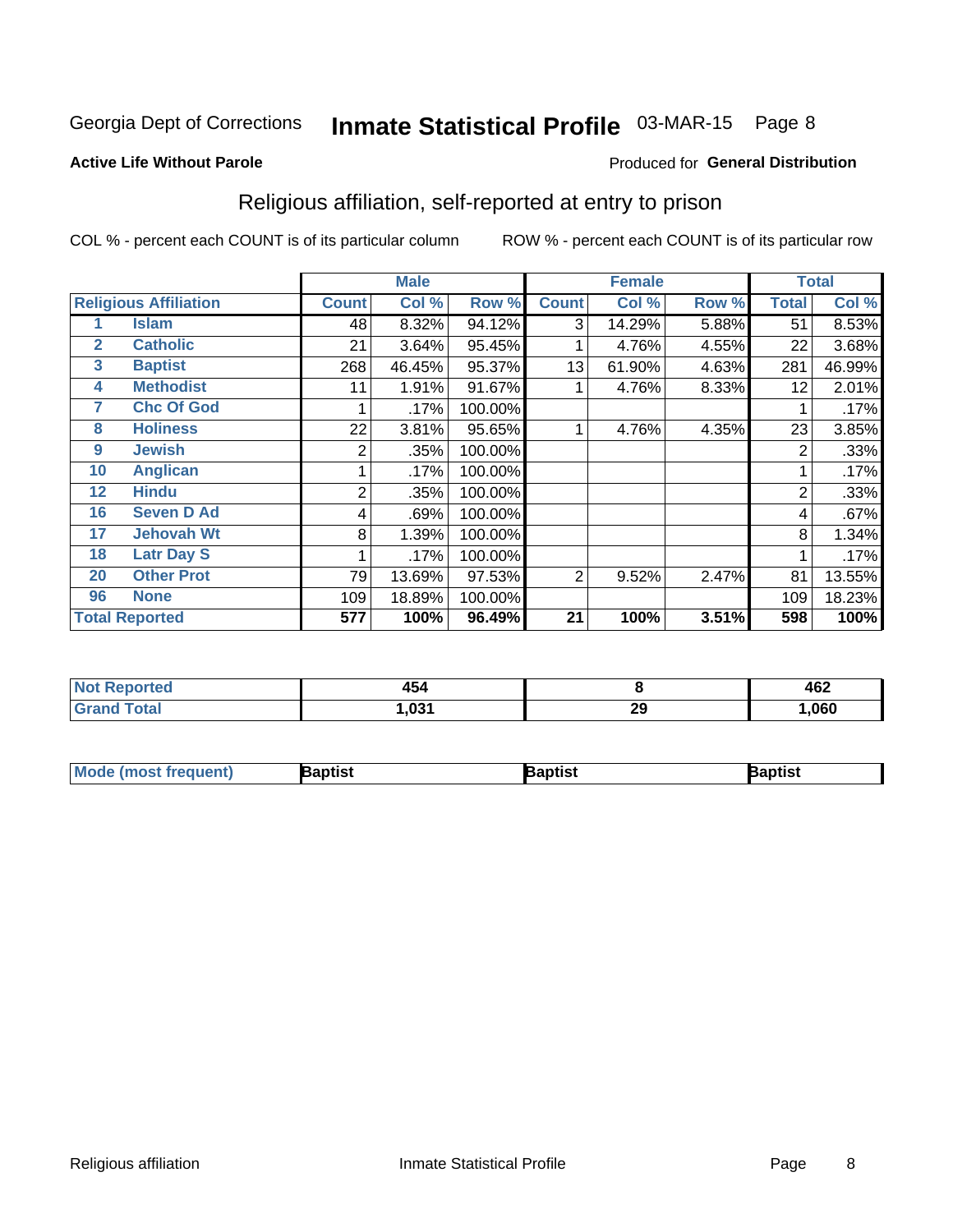Georgia Dept of Corrections **Inmate Statistical Profile** 03-MAR-15

**Active Life Without Parole**

Produced for **General Distribution**

## Religious affiliation, self-reported at entry to prison

COL % - percent each COUNT is of its particular column    ROW % - percent each COUNT is of its particular row

| Religious Affiliation | | Male | | | Female | | | Total | |
|---|---|---|---|---|---|---|---|---|---|
| | | Count | Col % | Row % | Count | Col % | Row % | Total | Col % |
| 1 | Islam | 48 | 8.32% | 94.12% | 3 | 14.29% | 5.88% | 51 | 8.53% |
| 2 | Catholic | 21 | 3.64% | 95.45% | 1 | 4.76% | 4.55% | 22 | 3.68% |
| 3 | Baptist | 268 | 46.45% | 95.37% | 13 | 61.90% | 4.63% | 281 | 46.99% |
| 4 | Methodist | 11 | 1.91% | 91.67% | 1 | 4.76% | 8.33% | 12 | 2.01% |
| 7 | Chc Of God | 1 | .17% | 100.00% | | | | 1 | .17% |
| 8 | Holiness | 22 | 3.81% | 95.65% | 1 | 4.76% | 4.35% | 23 | 3.85% |
| 9 | Jewish | 2 | .35% | 100.00% | | | | 2 | .33% |
| 10 | Anglican | 1 | .17% | 100.00% | | | | 1 | .17% |
| 12 | Hindu | 2 | .35% | 100.00% | | | | 2 | .33% |
| 16 | Seven D Ad | 4 | .69% | 100.00% | | | | 4 | .67% |
| 17 | Jehovah Wt | 8 | 1.39% | 100.00% | | | | 8 | 1.34% |
| 18 | Latr Day S | 1 | .17% | 100.00% | | | | 1 | .17% |
| 20 | Other Prot | 79 | 13.69% | 97.53% | 2 | 9.52% | 2.47% | 81 | 13.55% |
| 96 | None | 109 | 18.89% | 100.00% | | | | 109 | 18.23% |
| **Total Reported** | | **577** | **100%** | **96.49%** | **21** | **100%** | **3.51%** | **598** | **100%** |

| | Male | Female | Total |
|---|---|---|---|
| Not Reported | 454 | 8 | 462 |
| Grand Total | 1,031 | 29 | 1,060 |

| | Male | Female | Total |
|---|---|---|---|
| Mode (most frequent) | Baptist | Baptist | Baptist |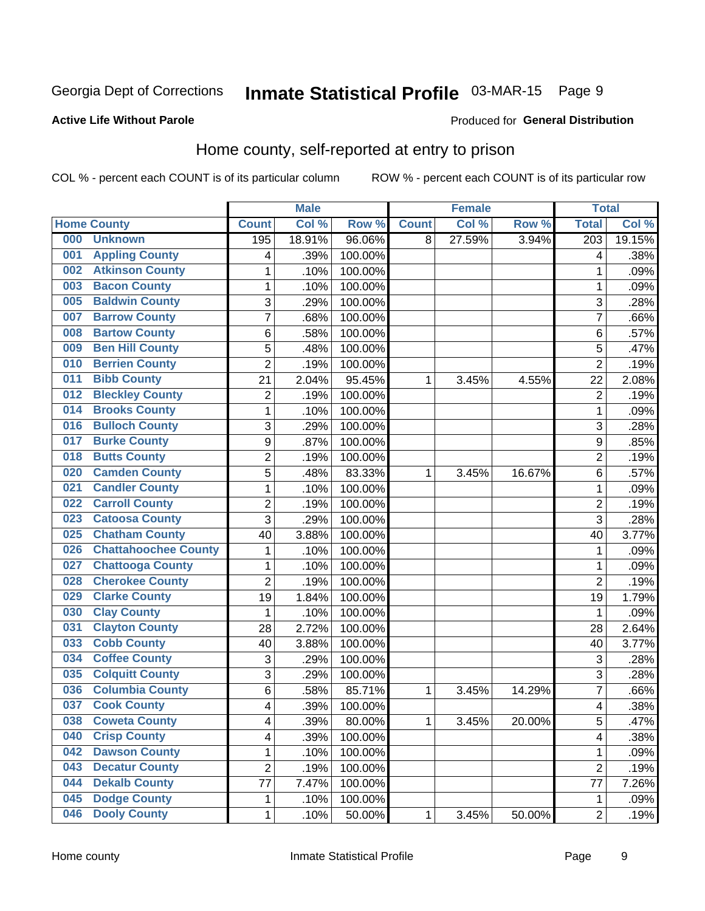Georgia Dept of Corrections **Inmate Statistical Profile** 03-MAR-15

**Active Life Without Parole**

Produced for **General Distribution**

## Home county, self-reported at entry to prison

COL % - percent each COUNT is of its particular column ROW % - percent each COUNT is of its particular row

| Home County | | Male | | | Female | | | Total | |
|---|---|---|---|---|---|---|---|---|---|
| | | Count | Col % | Row % | Count | Col % | Row % | Total | Col % |
| 000 | Unknown | 195 | 18.91% | 96.06% | 8 | 27.59% | 3.94% | 203 | 19.15% |
| 001 | Appling County | 4 | .39% | 100.00% | | | | 4 | .38% |
| 002 | Atkinson County | 1 | .10% | 100.00% | | | | 1 | .09% |
| 003 | Bacon County | 1 | .10% | 100.00% | | | | 1 | .09% |
| 005 | Baldwin County | 3 | .29% | 100.00% | | | | 3 | .28% |
| 007 | Barrow County | 7 | .68% | 100.00% | | | | 7 | .66% |
| 008 | Bartow County | 6 | .58% | 100.00% | | | | 6 | .57% |
| 009 | Ben Hill County | 5 | .48% | 100.00% | | | | 5 | .47% |
| 010 | Berrien County | 2 | .19% | 100.00% | | | | 2 | .19% |
| 011 | Bibb County | 21 | 2.04% | 95.45% | 1 | 3.45% | 4.55% | 22 | 2.08% |
| 012 | Bleckley County | 2 | .19% | 100.00% | | | | 2 | .19% |
| 014 | Brooks County | 1 | .10% | 100.00% | | | | 1 | .09% |
| 016 | Bulloch County | 3 | .29% | 100.00% | | | | 3 | .28% |
| 017 | Burke County | 9 | .87% | 100.00% | | | | 9 | .85% |
| 018 | Butts County | 2 | .19% | 100.00% | | | | 2 | .19% |
| 020 | Camden County | 5 | .48% | 83.33% | 1 | 3.45% | 16.67% | 6 | .57% |
| 021 | Candler County | 1 | .10% | 100.00% | | | | 1 | .09% |
| 022 | Carroll County | 2 | .19% | 100.00% | | | | 2 | .19% |
| 023 | Catoosa County | 3 | .29% | 100.00% | | | | 3 | .28% |
| 025 | Chatham County | 40 | 3.88% | 100.00% | | | | 40 | 3.77% |
| 026 | Chattahoochee County | 1 | .10% | 100.00% | | | | 1 | .09% |
| 027 | Chattooga County | 1 | .10% | 100.00% | | | | 1 | .09% |
| 028 | Cherokee County | 2 | .19% | 100.00% | | | | 2 | .19% |
| 029 | Clarke County | 19 | 1.84% | 100.00% | | | | 19 | 1.79% |
| 030 | Clay County | 1 | .10% | 100.00% | | | | 1 | .09% |
| 031 | Clayton County | 28 | 2.72% | 100.00% | | | | 28 | 2.64% |
| 033 | Cobb County | 40 | 3.88% | 100.00% | | | | 40 | 3.77% |
| 034 | Coffee County | 3 | .29% | 100.00% | | | | 3 | .28% |
| 035 | Colquitt County | 3 | .29% | 100.00% | | | | 3 | .28% |
| 036 | Columbia County | 6 | .58% | 85.71% | 1 | 3.45% | 14.29% | 7 | .66% |
| 037 | Cook County | 4 | .39% | 100.00% | | | | 4 | .38% |
| 038 | Coweta County | 4 | .39% | 80.00% | 1 | 3.45% | 20.00% | 5 | .47% |
| 040 | Crisp County | 4 | .39% | 100.00% | | | | 4 | .38% |
| 042 | Dawson County | 1 | .10% | 100.00% | | | | 1 | .09% |
| 043 | Decatur County | 2 | .19% | 100.00% | | | | 2 | .19% |
| 044 | Dekalb County | 77 | 7.47% | 100.00% | | | | 77 | 7.26% |
| 045 | Dodge County | 1 | .10% | 100.00% | | | | 1 | .09% |
| 046 | Dooly County | 1 | .10% | 50.00% | 1 | 3.45% | 50.00% | 2 | .19% |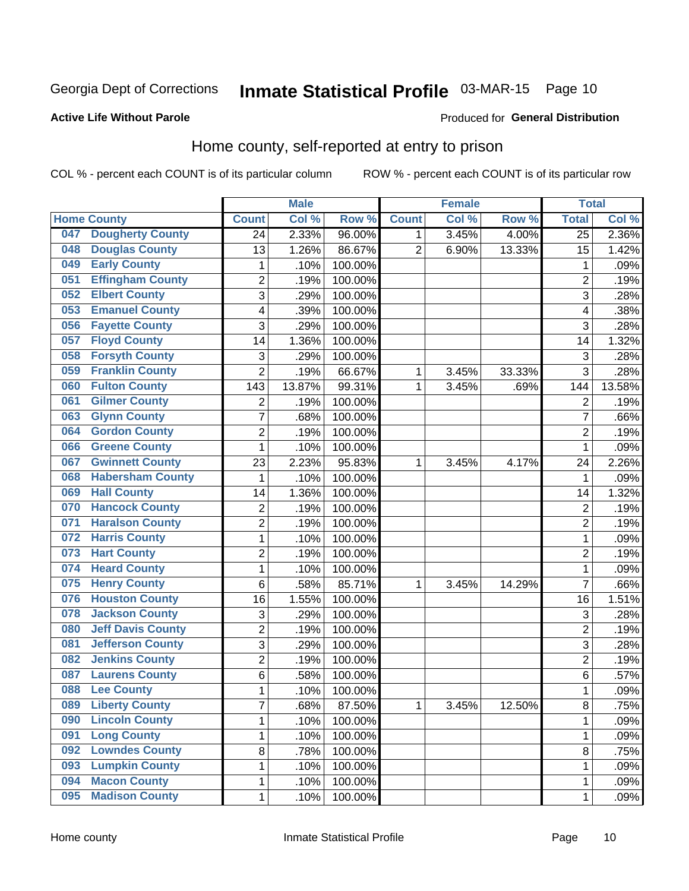Georgia Dept of Corrections **Inmate Statistical Profile** 03-MAR-15

**Active Life Without Parole**

Produced for **General Distribution**

## Home county, self-reported at entry to prison

COL % - percent each COUNT is of its particular column ROW % - percent each COUNT is of its particular row

| Home County | | Male | | | Female | | | Total | |
|---|---|---|---|---|---|---|---|---|---|
| | | Count | Col % | Row % | Count | Col % | Row % | Total | Col % |
| 047 | Dougherty County | 24 | 2.33% | 96.00% | 1 | 3.45% | 4.00% | 25 | 2.36% |
| 048 | Douglas County | 13 | 1.26% | 86.67% | 2 | 6.90% | 13.33% | 15 | 1.42% |
| 049 | Early County | 1 | .10% | 100.00% | | | | 1 | .09% |
| 051 | Effingham County | 2 | .19% | 100.00% | | | | 2 | .19% |
| 052 | Elbert County | 3 | .29% | 100.00% | | | | 3 | .28% |
| 053 | Emanuel County | 4 | .39% | 100.00% | | | | 4 | .38% |
| 056 | Fayette County | 3 | .29% | 100.00% | | | | 3 | .28% |
| 057 | Floyd County | 14 | 1.36% | 100.00% | | | | 14 | 1.32% |
| 058 | Forsyth County | 3 | .29% | 100.00% | | | | 3 | .28% |
| 059 | Franklin County | 2 | .19% | 66.67% | 1 | 3.45% | 33.33% | 3 | .28% |
| 060 | Fulton County | 143 | 13.87% | 99.31% | 1 | 3.45% | .69% | 144 | 13.58% |
| 061 | Gilmer County | 2 | .19% | 100.00% | | | | 2 | .19% |
| 063 | Glynn County | 7 | .68% | 100.00% | | | | 7 | .66% |
| 064 | Gordon County | 2 | .19% | 100.00% | | | | 2 | .19% |
| 066 | Greene County | 1 | .10% | 100.00% | | | | 1 | .09% |
| 067 | Gwinnett County | 23 | 2.23% | 95.83% | 1 | 3.45% | 4.17% | 24 | 2.26% |
| 068 | Habersham County | 1 | .10% | 100.00% | | | | 1 | .09% |
| 069 | Hall County | 14 | 1.36% | 100.00% | | | | 14 | 1.32% |
| 070 | Hancock County | 2 | .19% | 100.00% | | | | 2 | .19% |
| 071 | Haralson County | 2 | .19% | 100.00% | | | | 2 | .19% |
| 072 | Harris County | 1 | .10% | 100.00% | | | | 1 | .09% |
| 073 | Hart County | 2 | .19% | 100.00% | | | | 2 | .19% |
| 074 | Heard County | 1 | .10% | 100.00% | | | | 1 | .09% |
| 075 | Henry County | 6 | .58% | 85.71% | 1 | 3.45% | 14.29% | 7 | .66% |
| 076 | Houston County | 16 | 1.55% | 100.00% | | | | 16 | 1.51% |
| 078 | Jackson County | 3 | .29% | 100.00% | | | | 3 | .28% |
| 080 | Jeff Davis County | 2 | .19% | 100.00% | | | | 2 | .19% |
| 081 | Jefferson County | 3 | .29% | 100.00% | | | | 3 | .28% |
| 082 | Jenkins County | 2 | .19% | 100.00% | | | | 2 | .19% |
| 087 | Laurens County | 6 | .58% | 100.00% | | | | 6 | .57% |
| 088 | Lee County | 1 | .10% | 100.00% | | | | 1 | .09% |
| 089 | Liberty County | 7 | .68% | 87.50% | 1 | 3.45% | 12.50% | 8 | .75% |
| 090 | Lincoln County | 1 | .10% | 100.00% | | | | 1 | .09% |
| 091 | Long County | 1 | .10% | 100.00% | | | | 1 | .09% |
| 092 | Lowndes County | 8 | .78% | 100.00% | | | | 8 | .75% |
| 093 | Lumpkin County | 1 | .10% | 100.00% | | | | 1 | .09% |
| 094 | Macon County | 1 | .10% | 100.00% | | | | 1 | .09% |
| 095 | Madison County | 1 | .10% | 100.00% | | | | 1 | .09% |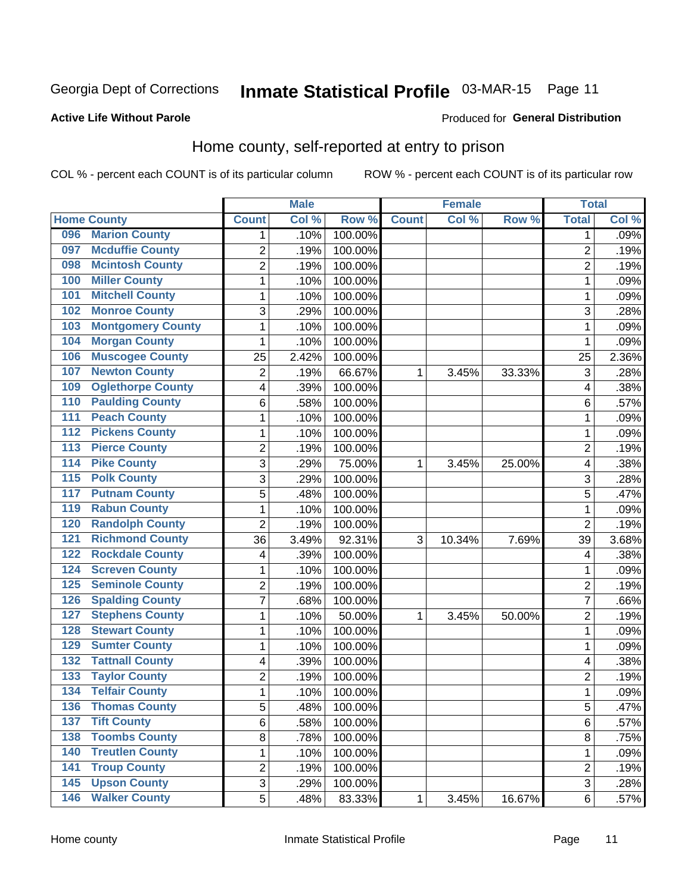Georgia Dept of Corrections **Inmate Statistical Profile** 03-MAR-15

**Active Life Without Parole**

Produced for **General Distribution**

## Home county, self-reported at entry to prison

COL % - percent each COUNT is of its particular column ROW % - percent each COUNT is of its particular row

| Home County | | Male | | | Female | | | Total | |
|---|---|---|---|---|---|---|---|---|---|
| | | Count | Col % | Row % | Count | Col % | Row % | Total | Col % |
| 096 | Marion County | 1 | .10% | 100.00% | | | | 1 | .09% |
| 097 | Mcduffie County | 2 | .19% | 100.00% | | | | 2 | .19% |
| 098 | Mcintosh County | 2 | .19% | 100.00% | | | | 2 | .19% |
| 100 | Miller County | 1 | .10% | 100.00% | | | | 1 | .09% |
| 101 | Mitchell County | 1 | .10% | 100.00% | | | | 1 | .09% |
| 102 | Monroe County | 3 | .29% | 100.00% | | | | 3 | .28% |
| 103 | Montgomery County | 1 | .10% | 100.00% | | | | 1 | .09% |
| 104 | Morgan County | 1 | .10% | 100.00% | | | | 1 | .09% |
| 106 | Muscogee County | 25 | 2.42% | 100.00% | | | | 25 | 2.36% |
| 107 | Newton County | 2 | .19% | 66.67% | 1 | 3.45% | 33.33% | 3 | .28% |
| 109 | Oglethorpe County | 4 | .39% | 100.00% | | | | 4 | .38% |
| 110 | Paulding County | 6 | .58% | 100.00% | | | | 6 | .57% |
| 111 | Peach County | 1 | .10% | 100.00% | | | | 1 | .09% |
| 112 | Pickens County | 1 | .10% | 100.00% | | | | 1 | .09% |
| 113 | Pierce County | 2 | .19% | 100.00% | | | | 2 | .19% |
| 114 | Pike County | 3 | .29% | 75.00% | 1 | 3.45% | 25.00% | 4 | .38% |
| 115 | Polk County | 3 | .29% | 100.00% | | | | 3 | .28% |
| 117 | Putnam County | 5 | .48% | 100.00% | | | | 5 | .47% |
| 119 | Rabun County | 1 | .10% | 100.00% | | | | 1 | .09% |
| 120 | Randolph County | 2 | .19% | 100.00% | | | | 2 | .19% |
| 121 | Richmond County | 36 | 3.49% | 92.31% | 3 | 10.34% | 7.69% | 39 | 3.68% |
| 122 | Rockdale County | 4 | .39% | 100.00% | | | | 4 | .38% |
| 124 | Screven County | 1 | .10% | 100.00% | | | | 1 | .09% |
| 125 | Seminole County | 2 | .19% | 100.00% | | | | 2 | .19% |
| 126 | Spalding County | 7 | .68% | 100.00% | | | | 7 | .66% |
| 127 | Stephens County | 1 | .10% | 50.00% | 1 | 3.45% | 50.00% | 2 | .19% |
| 128 | Stewart County | 1 | .10% | 100.00% | | | | 1 | .09% |
| 129 | Sumter County | 1 | .10% | 100.00% | | | | 1 | .09% |
| 132 | Tattnall County | 4 | .39% | 100.00% | | | | 4 | .38% |
| 133 | Taylor County | 2 | .19% | 100.00% | | | | 2 | .19% |
| 134 | Telfair County | 1 | .10% | 100.00% | | | | 1 | .09% |
| 136 | Thomas County | 5 | .48% | 100.00% | | | | 5 | .47% |
| 137 | Tift County | 6 | .58% | 100.00% | | | | 6 | .57% |
| 138 | Toombs County | 8 | .78% | 100.00% | | | | 8 | .75% |
| 140 | Treutlen County | 1 | .10% | 100.00% | | | | 1 | .09% |
| 141 | Troup County | 2 | .19% | 100.00% | | | | 2 | .19% |
| 145 | Upson County | 3 | .29% | 100.00% | | | | 3 | .28% |
| 146 | Walker County | 5 | .48% | 83.33% | 1 | 3.45% | 16.67% | 6 | .57% |

Home county Inmate Statistical Profile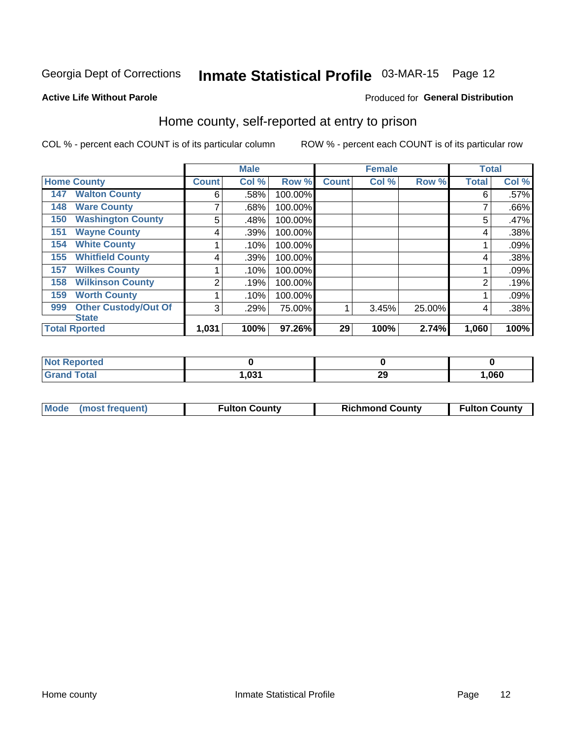Georgia Dept of Corrections **Inmate Statistical Profile** 03-MAR-15

**Active Life Without Parole**

Produced for **General Distribution**

## Home county, self-reported at entry to prison

COL % - percent each COUNT is of its particular column

ROW % - percent each COUNT is of its particular row

| | | Male | | | Female | | | Total | |
|---|---|---|---|---|---|---|---|---|---|
| Home County | | Count | Col % | Row % | Count | Col % | Row % | Total | Col % |
| 147 | Walton County | 6 | .58% | 100.00% | | | | 6 | .57% |
| 148 | Ware County | 7 | .68% | 100.00% | | | | 7 | .66% |
| 150 | Washington County | 5 | .48% | 100.00% | | | | 5 | .47% |
| 151 | Wayne County | 4 | .39% | 100.00% | | | | 4 | .38% |
| 154 | White County | 1 | .10% | 100.00% | | | | 1 | .09% |
| 155 | Whitfield County | 4 | .39% | 100.00% | | | | 4 | .38% |
| 157 | Wilkes County | 1 | .10% | 100.00% | | | | 1 | .09% |
| 158 | Wilkinson County | 2 | .19% | 100.00% | | | | 2 | .19% |
| 159 | Worth County | 1 | .10% | 100.00% | | | | 1 | .09% |
| 999 | Other Custody/Out Of State | 3 | .29% | 75.00% | 1 | 3.45% | 25.00% | 4 | .38% |
| Total Rported | | 1,031 | 100% | 97.26% | 29 | 100% | 2.74% | 1,060 | 100% |

| | Male | Female | Total |
|---|---|---|---|
| Not Reported | 0 | 0 | 0 |
| Grand Total | 1,031 | 29 | 1,060 |

| | Male | Female | Total |
|---|---|---|---|
| Mode (most frequent) | Fulton County | Richmond County | Fulton County |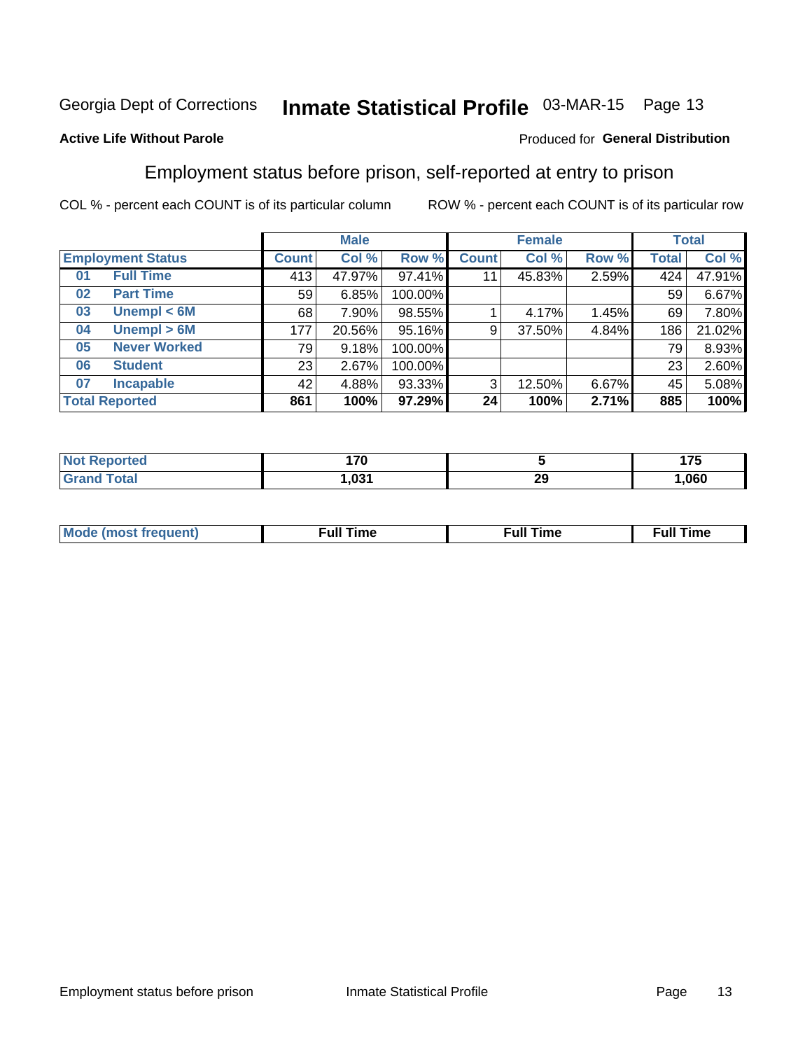Georgia Dept of Corrections **Inmate Statistical Profile** 03-MAR-15

**Active Life Without Parole**

Produced for **General Distribution**

## Employment status before prison, self-reported at entry to prison

COL % - percent each COUNT is of its particular column ROW % - percent each COUNT is of its particular row

| Employment Status | | Male | | | Female | | | Total | |
|---|---|---|---|---|---|---|---|---|---|
| | | Count | Col % | Row % | Count | Col % | Row % | Total | Col % |
| 01 | Full Time | 413 | 47.97% | 97.41% | 11 | 45.83% | 2.59% | 424 | 47.91% |
| 02 | Part Time | 59 | 6.85% | 100.00% | | | | 59 | 6.67% |
| 03 | Unempl < 6M | 68 | 7.90% | 98.55% | 1 | 4.17% | 1.45% | 69 | 7.80% |
| 04 | Unempl > 6M | 177 | 20.56% | 95.16% | 9 | 37.50% | 4.84% | 186 | 21.02% |
| 05 | Never Worked | 79 | 9.18% | 100.00% | | | | 79 | 8.93% |
| 06 | Student | 23 | 2.67% | 100.00% | | | | 23 | 2.60% |
| 07 | Incapable | 42 | 4.88% | 93.33% | 3 | 12.50% | 6.67% | 45 | 5.08% |
| **Total Reported** | | **861** | **100%** | **97.29%** | **24** | **100%** | **2.71%** | **885** | **100%** |

| | Male | Female | Total |
|---|---|---|---|
| Not Reported | 170 | 5 | 175 |
| Grand Total | 1,031 | 29 | 1,060 |

| | Male | Female | Total |
|---|---|---|---|
| Mode (most frequent) | Full Time | Full Time | Full Time |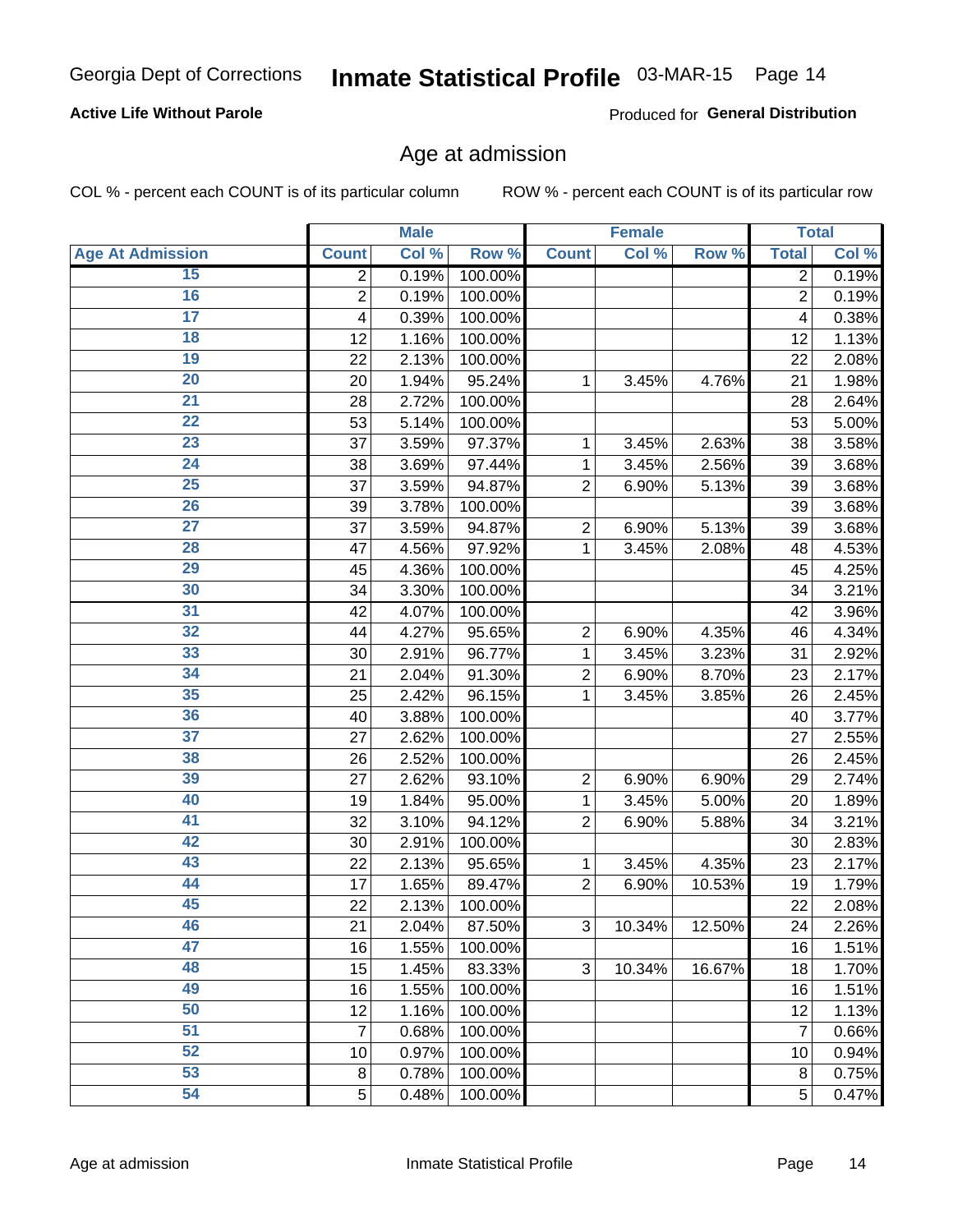Georgia Dept of Corrections **Inmate Statistical Profile** 03-MAR-15

**Active Life Without Parole**

Produced for **General Distribution**

## Age at admission

COL % - percent each COUNT is of its particular column ROW % - percent each COUNT is of its particular row

| | Male | | | Female | | | Total | |
|---|---|---|---|---|---|---|---|---|
| Age At Admission | Count | Col % | Row % | Count | Col % | Row % | Total | Col % |
| 15 | 2 | 0.19% | 100.00% | | | | 2 | 0.19% |
| 16 | 2 | 0.19% | 100.00% | | | | 2 | 0.19% |
| 17 | 4 | 0.39% | 100.00% | | | | 4 | 0.38% |
| 18 | 12 | 1.16% | 100.00% | | | | 12 | 1.13% |
| 19 | 22 | 2.13% | 100.00% | | | | 22 | 2.08% |
| 20 | 20 | 1.94% | 95.24% | 1 | 3.45% | 4.76% | 21 | 1.98% |
| 21 | 28 | 2.72% | 100.00% | | | | 28 | 2.64% |
| 22 | 53 | 5.14% | 100.00% | | | | 53 | 5.00% |
| 23 | 37 | 3.59% | 97.37% | 1 | 3.45% | 2.63% | 38 | 3.58% |
| 24 | 38 | 3.69% | 97.44% | 1 | 3.45% | 2.56% | 39 | 3.68% |
| 25 | 37 | 3.59% | 94.87% | 2 | 6.90% | 5.13% | 39 | 3.68% |
| 26 | 39 | 3.78% | 100.00% | | | | 39 | 3.68% |
| 27 | 37 | 3.59% | 94.87% | 2 | 6.90% | 5.13% | 39 | 3.68% |
| 28 | 47 | 4.56% | 97.92% | 1 | 3.45% | 2.08% | 48 | 4.53% |
| 29 | 45 | 4.36% | 100.00% | | | | 45 | 4.25% |
| 30 | 34 | 3.30% | 100.00% | | | | 34 | 3.21% |
| 31 | 42 | 4.07% | 100.00% | | | | 42 | 3.96% |
| 32 | 44 | 4.27% | 95.65% | 2 | 6.90% | 4.35% | 46 | 4.34% |
| 33 | 30 | 2.91% | 96.77% | 1 | 3.45% | 3.23% | 31 | 2.92% |
| 34 | 21 | 2.04% | 91.30% | 2 | 6.90% | 8.70% | 23 | 2.17% |
| 35 | 25 | 2.42% | 96.15% | 1 | 3.45% | 3.85% | 26 | 2.45% |
| 36 | 40 | 3.88% | 100.00% | | | | 40 | 3.77% |
| 37 | 27 | 2.62% | 100.00% | | | | 27 | 2.55% |
| 38 | 26 | 2.52% | 100.00% | | | | 26 | 2.45% |
| 39 | 27 | 2.62% | 93.10% | 2 | 6.90% | 6.90% | 29 | 2.74% |
| 40 | 19 | 1.84% | 95.00% | 1 | 3.45% | 5.00% | 20 | 1.89% |
| 41 | 32 | 3.10% | 94.12% | 2 | 6.90% | 5.88% | 34 | 3.21% |
| 42 | 30 | 2.91% | 100.00% | | | | 30 | 2.83% |
| 43 | 22 | 2.13% | 95.65% | 1 | 3.45% | 4.35% | 23 | 2.17% |
| 44 | 17 | 1.65% | 89.47% | 2 | 6.90% | 10.53% | 19 | 1.79% |
| 45 | 22 | 2.13% | 100.00% | | | | 22 | 2.08% |
| 46 | 21 | 2.04% | 87.50% | 3 | 10.34% | 12.50% | 24 | 2.26% |
| 47 | 16 | 1.55% | 100.00% | | | | 16 | 1.51% |
| 48 | 15 | 1.45% | 83.33% | 3 | 10.34% | 16.67% | 18 | 1.70% |
| 49 | 16 | 1.55% | 100.00% | | | | 16 | 1.51% |
| 50 | 12 | 1.16% | 100.00% | | | | 12 | 1.13% |
| 51 | 7 | 0.68% | 100.00% | | | | 7 | 0.66% |
| 52 | 10 | 0.97% | 100.00% | | | | 10 | 0.94% |
| 53 | 8 | 0.78% | 100.00% | | | | 8 | 0.75% |
| 54 | 5 | 0.48% | 100.00% | | | | 5 | 0.47% |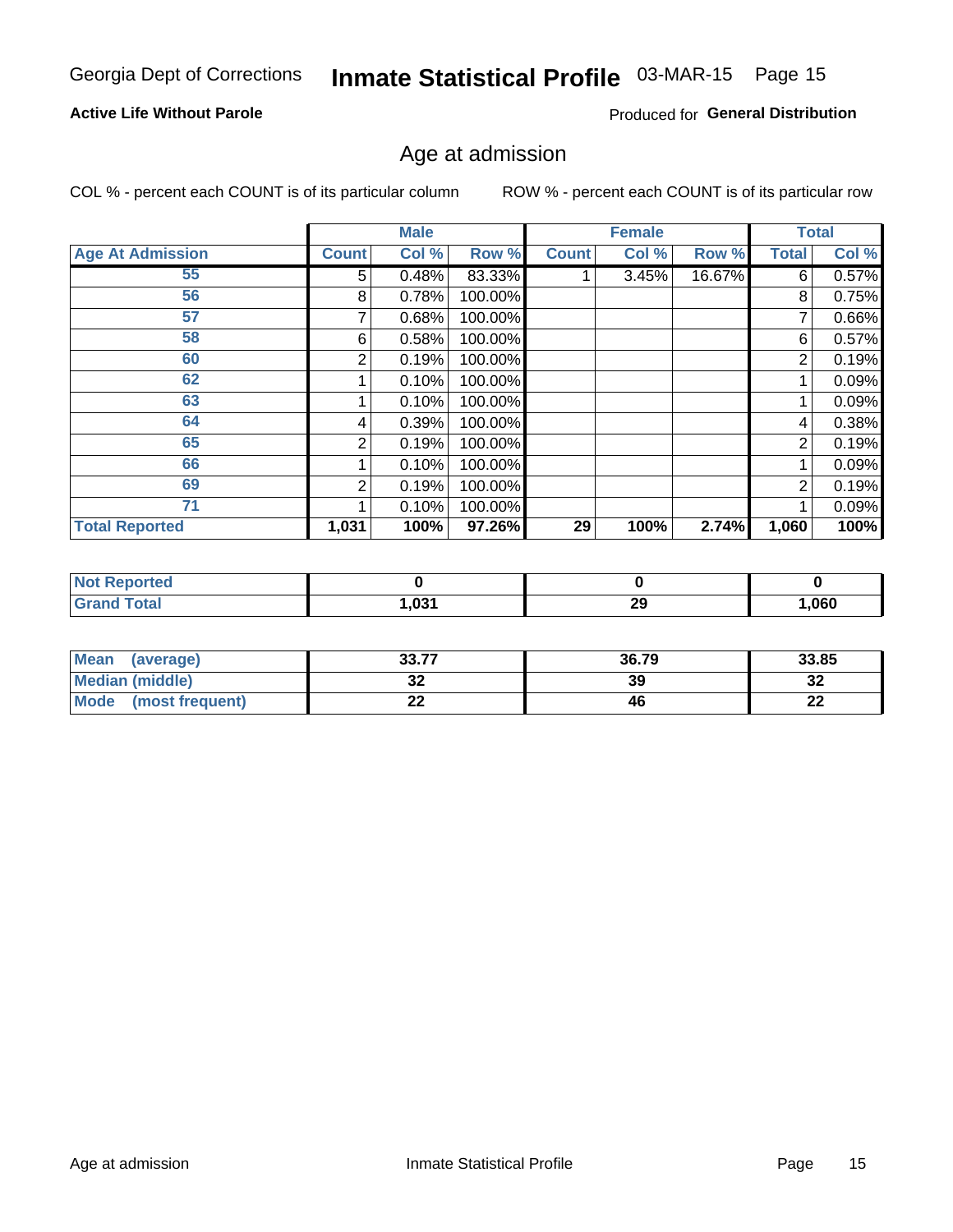# Georgia Dept of Corrections — Inmate Statistical Profile — 03-MAR-15

**Active Life Without Parole**

Produced for **General Distribution**

## Age at admission

COL % - percent each COUNT is of its particular column

ROW % - percent each COUNT is of its particular row

| | Male | | | Female | | | Total | |
|---|---|---|---|---|---|---|---|---|
| **Age At Admission** | **Count** | **Col %** | **Row %** | **Count** | **Col %** | **Row %** | **Total** | **Col %** |
| 55 | 5 | 0.48% | 83.33% | 1 | 3.45% | 16.67% | 6 | 0.57% |
| 56 | 8 | 0.78% | 100.00% | | | | 8 | 0.75% |
| 57 | 7 | 0.68% | 100.00% | | | | 7 | 0.66% |
| 58 | 6 | 0.58% | 100.00% | | | | 6 | 0.57% |
| 60 | 2 | 0.19% | 100.00% | | | | 2 | 0.19% |
| 62 | 1 | 0.10% | 100.00% | | | | 1 | 0.09% |
| 63 | 1 | 0.10% | 100.00% | | | | 1 | 0.09% |
| 64 | 4 | 0.39% | 100.00% | | | | 4 | 0.38% |
| 65 | 2 | 0.19% | 100.00% | | | | 2 | 0.19% |
| 66 | 1 | 0.10% | 100.00% | | | | 1 | 0.09% |
| 69 | 2 | 0.19% | 100.00% | | | | 2 | 0.19% |
| 71 | 1 | 0.10% | 100.00% | | | | 1 | 0.09% |
| **Total Reported** | **1,031** | **100%** | **97.26%** | **29** | **100%** | **2.74%** | **1,060** | **100%** |

| | Male | Female | Total |
|---|---|---|---|
| **Not Reported** | **0** | **0** | **0** |
| **Grand Total** | **1,031** | **29** | **1,060** |

| | Male | Female | Total |
|---|---|---|---|
| **Mean (average)** | **33.77** | **36.79** | **33.85** |
| **Median (middle)** | **32** | **39** | **32** |
| **Mode (most frequent)** | **22** | **46** | **22** |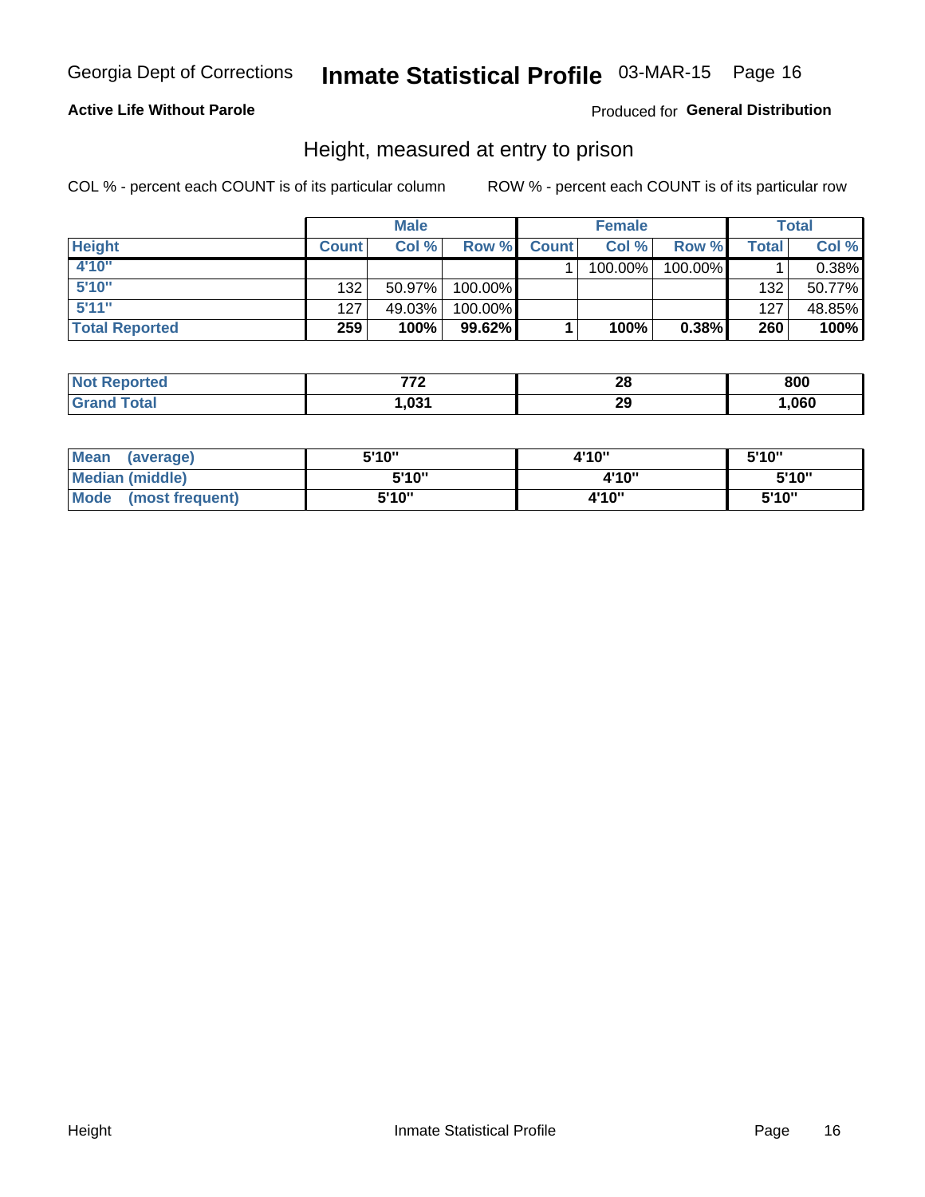Georgia Dept of Corrections **Inmate Statistical Profile** 03-MAR-15 Page 16

**Active Life Without Parole**

Produced for **General Distribution**

## Height, measured at entry to prison

COL % - percent each COUNT is of its particular column ROW % - percent each COUNT is of its particular row

| | Male | | | Female | | | Total | |
|---|---|---|---|---|---|---|---|---|
| **Height** | **Count** | **Col %** | **Row %** | **Count** | **Col %** | **Row %** | **Total** | **Col %** |
| 4'10" | | | | 1 | 100.00% | 100.00% | 1 | 0.38% |
| 5'10" | 132 | 50.97% | 100.00% | | | | 132 | 50.77% |
| 5'11" | 127 | 49.03% | 100.00% | | | | 127 | 48.85% |
| **Total Reported** | **259** | **100%** | **99.62%** | **1** | **100%** | **0.38%** | **260** | **100%** |

| | Male | Female | Total |
|---|---|---|---|
| **Not Reported** | **772** | **28** | **800** |
| **Grand Total** | **1,031** | **29** | **1,060** |

| | Male | Female | Total |
|---|---|---|---|
| **Mean (average)** | **5'10"** | **4'10"** | **5'10"** |
| **Median (middle)** | **5'10"** | **4'10"** | **5'10"** |
| **Mode (most frequent)** | **5'10"** | **4'10"** | **5'10"** |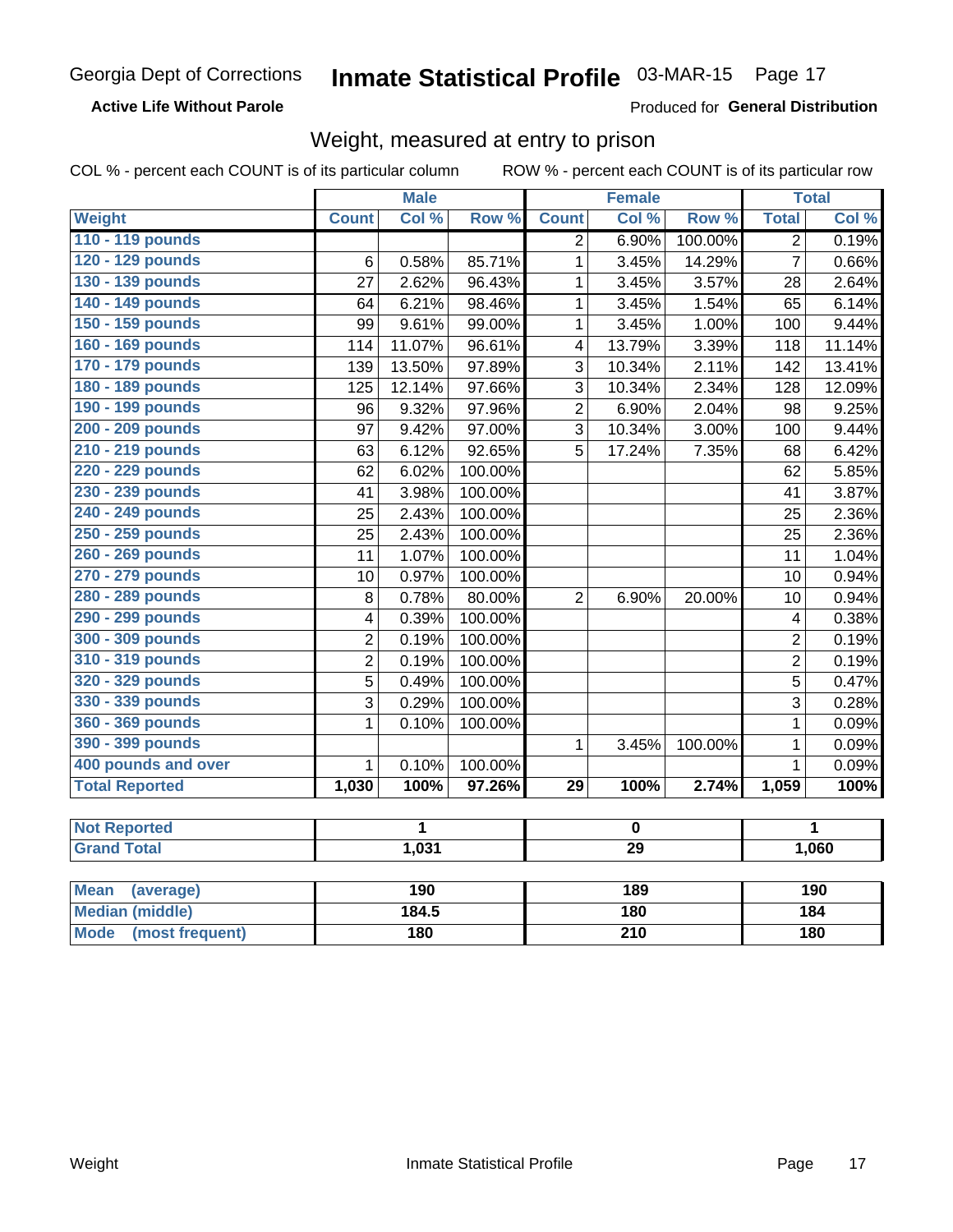Georgia Dept of Corrections **Inmate Statistical Profile** 03-MAR-15

**Active Life Without Parole**

Produced for **General Distribution**

## Weight, measured at entry to prison

COL % - percent each COUNT is of its particular column     ROW % - percent each COUNT is of its particular row

| | Male | | | Female | | | Total | |
|---|---|---|---|---|---|---|---|---|
| **Weight** | **Count** | **Col %** | **Row %** | **Count** | **Col %** | **Row %** | **Total** | **Col %** |
| 110 - 119 pounds | | | | 2 | 6.90% | 100.00% | 2 | 0.19% |
| 120 - 129 pounds | 6 | 0.58% | 85.71% | 1 | 3.45% | 14.29% | 7 | 0.66% |
| 130 - 139 pounds | 27 | 2.62% | 96.43% | 1 | 3.45% | 3.57% | 28 | 2.64% |
| 140 - 149 pounds | 64 | 6.21% | 98.46% | 1 | 3.45% | 1.54% | 65 | 6.14% |
| 150 - 159 pounds | 99 | 9.61% | 99.00% | 1 | 3.45% | 1.00% | 100 | 9.44% |
| 160 - 169 pounds | 114 | 11.07% | 96.61% | 4 | 13.79% | 3.39% | 118 | 11.14% |
| 170 - 179 pounds | 139 | 13.50% | 97.89% | 3 | 10.34% | 2.11% | 142 | 13.41% |
| 180 - 189 pounds | 125 | 12.14% | 97.66% | 3 | 10.34% | 2.34% | 128 | 12.09% |
| 190 - 199 pounds | 96 | 9.32% | 97.96% | 2 | 6.90% | 2.04% | 98 | 9.25% |
| 200 - 209 pounds | 97 | 9.42% | 97.00% | 3 | 10.34% | 3.00% | 100 | 9.44% |
| 210 - 219 pounds | 63 | 6.12% | 92.65% | 5 | 17.24% | 7.35% | 68 | 6.42% |
| 220 - 229 pounds | 62 | 6.02% | 100.00% | | | | 62 | 5.85% |
| 230 - 239 pounds | 41 | 3.98% | 100.00% | | | | 41 | 3.87% |
| 240 - 249 pounds | 25 | 2.43% | 100.00% | | | | 25 | 2.36% |
| 250 - 259 pounds | 25 | 2.43% | 100.00% | | | | 25 | 2.36% |
| 260 - 269 pounds | 11 | 1.07% | 100.00% | | | | 11 | 1.04% |
| 270 - 279 pounds | 10 | 0.97% | 100.00% | | | | 10 | 0.94% |
| 280 - 289 pounds | 8 | 0.78% | 80.00% | 2 | 6.90% | 20.00% | 10 | 0.94% |
| 290 - 299 pounds | 4 | 0.39% | 100.00% | | | | 4 | 0.38% |
| 300 - 309 pounds | 2 | 0.19% | 100.00% | | | | 2 | 0.19% |
| 310 - 319 pounds | 2 | 0.19% | 100.00% | | | | 2 | 0.19% |
| 320 - 329 pounds | 5 | 0.49% | 100.00% | | | | 5 | 0.47% |
| 330 - 339 pounds | 3 | 0.29% | 100.00% | | | | 3 | 0.28% |
| 360 - 369 pounds | 1 | 0.10% | 100.00% | | | | 1 | 0.09% |
| 390 - 399 pounds | | | | 1 | 3.45% | 100.00% | 1 | 0.09% |
| 400 pounds and over | 1 | 0.10% | 100.00% | | | | 1 | 0.09% |
| **Total Reported** | **1,030** | **100%** | **97.26%** | **29** | **100%** | **2.74%** | **1,059** | **100%** |

| | Male | Female | Total |
|---|---|---|---|
| **Not Reported** | **1** | **0** | **1** |
| **Grand Total** | **1,031** | **29** | **1,060** |

| | Male | Female | Total |
|---|---|---|---|
| **Mean (average)** | **190** | **189** | **190** |
| **Median (middle)** | **184.5** | **180** | **184** |
| **Mode (most frequent)** | **180** | **210** | **180** |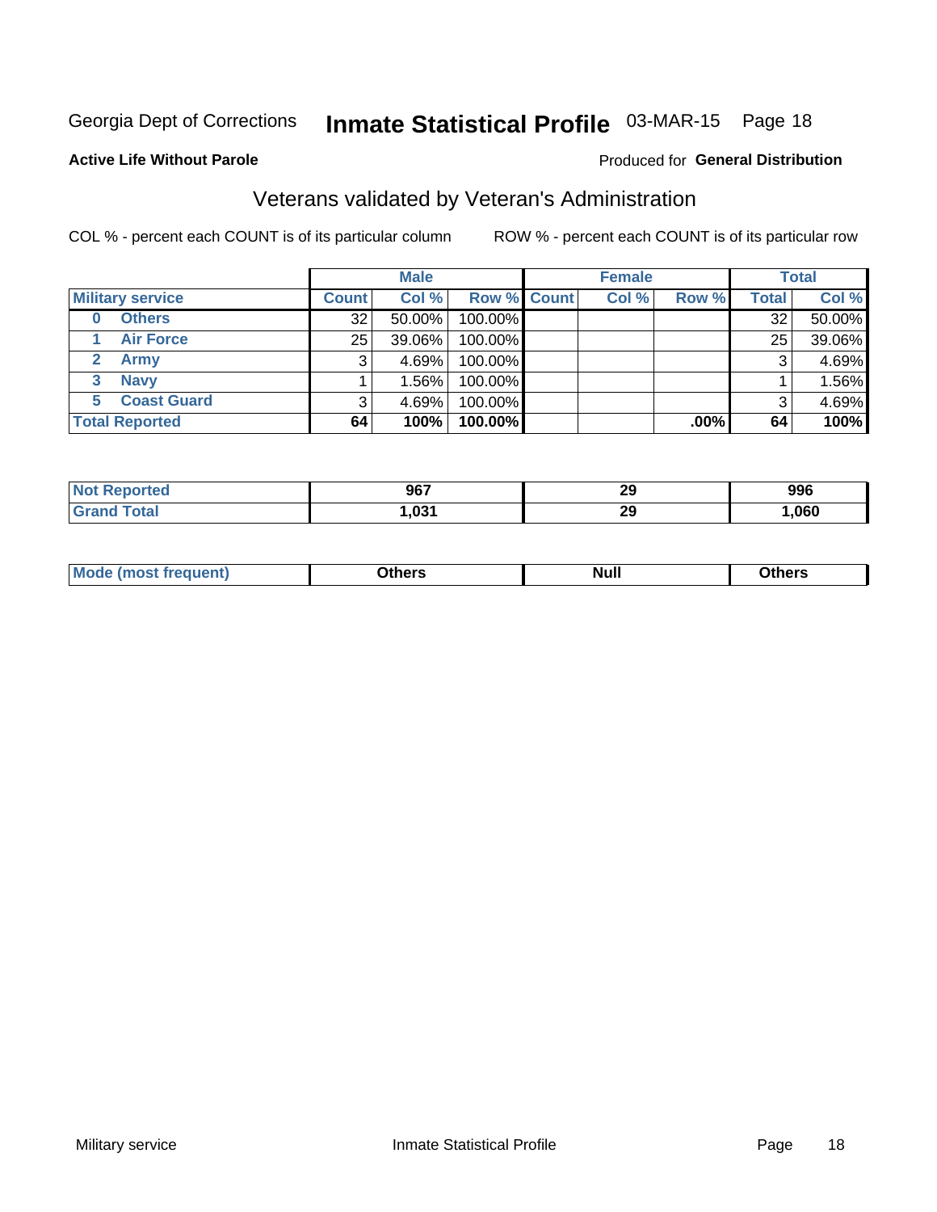Georgia Dept of Corrections **Inmate Statistical Profile** 03-MAR-15

**Active Life Without Parole**

Produced for **General Distribution**

## Veterans validated by Veteran's Administration

COL % - percent each COUNT is of its particular column ROW % - percent each COUNT is of its particular row

| | Male | | | Female | | | Total | |
|---|---|---|---|---|---|---|---|---|
| **Military service** | **Count** | **Col %** | **Row %** | **Count** | **Col %** | **Row %** | **Total** | **Col %** |
| **0 Others** | 32 | 50.00% | 100.00% | | | | 32 | 50.00% |
| **1 Air Force** | 25 | 39.06% | 100.00% | | | | 25 | 39.06% |
| **2 Army** | 3 | 4.69% | 100.00% | | | | 3 | 4.69% |
| **3 Navy** | 1 | 1.56% | 100.00% | | | | 1 | 1.56% |
| **5 Coast Guard** | 3 | 4.69% | 100.00% | | | | 3 | 4.69% |
| **Total Reported** | **64** | **100%** | **100.00%** | | | **.00%** | **64** | **100%** |

| | Male | Female | Total |
|---|---|---|---|
| **Not Reported** | **967** | **29** | **996** |
| **Grand Total** | **1,031** | **29** | **1,060** |

| | Male | Female | Total |
|---|---|---|---|
| **Mode (most frequent)** | **Others** | **Null** | **Others** |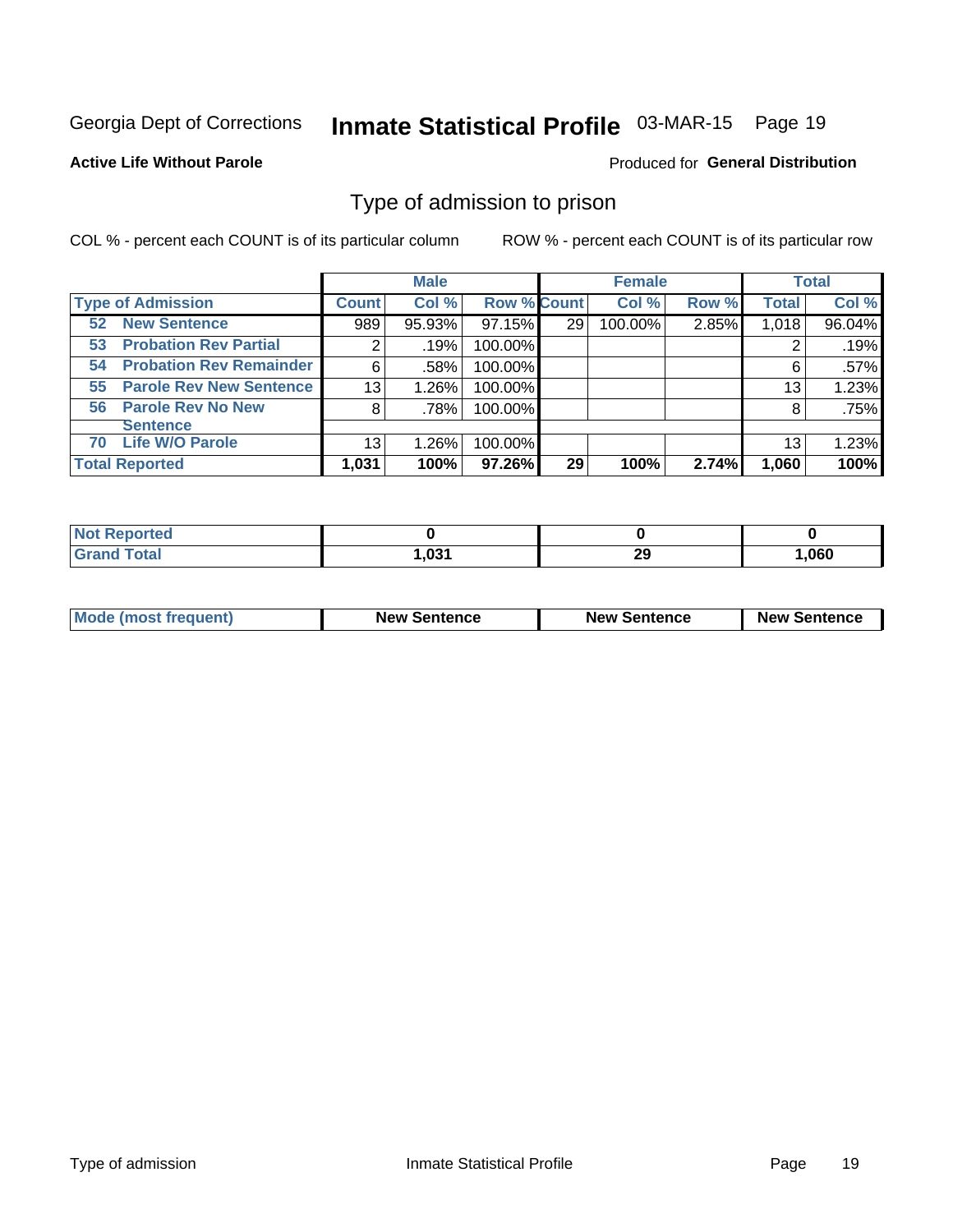Georgia Dept of Corrections **Inmate Statistical Profile** 03-MAR-15

**Active Life Without Parole**

Produced for **General Distribution**

## Type of admission to prison

COL % - percent each COUNT is of its particular column  ROW % - percent each COUNT is of its particular row

| | Male | | | Female | | | Total | |
|---|---|---|---|---|---|---|---|---|
| **Type of Admission** | **Count** | **Col %** | **Row %** | **Count** | **Col %** | **Row %** | **Total** | **Col %** |
| **52 New Sentence** | 989 | 95.93% | 97.15% | 29 | 100.00% | 2.85% | 1,018 | 96.04% |
| **53 Probation Rev Partial** | 2 | .19% | 100.00% | | | | 2 | .19% |
| **54 Probation Rev Remainder** | 6 | .58% | 100.00% | | | | 6 | .57% |
| **55 Parole Rev New Sentence** | 13 | 1.26% | 100.00% | | | | 13 | 1.23% |
| **56 Parole Rev No New Sentence** | 8 | .78% | 100.00% | | | | 8 | .75% |
| **70 Life W/O Parole** | 13 | 1.26% | 100.00% | | | | 13 | 1.23% |
| **Total Reported** | **1,031** | **100%** | **97.26%** | **29** | **100%** | **2.74%** | **1,060** | **100%** |

| | Male | Female | Total |
|---|---|---|---|
| **Not Reported** | **0** | **0** | **0** |
| **Grand Total** | **1,031** | **29** | **1,060** |

| | Male | Female | Total |
|---|---|---|---|
| **Mode (most frequent)** | **New Sentence** | **New Sentence** | **New Sentence** |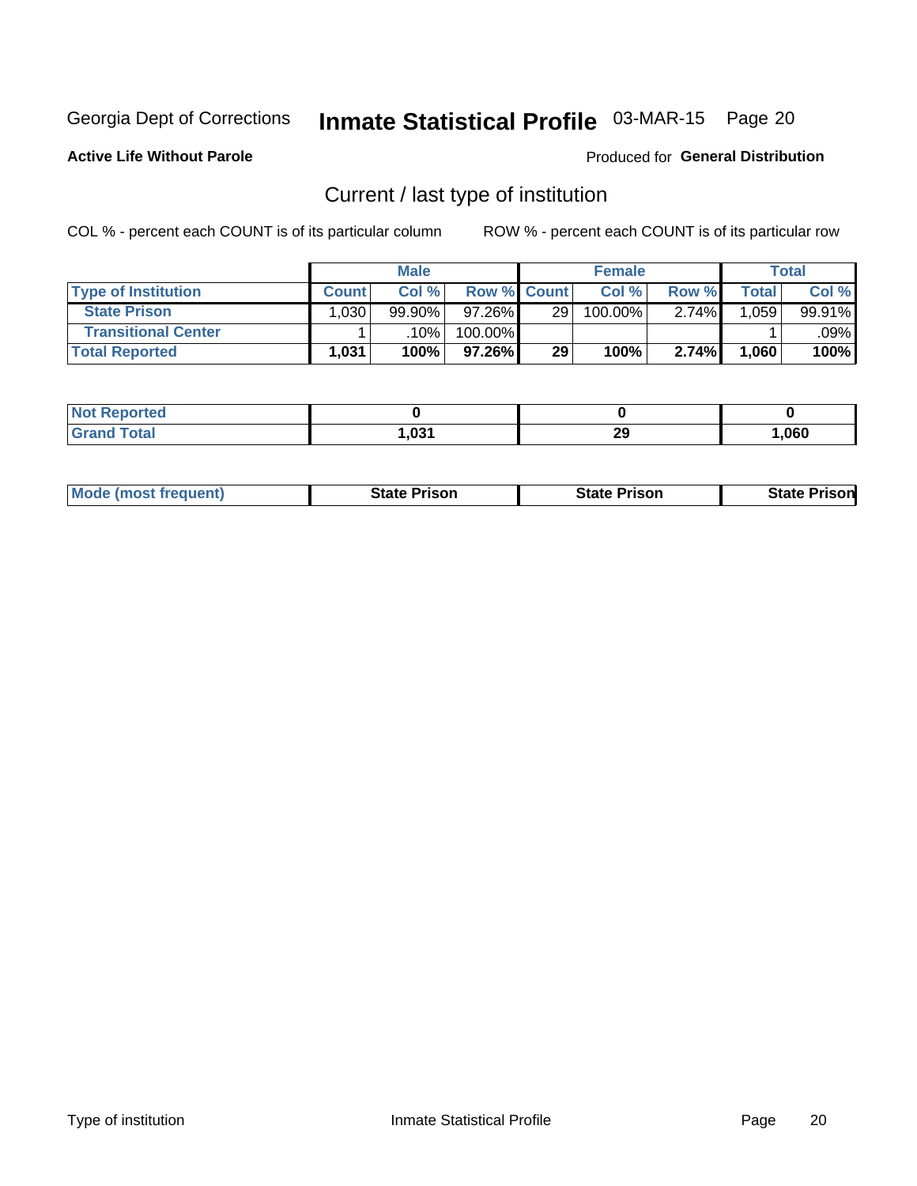Georgia Dept of Corrections **Inmate Statistical Profile** 03-MAR-15

**Active Life Without Parole**

Produced for **General Distribution**

## Current / last type of institution

COL % - percent each COUNT is of its particular column

ROW % - percent each COUNT is of its particular row

| | Male | | | Female | | | Total | |
|---|---|---|---|---|---|---|---|---|
| **Type of Institution** | **Count** | **Col %** | **Row %** | **Count** | **Col %** | **Row %** | **Total** | **Col %** |
| **State Prison** | 1,030 | 99.90% | 97.26% | 29 | 100.00% | 2.74% | 1,059 | 99.91% |
| **Transitional Center** | 1 | .10% | 100.00% | | | | 1 | .09% |
| **Total Reported** | **1,031** | **100%** | **97.26%** | **29** | **100%** | **2.74%** | **1,060** | **100%** |

| | Male | Female | Total |
|---|---|---|---|
| **Not Reported** | **0** | **0** | **0** |
| **Grand Total** | **1,031** | **29** | **1,060** |

| | Male | Female | Total |
|---|---|---|---|
| **Mode (most frequent)** | **State Prison** | **State Prison** | **State Prison** |

Type of institution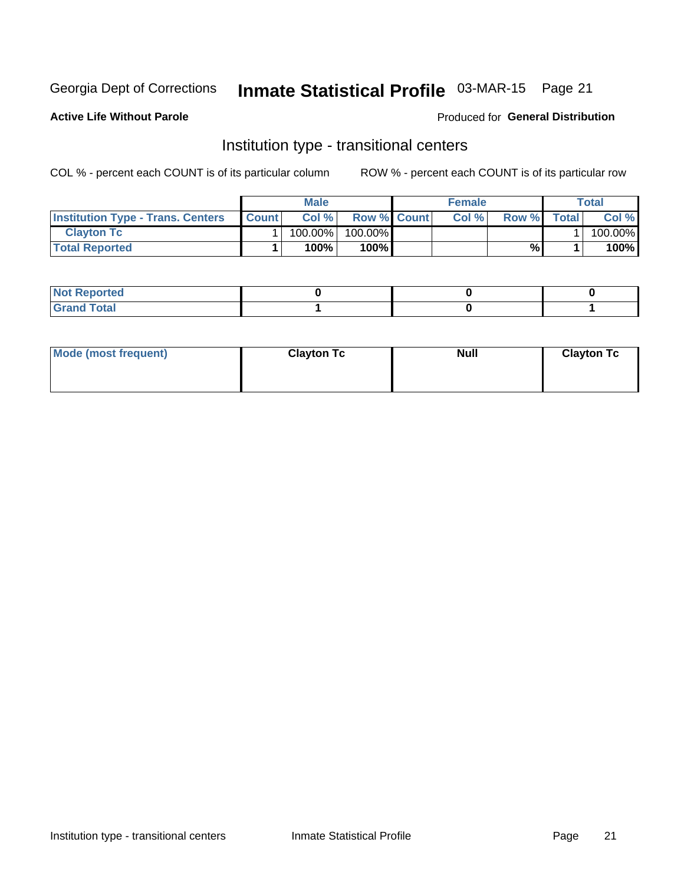Georgia Dept of Corrections **Inmate Statistical Profile** 03-MAR-15

**Active Life Without Parole**

Produced for **General Distribution**

## Institution type - transitional centers

COL % - percent each COUNT is of its particular column

ROW % - percent each COUNT is of its particular row

| | Male | | | Female | | | Total | |
|---|---|---|---|---|---|---|---|---|
| **Institution Type - Trans. Centers** | **Count** | **Col %** | **Row %** | **Count** | **Col %** | **Row %** | **Total** | **Col %** |
| **Clayton Tc** | 1 | 100.00% | 100.00% | | | | 1 | 100.00% |
| **Total Reported** | **1** | **100%** | **100%** | | | **%** | **1** | **100%** |

| | Male | Female | Total |
|---|---|---|---|
| **Not Reported** | **0** | **0** | **0** |
| **Grand Total** | **1** | **0** | **1** |

| | Male | Female | Total |
|---|---|---|---|
| **Mode (most frequent)** | **Clayton Tc** | **Null** | **Clayton Tc** |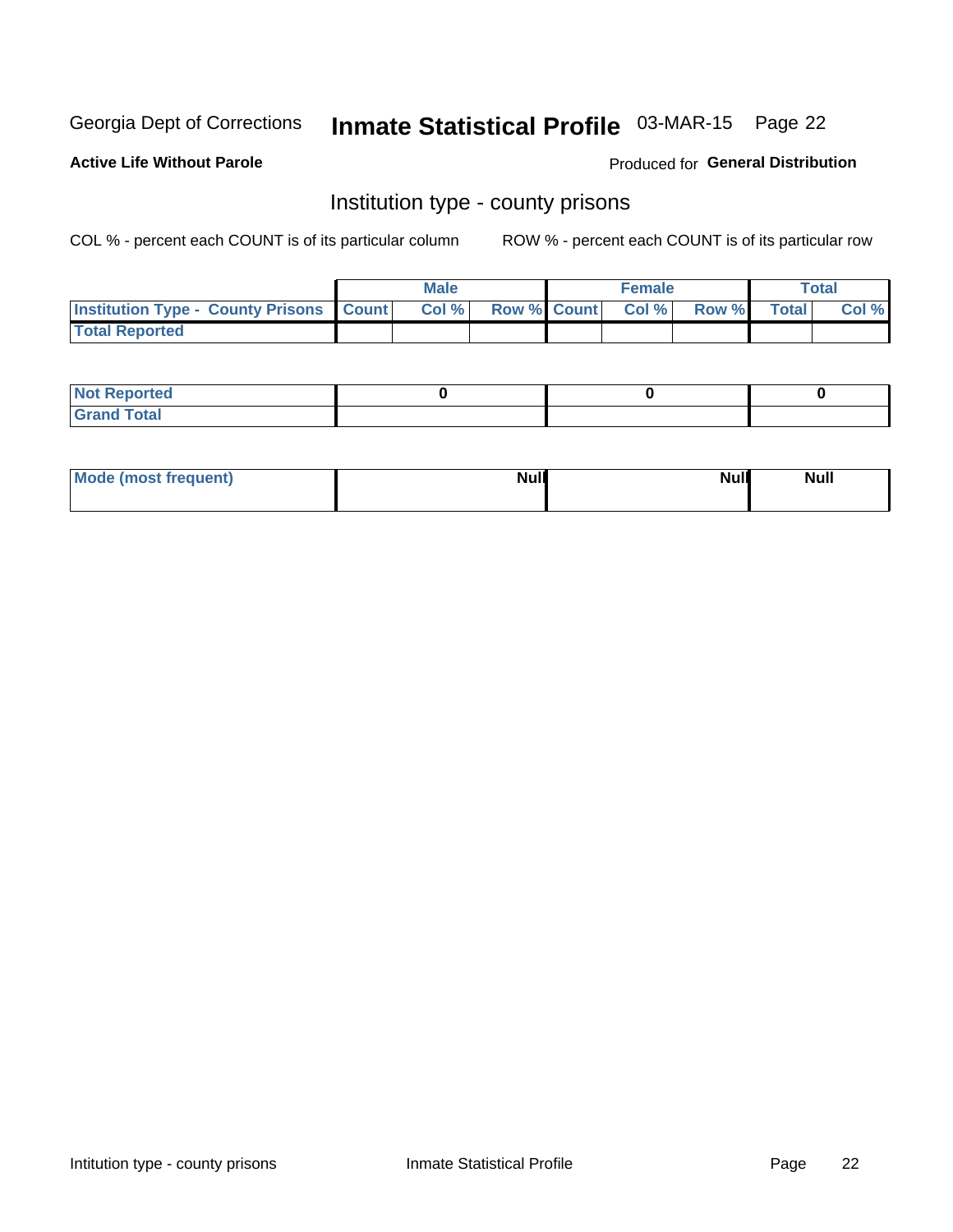Georgia Dept of Corrections **Inmate Statistical Profile** 03-MAR-15 Page 22

**Active Life Without Parole**

Produced for **General Distribution**

## Institution type - county prisons

COL % - percent each COUNT is of its particular column ROW % - percent each COUNT is of its particular row

| | Male | | | Female | | | Total | |
|---|---|---|---|---|---|---|---|---|
| **Institution Type - County Prisons** | **Count** | **Col %** | **Row %** | **Count** | **Col %** | **Row %** | **Total** | **Col %** |
| **Total Reported** | | | | | | | | |

| | Male | Female | Total |
|---|---|---|---|
| **Not Reported** | 0 | 0 | 0 |
| **Grand Total** | | | |

| | Male | Female | Total |
|---|---|---|---|
| **Mode (most frequent)** | Null | Null | Null |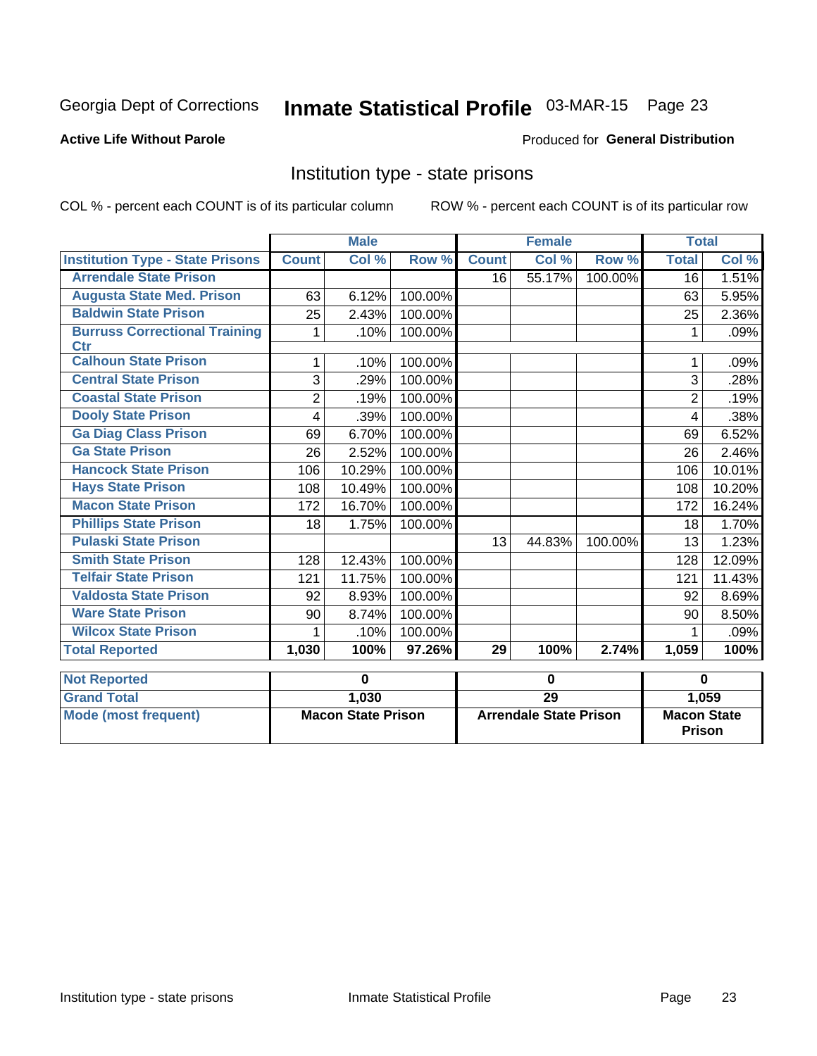Georgia Dept of Corrections **Inmate Statistical Profile** 03-MAR-15 Page 23

**Active Life Without Parole**

Produced for **General Distribution**

## Institution type - state prisons

COL % - percent each COUNT is of its particular column

ROW % - percent each COUNT is of its particular row

| | Male | | | Female | | | Total | |
|---|---|---|---|---|---|---|---|---|
| **Institution Type - State Prisons** | **Count** | **Col %** | **Row %** | **Count** | **Col %** | **Row %** | **Total** | **Col %** |
| **Arrendale State Prison** | | | | 16 | 55.17% | 100.00% | 16 | 1.51% |
| **Augusta State Med. Prison** | 63 | 6.12% | 100.00% | | | | 63 | 5.95% |
| **Baldwin State Prison** | 25 | 2.43% | 100.00% | | | | 25 | 2.36% |
| **Burruss Correctional Training Ctr** | 1 | .10% | 100.00% | | | | 1 | .09% |
| **Calhoun State Prison** | 1 | .10% | 100.00% | | | | 1 | .09% |
| **Central State Prison** | 3 | .29% | 100.00% | | | | 3 | .28% |
| **Coastal State Prison** | 2 | .19% | 100.00% | | | | 2 | .19% |
| **Dooly State Prison** | 4 | .39% | 100.00% | | | | 4 | .38% |
| **Ga Diag Class Prison** | 69 | 6.70% | 100.00% | | | | 69 | 6.52% |
| **Ga State Prison** | 26 | 2.52% | 100.00% | | | | 26 | 2.46% |
| **Hancock State Prison** | 106 | 10.29% | 100.00% | | | | 106 | 10.01% |
| **Hays State Prison** | 108 | 10.49% | 100.00% | | | | 108 | 10.20% |
| **Macon State Prison** | 172 | 16.70% | 100.00% | | | | 172 | 16.24% |
| **Phillips State Prison** | 18 | 1.75% | 100.00% | | | | 18 | 1.70% |
| **Pulaski State Prison** | | | | 13 | 44.83% | 100.00% | 13 | 1.23% |
| **Smith State Prison** | 128 | 12.43% | 100.00% | | | | 128 | 12.09% |
| **Telfair State Prison** | 121 | 11.75% | 100.00% | | | | 121 | 11.43% |
| **Valdosta State Prison** | 92 | 8.93% | 100.00% | | | | 92 | 8.69% |
| **Ware State Prison** | 90 | 8.74% | 100.00% | | | | 90 | 8.50% |
| **Wilcox State Prison** | 1 | .10% | 100.00% | | | | 1 | .09% |
| **Total Reported** | **1,030** | **100%** | **97.26%** | **29** | **100%** | **2.74%** | **1,059** | **100%** |

| | Male | Female | Total |
|---|---|---|---|
| **Not Reported** | **0** | **0** | **0** |
| **Grand Total** | **1,030** | **29** | **1,059** |
| **Mode (most frequent)** | **Macon State Prison** | **Arrendale State Prison** | **Macon State Prison** |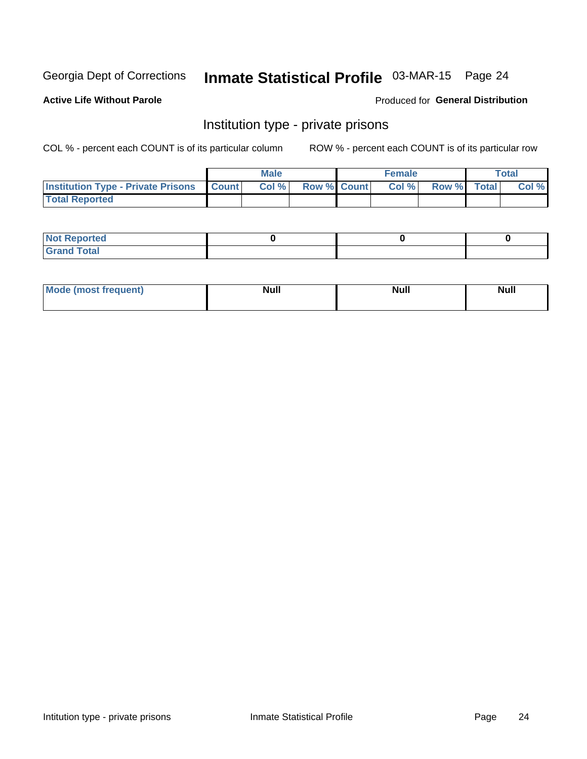Georgia Dept of Corrections

# Inmate Statistical Profile 03-MAR-15

**Active Life Without Parole**

Produced for **General Distribution**

## Institution type - private prisons

COL % - percent each COUNT is of its particular column

ROW % - percent each COUNT is of its particular row

| | Male | | | Female | | | Total | |
|---|---|---|---|---|---|---|---|---|
| **Institution Type - Private Prisons** | **Count** | **Col %** | **Row %** | **Count** | **Col %** | **Row %** | **Total** | **Col %** |
| **Total Reported** | | | | | | | | |

| | Male | Female | Total |
|---|---|---|---|
| **Not Reported** | 0 | 0 | 0 |
| **Grand Total** | | | |

| | Male | Female | Total |
|---|---|---|---|
| **Mode (most frequent)** | Null | Null | Null |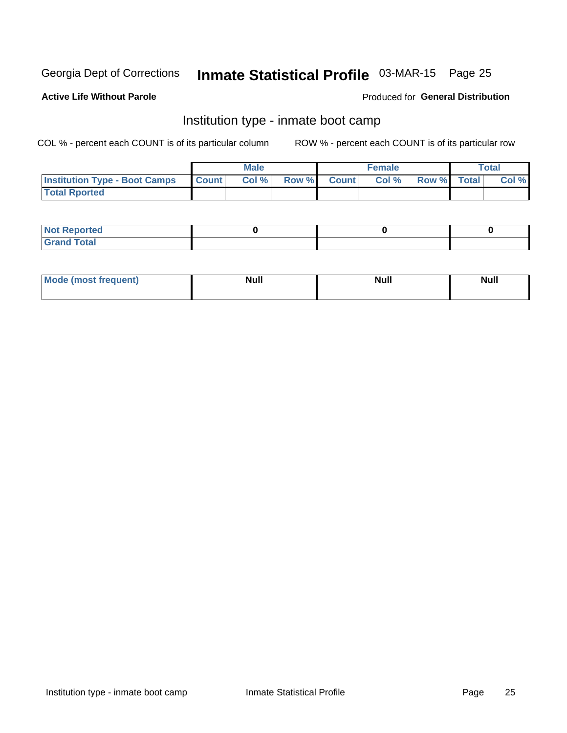Georgia Dept of Corrections **Inmate Statistical Profile** 03-MAR-15

**Active Life Without Parole**

Produced for **General Distribution**

## Institution type - inmate boot camp

COL % - percent each COUNT is of its particular column

ROW % - percent each COUNT is of its particular row

| | Male | | | Female | | | Total | |
|---|---|---|---|---|---|---|---|---|
| **Institution Type - Boot Camps** | **Count** | **Col %** | **Row %** | **Count** | **Col %** | **Row %** | **Total** | **Col %** |
| **Total Rported** | | | | | | | | |

| | Male | Female | Total |
|---|---|---|---|
| **Not Reported** | 0 | 0 | 0 |
| **Grand Total** | | | |

| | Male | Female | Total |
|---|---|---|---|
| **Mode (most frequent)** | Null | Null | Null |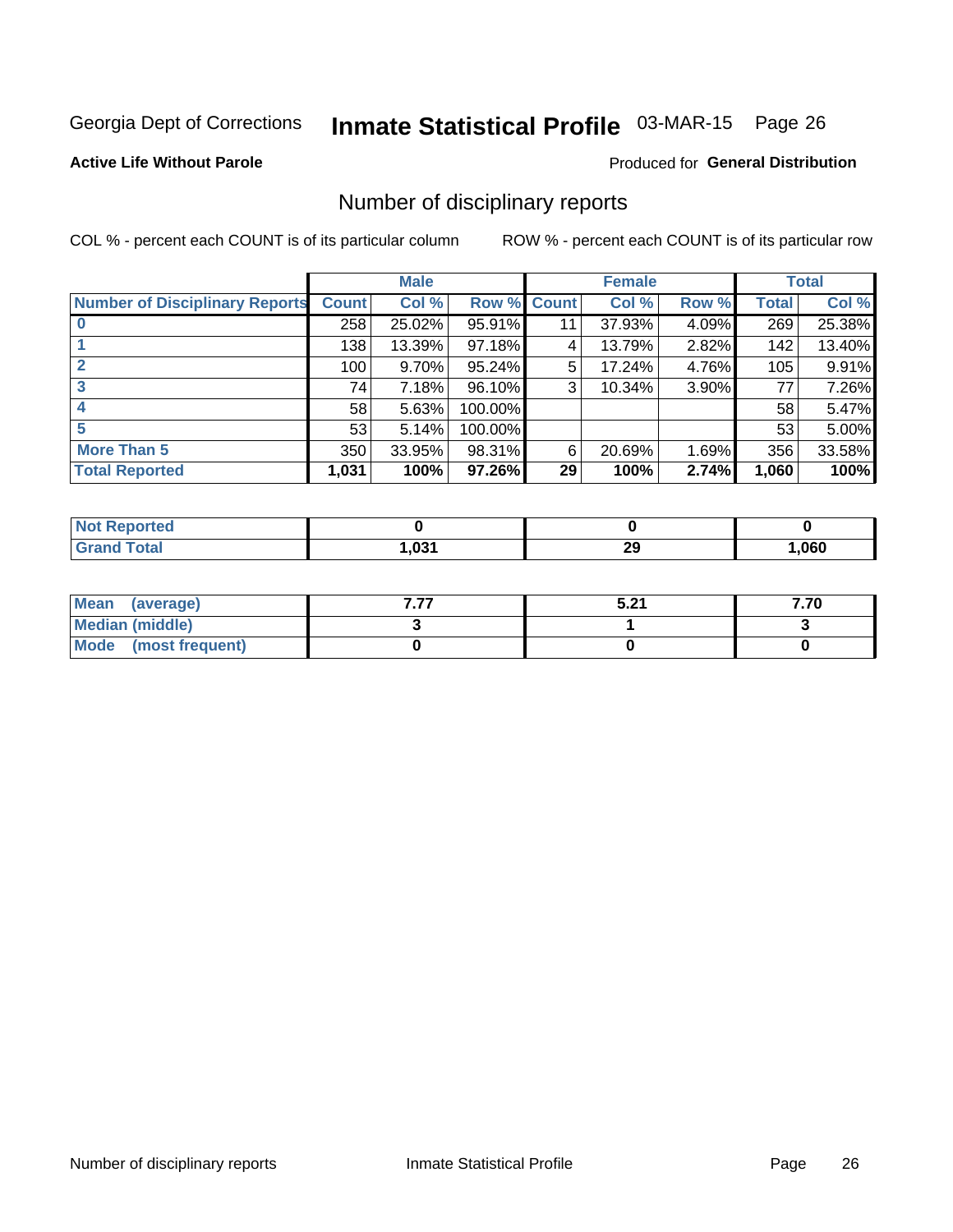Georgia Dept of Corrections **Inmate Statistical Profile** 03-MAR-15 Page 26

**Active Life Without Parole**

Produced for **General Distribution**

## Number of disciplinary reports

COL % - percent each COUNT is of its particular column

ROW % - percent each COUNT is of its particular row

| | Male | | | Female | | | Total | |
|---|---|---|---|---|---|---|---|---|
| **Number of Disciplinary Reports** | **Count** | **Col %** | **Row %** | **Count** | **Col %** | **Row %** | **Total** | **Col %** |
| **0** | 258 | 25.02% | 95.91% | 11 | 37.93% | 4.09% | 269 | 25.38% |
| **1** | 138 | 13.39% | 97.18% | 4 | 13.79% | 2.82% | 142 | 13.40% |
| **2** | 100 | 9.70% | 95.24% | 5 | 17.24% | 4.76% | 105 | 9.91% |
| **3** | 74 | 7.18% | 96.10% | 3 | 10.34% | 3.90% | 77 | 7.26% |
| **4** | 58 | 5.63% | 100.00% | | | | 58 | 5.47% |
| **5** | 53 | 5.14% | 100.00% | | | | 53 | 5.00% |
| **More Than 5** | 350 | 33.95% | 98.31% | 6 | 20.69% | 1.69% | 356 | 33.58% |
| **Total Reported** | **1,031** | **100%** | **97.26%** | **29** | **100%** | **2.74%** | **1,060** | **100%** |

| | Male | Female | Total |
|---|---|---|---|
| **Not Reported** | **0** | **0** | **0** |
| **Grand Total** | **1,031** | **29** | **1,060** |

| | Male | Female | Total |
|---|---|---|---|
| **Mean (average)** | **7.77** | **5.21** | **7.70** |
| **Median (middle)** | **3** | **1** | **3** |
| **Mode (most frequent)** | **0** | **0** | **0** |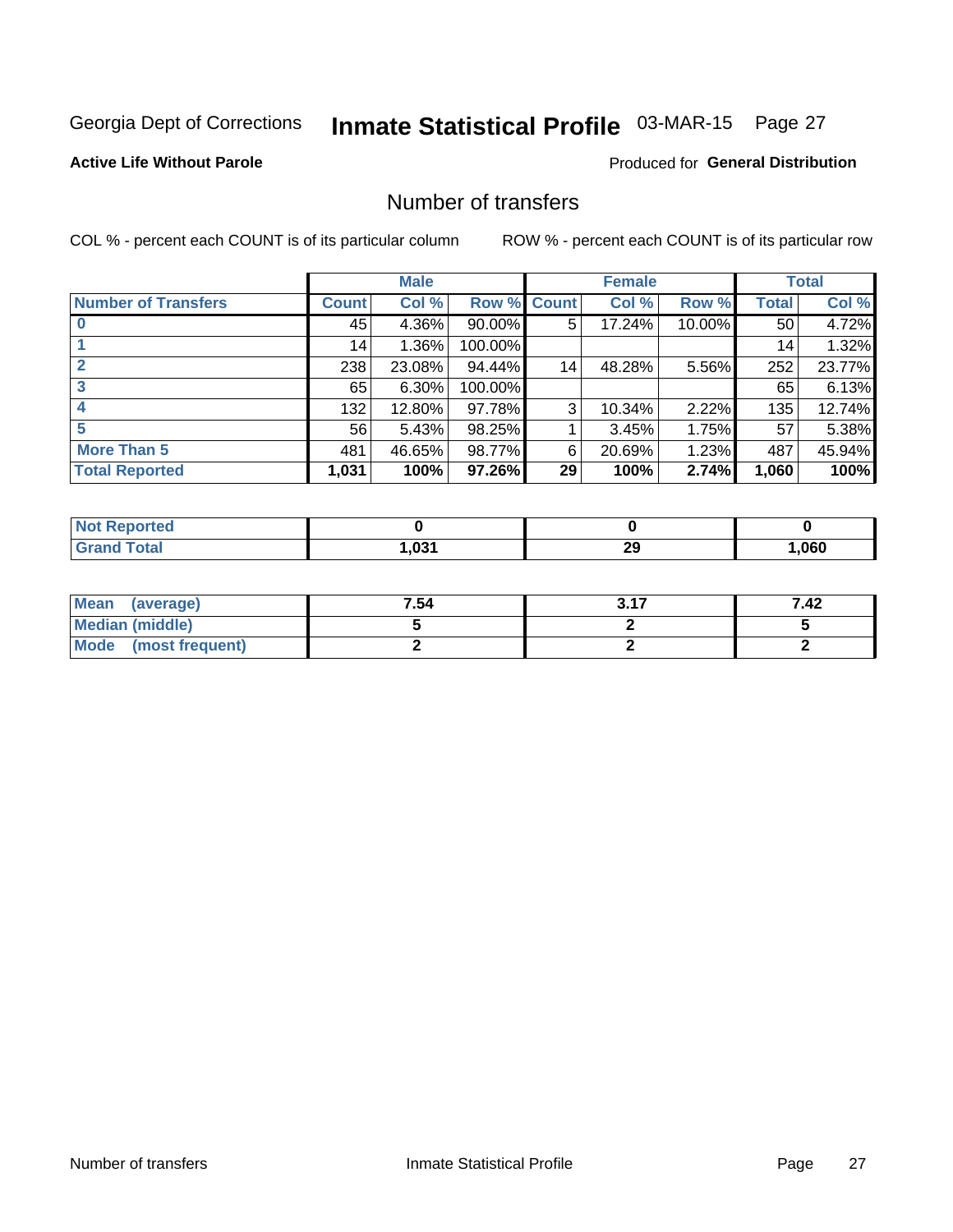Georgia Dept of Corrections **Inmate Statistical Profile** 03-MAR-15

**Active Life Without Parole**

Produced for **General Distribution**

# Number of transfers

COL % - percent each COUNT is of its particular column    ROW % - percent each COUNT is of its particular row

| | Male | | | Female | | | Total | |
|---|---|---|---|---|---|---|---|---|
| **Number of Transfers** | **Count** | **Col %** | **Row %** | **Count** | **Col %** | **Row %** | **Total** | **Col %** |
| **0** | 45 | 4.36% | 90.00% | 5 | 17.24% | 10.00% | 50 | 4.72% |
| **1** | 14 | 1.36% | 100.00% | | | | 14 | 1.32% |
| **2** | 238 | 23.08% | 94.44% | 14 | 48.28% | 5.56% | 252 | 23.77% |
| **3** | 65 | 6.30% | 100.00% | | | | 65 | 6.13% |
| **4** | 132 | 12.80% | 97.78% | 3 | 10.34% | 2.22% | 135 | 12.74% |
| **5** | 56 | 5.43% | 98.25% | 1 | 3.45% | 1.75% | 57 | 5.38% |
| **More Than 5** | 481 | 46.65% | 98.77% | 6 | 20.69% | 1.23% | 487 | 45.94% |
| **Total Reported** | **1,031** | **100%** | **97.26%** | **29** | **100%** | **2.74%** | **1,060** | **100%** |

| | Male | Female | Total |
|---|---|---|---|
| **Not Reported** | **0** | **0** | **0** |
| **Grand Total** | **1,031** | **29** | **1,060** |

| | Male | Female | Total |
|---|---|---|---|
| **Mean (average)** | **7.54** | **3.17** | **7.42** |
| **Median (middle)** | **5** | **2** | **5** |
| **Mode (most frequent)** | **2** | **2** | **2** |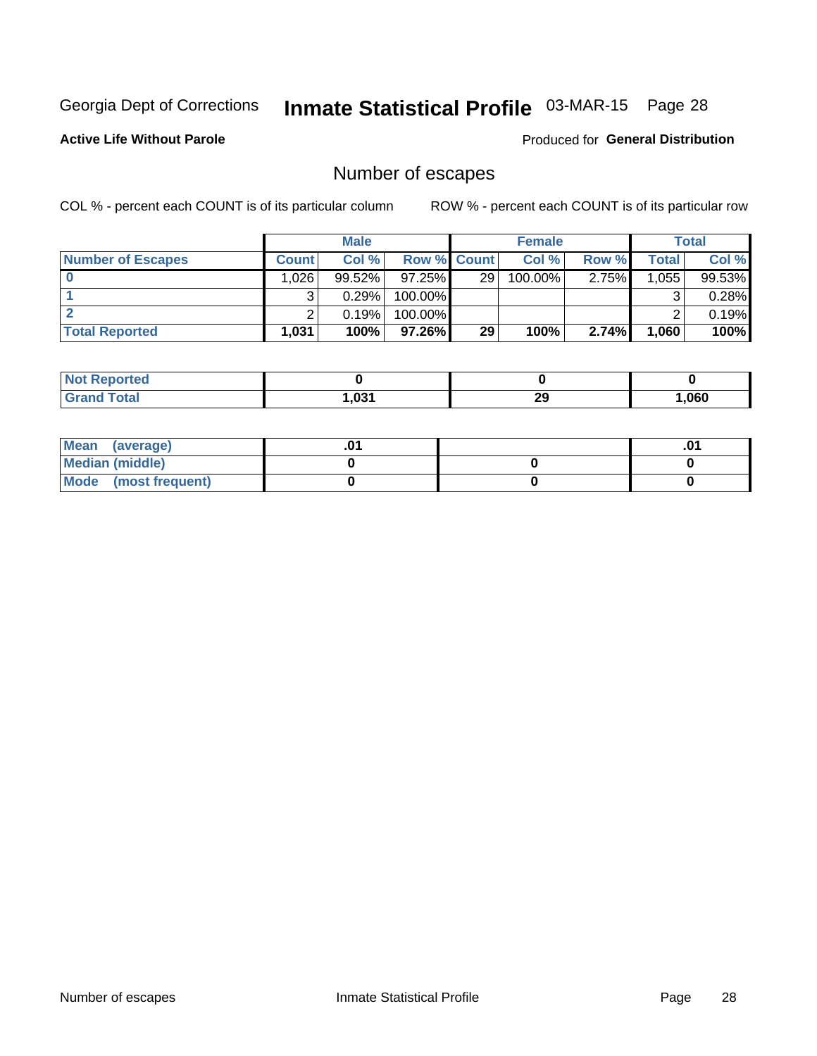Georgia Dept of Corrections **Inmate Statistical Profile** 03-MAR-15 Page 28

**Active Life Without Parole**

Produced for **General Distribution**

## Number of escapes

COL % - percent each COUNT is of its particular column ROW % - percent each COUNT is of its particular row

| | Male | | | Female | | | Total | |
|---|---|---|---|---|---|---|---|---|
| **Number of Escapes** | **Count** | **Col %** | **Row %** | **Count** | **Col %** | **Row %** | **Total** | **Col %** |
| **0** | 1,026 | 99.52% | 97.25% | 29 | 100.00% | 2.75% | 1,055 | 99.53% |
| **1** | 3 | 0.29% | 100.00% | | | | 3 | 0.28% |
| **2** | 2 | 0.19% | 100.00% | | | | 2 | 0.19% |
| **Total Reported** | **1,031** | **100%** | **97.26%** | **29** | **100%** | **2.74%** | **1,060** | **100%** |

| | Male | Female | Total |
|---|---|---|---|
| **Not Reported** | **0** | **0** | **0** |
| **Grand Total** | **1,031** | **29** | **1,060** |

| | Male | Female | Total |
|---|---|---|---|
| **Mean (average)** | **.01** | | **.01** |
| **Median (middle)** | **0** | **0** | **0** |
| **Mode (most frequent)** | **0** | **0** | **0** |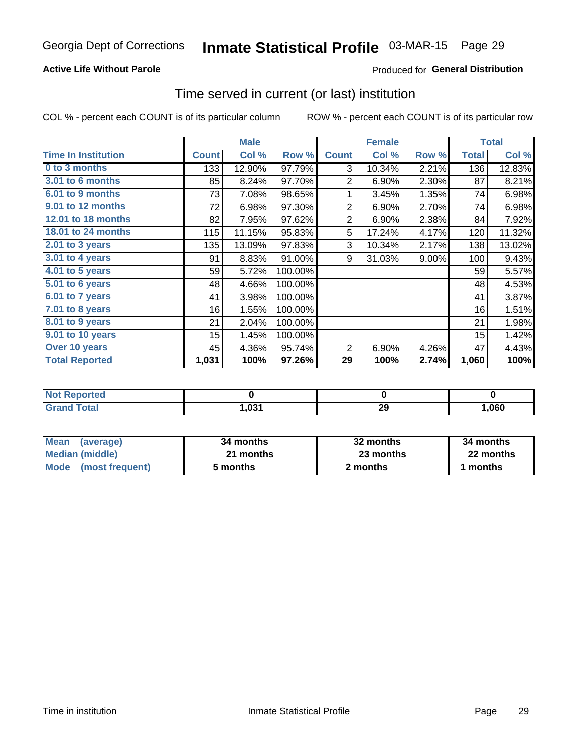Georgia Dept of Corrections **Inmate Statistical Profile** 03-MAR-15

**Active Life Without Parole**

Produced for **General Distribution**

## Time served in current (or last) institution

COL % - percent each COUNT is of its particular column

ROW % - percent each COUNT is of its particular row

| | Male | | | Female | | | Total | |
|---|---|---|---|---|---|---|---|---|
| **Time In Institution** | **Count** | **Col %** | **Row %** | **Count** | **Col %** | **Row %** | **Total** | **Col %** |
| **0 to 3 months** | 133 | 12.90% | 97.79% | 3 | 10.34% | 2.21% | 136 | 12.83% |
| **3.01 to 6 months** | 85 | 8.24% | 97.70% | 2 | 6.90% | 2.30% | 87 | 8.21% |
| **6.01 to 9 months** | 73 | 7.08% | 98.65% | 1 | 3.45% | 1.35% | 74 | 6.98% |
| **9.01 to 12 months** | 72 | 6.98% | 97.30% | 2 | 6.90% | 2.70% | 74 | 6.98% |
| **12.01 to 18 months** | 82 | 7.95% | 97.62% | 2 | 6.90% | 2.38% | 84 | 7.92% |
| **18.01 to 24 months** | 115 | 11.15% | 95.83% | 5 | 17.24% | 4.17% | 120 | 11.32% |
| **2.01 to 3 years** | 135 | 13.09% | 97.83% | 3 | 10.34% | 2.17% | 138 | 13.02% |
| **3.01 to 4 years** | 91 | 8.83% | 91.00% | 9 | 31.03% | 9.00% | 100 | 9.43% |
| **4.01 to 5 years** | 59 | 5.72% | 100.00% | | | | 59 | 5.57% |
| **5.01 to 6 years** | 48 | 4.66% | 100.00% | | | | 48 | 4.53% |
| **6.01 to 7 years** | 41 | 3.98% | 100.00% | | | | 41 | 3.87% |
| **7.01 to 8 years** | 16 | 1.55% | 100.00% | | | | 16 | 1.51% |
| **8.01 to 9 years** | 21 | 2.04% | 100.00% | | | | 21 | 1.98% |
| **9.01 to 10 years** | 15 | 1.45% | 100.00% | | | | 15 | 1.42% |
| **Over 10 years** | 45 | 4.36% | 95.74% | 2 | 6.90% | 4.26% | 47 | 4.43% |
| **Total Reported** | **1,031** | **100%** | **97.26%** | **29** | **100%** | **2.74%** | **1,060** | **100%** |

| | Male | Female | Total |
|---|---|---|---|
| **Not Reported** | **0** | **0** | **0** |
| **Grand Total** | **1,031** | **29** | **1,060** |

| | Male | Female | Total |
|---|---|---|---|
| **Mean (average)** | **34 months** | **32 months** | **34 months** |
| **Median (middle)** | **21 months** | **23 months** | **22 months** |
| **Mode (most frequent)** | **5 months** | **2 months** | **1 months** |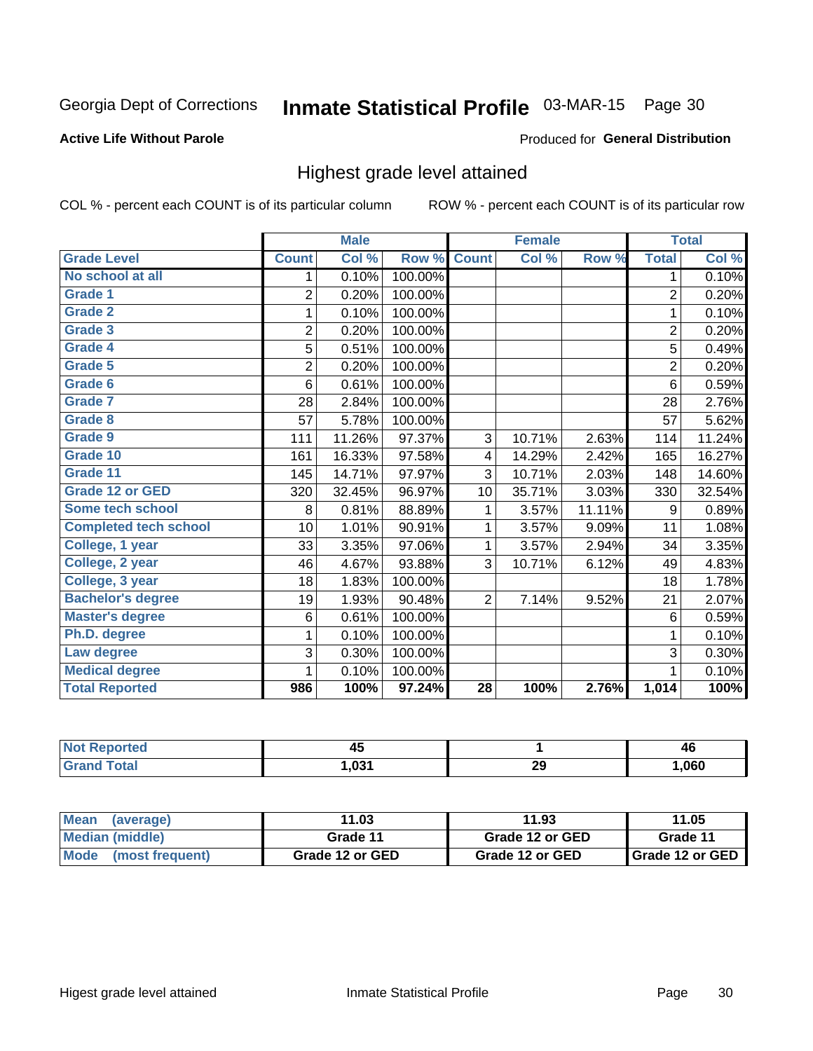Georgia Dept of Corrections **Inmate Statistical Profile** 03-MAR-15

**Active Life Without Parole**

Produced for **General Distribution**

## Highest grade level attained

COL % - percent each COUNT is of its particular column

ROW % - percent each COUNT is of its particular row

| | Male | | | Female | | | Total | |
|---|---|---|---|---|---|---|---|---|
| **Grade Level** | **Count** | **Col %** | **Row %** | **Count** | **Col %** | **Row %** | **Total** | **Col %** |
| No school at all | 1 | 0.10% | 100.00% | | | | 1 | 0.10% |
| Grade 1 | 2 | 0.20% | 100.00% | | | | 2 | 0.20% |
| Grade 2 | 1 | 0.10% | 100.00% | | | | 1 | 0.10% |
| Grade 3 | 2 | 0.20% | 100.00% | | | | 2 | 0.20% |
| Grade 4 | 5 | 0.51% | 100.00% | | | | 5 | 0.49% |
| Grade 5 | 2 | 0.20% | 100.00% | | | | 2 | 0.20% |
| Grade 6 | 6 | 0.61% | 100.00% | | | | 6 | 0.59% |
| Grade 7 | 28 | 2.84% | 100.00% | | | | 28 | 2.76% |
| Grade 8 | 57 | 5.78% | 100.00% | | | | 57 | 5.62% |
| Grade 9 | 111 | 11.26% | 97.37% | 3 | 10.71% | 2.63% | 114 | 11.24% |
| Grade 10 | 161 | 16.33% | 97.58% | 4 | 14.29% | 2.42% | 165 | 16.27% |
| Grade 11 | 145 | 14.71% | 97.97% | 3 | 10.71% | 2.03% | 148 | 14.60% |
| Grade 12 or GED | 320 | 32.45% | 96.97% | 10 | 35.71% | 3.03% | 330 | 32.54% |
| Some tech school | 8 | 0.81% | 88.89% | 1 | 3.57% | 11.11% | 9 | 0.89% |
| Completed tech school | 10 | 1.01% | 90.91% | 1 | 3.57% | 9.09% | 11 | 1.08% |
| College, 1 year | 33 | 3.35% | 97.06% | 1 | 3.57% | 2.94% | 34 | 3.35% |
| College, 2 year | 46 | 4.67% | 93.88% | 3 | 10.71% | 6.12% | 49 | 4.83% |
| College, 3 year | 18 | 1.83% | 100.00% | | | | 18 | 1.78% |
| Bachelor's degree | 19 | 1.93% | 90.48% | 2 | 7.14% | 9.52% | 21 | 2.07% |
| Master's degree | 6 | 0.61% | 100.00% | | | | 6 | 0.59% |
| Ph.D. degree | 1 | 0.10% | 100.00% | | | | 1 | 0.10% |
| Law degree | 3 | 0.30% | 100.00% | | | | 3 | 0.30% |
| Medical degree | 1 | 0.10% | 100.00% | | | | 1 | 0.10% |
| **Total Reported** | **986** | **100%** | **97.24%** | **28** | **100%** | **2.76%** | **1,014** | **100%** |

| | Male | Female | Total |
|---|---|---|---|
| Not Reported | 45 | 1 | 46 |
| Grand Total | 1,031 | 29 | 1,060 |

| | Male | Female | Total |
|---|---|---|---|
| Mean (average) | 11.03 | 11.93 | 11.05 |
| Median (middle) | Grade 11 | Grade 12 or GED | Grade 11 |
| Mode (most frequent) | Grade 12 or GED | Grade 12 or GED | Grade 12 or GED |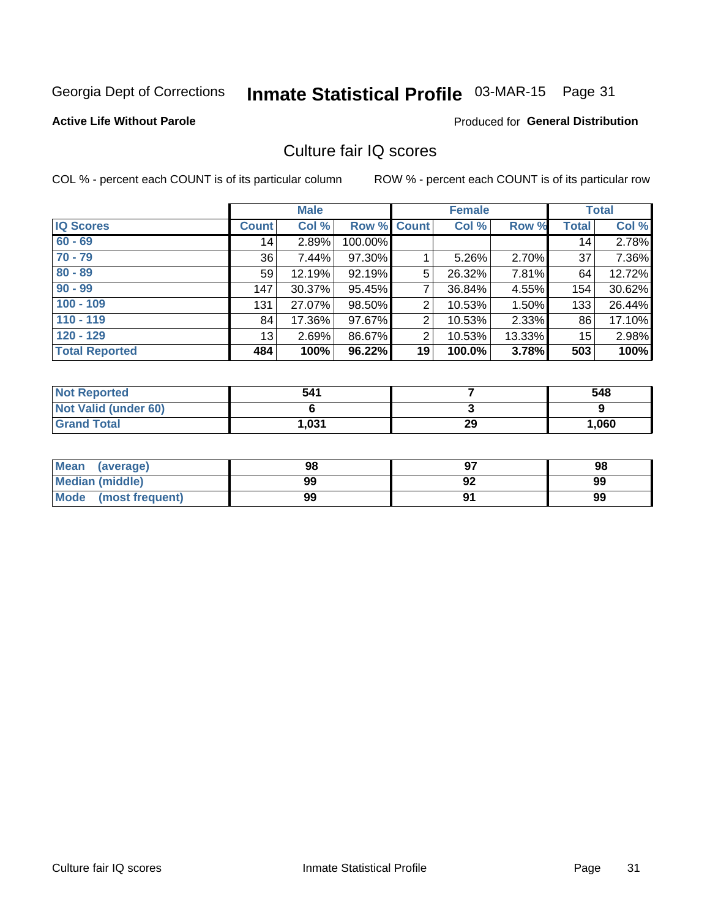Georgia Dept of Corrections **Inmate Statistical Profile** 03-MAR-15

**Active Life Without Parole**

Produced for **General Distribution**

## Culture fair IQ scores

COL % - percent each COUNT is of its particular column    ROW % - percent each COUNT is of its particular row

| | Male | | | Female | | | Total | |
|---|---|---|---|---|---|---|---|---|
| **IQ Scores** | **Count** | **Col %** | **Row %** | **Count** | **Col %** | **Row %** | **Total** | **Col %** |
| **60 - 69** | 14 | 2.89% | 100.00% | | | | 14 | 2.78% |
| **70 - 79** | 36 | 7.44% | 97.30% | 1 | 5.26% | 2.70% | 37 | 7.36% |
| **80 - 89** | 59 | 12.19% | 92.19% | 5 | 26.32% | 7.81% | 64 | 12.72% |
| **90 - 99** | 147 | 30.37% | 95.45% | 7 | 36.84% | 4.55% | 154 | 30.62% |
| **100 - 109** | 131 | 27.07% | 98.50% | 2 | 10.53% | 1.50% | 133 | 26.44% |
| **110 - 119** | 84 | 17.36% | 97.67% | 2 | 10.53% | 2.33% | 86 | 17.10% |
| **120 - 129** | 13 | 2.69% | 86.67% | 2 | 10.53% | 13.33% | 15 | 2.98% |
| **Total Reported** | **484** | **100%** | **96.22%** | **19** | **100.0%** | **3.78%** | **503** | **100%** |

| | Male | Female | Total |
|---|---|---|---|
| **Not Reported** | **541** | **7** | **548** |
| **Not Valid (under 60)** | **6** | **3** | **9** |
| **Grand Total** | **1,031** | **29** | **1,060** |

| | Male | Female | Total |
|---|---|---|---|
| **Mean (average)** | **98** | **97** | **98** |
| **Median (middle)** | **99** | **92** | **99** |
| **Mode (most frequent)** | **99** | **91** | **99** |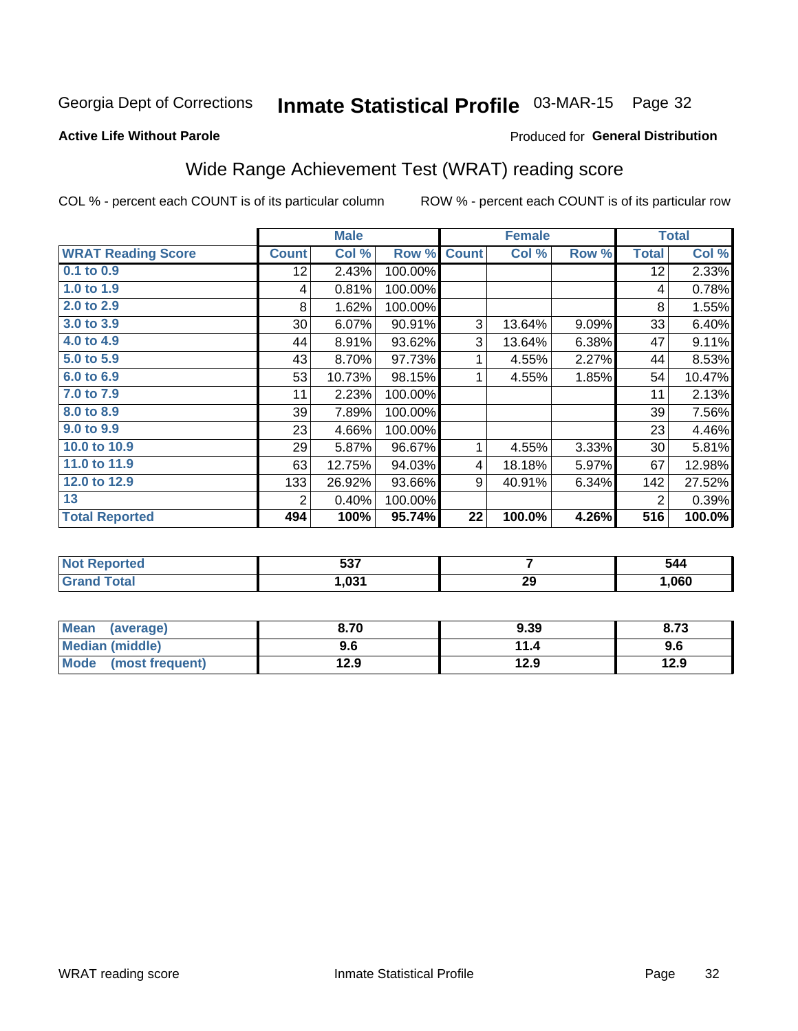Georgia Dept of Corrections **Inmate Statistical Profile** 03-MAR-15 Page 32

**Active Life Without Parole**

Produced for **General Distribution**

## Wide Range Achievement Test (WRAT) reading score

COL % - percent each COUNT is of its particular column

ROW % - percent each COUNT is of its particular row

| | Male | | | Female | | | Total | |
|---|---|---|---|---|---|---|---|---|
| **WRAT Reading Score** | **Count** | **Col %** | **Row %** | **Count** | **Col %** | **Row %** | **Total** | **Col %** |
| 0.1 to 0.9 | 12 | 2.43% | 100.00% | | | | 12 | 2.33% |
| 1.0 to 1.9 | 4 | 0.81% | 100.00% | | | | 4 | 0.78% |
| 2.0 to 2.9 | 8 | 1.62% | 100.00% | | | | 8 | 1.55% |
| 3.0 to 3.9 | 30 | 6.07% | 90.91% | 3 | 13.64% | 9.09% | 33 | 6.40% |
| 4.0 to 4.9 | 44 | 8.91% | 93.62% | 3 | 13.64% | 6.38% | 47 | 9.11% |
| 5.0 to 5.9 | 43 | 8.70% | 97.73% | 1 | 4.55% | 2.27% | 44 | 8.53% |
| 6.0 to 6.9 | 53 | 10.73% | 98.15% | 1 | 4.55% | 1.85% | 54 | 10.47% |
| 7.0 to 7.9 | 11 | 2.23% | 100.00% | | | | 11 | 2.13% |
| 8.0 to 8.9 | 39 | 7.89% | 100.00% | | | | 39 | 7.56% |
| 9.0 to 9.9 | 23 | 4.66% | 100.00% | | | | 23 | 4.46% |
| 10.0 to 10.9 | 29 | 5.87% | 96.67% | 1 | 4.55% | 3.33% | 30 | 5.81% |
| 11.0 to 11.9 | 63 | 12.75% | 94.03% | 4 | 18.18% | 5.97% | 67 | 12.98% |
| 12.0 to 12.9 | 133 | 26.92% | 93.66% | 9 | 40.91% | 6.34% | 142 | 27.52% |
| 13 | 2 | 0.40% | 100.00% | | | | 2 | 0.39% |
| **Total Reported** | **494** | **100%** | **95.74%** | **22** | **100.0%** | **4.26%** | **516** | **100.0%** |

| | Male | Female | Total |
|---|---|---|---|
| **Not Reported** | **537** | **7** | **544** |
| **Grand Total** | **1,031** | **29** | **1,060** |

| | Male | Female | Total |
|---|---|---|---|
| **Mean (average)** | **8.70** | **9.39** | **8.73** |
| **Median (middle)** | **9.6** | **11.4** | **9.6** |
| **Mode (most frequent)** | **12.9** | **12.9** | **12.9** |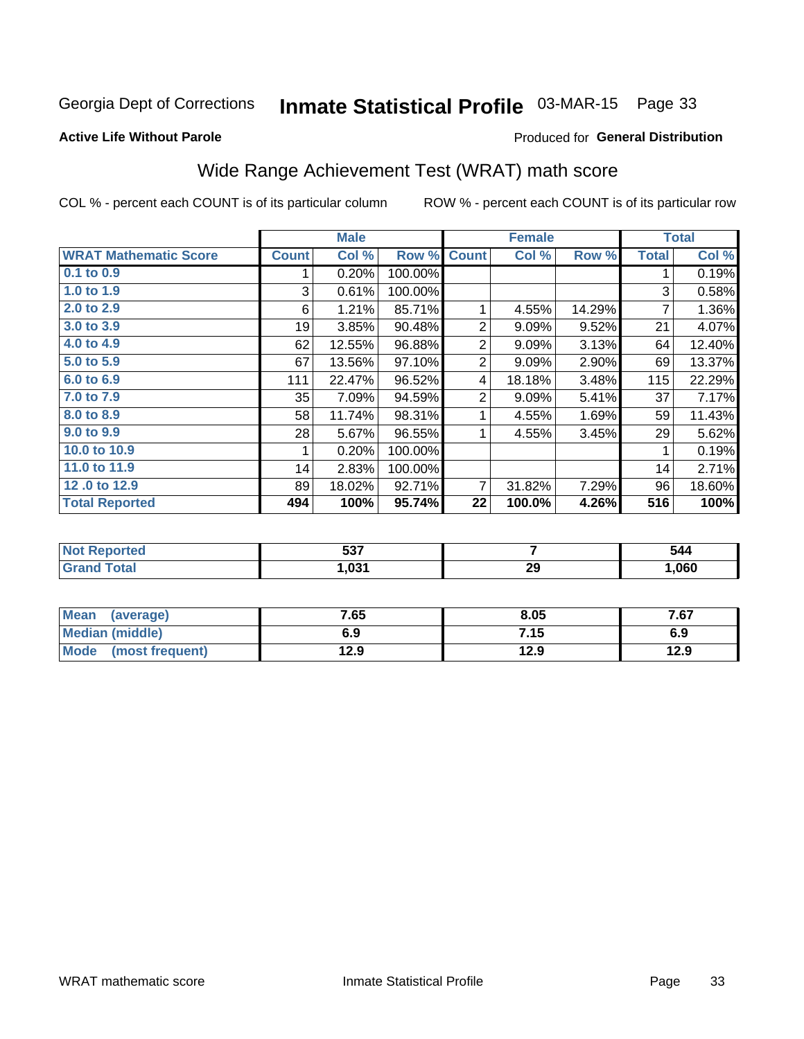Georgia Dept of Corrections **Inmate Statistical Profile** 03-MAR-15

**Active Life Without Parole**

Produced for **General Distribution**

## Wide Range Achievement Test (WRAT) math score

COL % - percent each COUNT is of its particular column ROW % - percent each COUNT is of its particular row

| | Male | | | Female | | | Total | |
|---|---|---|---|---|---|---|---|---|
| **WRAT Mathematic Score** | **Count** | **Col %** | **Row %** | **Count** | **Col %** | **Row %** | **Total** | **Col %** |
| 0.1 to 0.9 | 1 | 0.20% | 100.00% | | | | 1 | 0.19% |
| 1.0 to 1.9 | 3 | 0.61% | 100.00% | | | | 3 | 0.58% |
| 2.0 to 2.9 | 6 | 1.21% | 85.71% | 1 | 4.55% | 14.29% | 7 | 1.36% |
| 3.0 to 3.9 | 19 | 3.85% | 90.48% | 2 | 9.09% | 9.52% | 21 | 4.07% |
| 4.0 to 4.9 | 62 | 12.55% | 96.88% | 2 | 9.09% | 3.13% | 64 | 12.40% |
| 5.0 to 5.9 | 67 | 13.56% | 97.10% | 2 | 9.09% | 2.90% | 69 | 13.37% |
| 6.0 to 6.9 | 111 | 22.47% | 96.52% | 4 | 18.18% | 3.48% | 115 | 22.29% |
| 7.0 to 7.9 | 35 | 7.09% | 94.59% | 2 | 9.09% | 5.41% | 37 | 7.17% |
| 8.0 to 8.9 | 58 | 11.74% | 98.31% | 1 | 4.55% | 1.69% | 59 | 11.43% |
| 9.0 to 9.9 | 28 | 5.67% | 96.55% | 1 | 4.55% | 3.45% | 29 | 5.62% |
| 10.0 to 10.9 | 1 | 0.20% | 100.00% | | | | 1 | 0.19% |
| 11.0 to 11.9 | 14 | 2.83% | 100.00% | | | | 14 | 2.71% |
| 12 .0 to 12.9 | 89 | 18.02% | 92.71% | 7 | 31.82% | 7.29% | 96 | 18.60% |
| **Total Reported** | **494** | **100%** | **95.74%** | **22** | **100.0%** | **4.26%** | **516** | **100%** |

| | Male | Female | Total |
|---|---|---|---|
| **Not Reported** | **537** | **7** | **544** |
| **Grand Total** | **1,031** | **29** | **1,060** |

| | Male | Female | Total |
|---|---|---|---|
| **Mean (average)** | **7.65** | **8.05** | **7.67** |
| **Median (middle)** | **6.9** | **7.15** | **6.9** |
| **Mode (most frequent)** | **12.9** | **12.9** | **12.9** |

WRAT mathematic score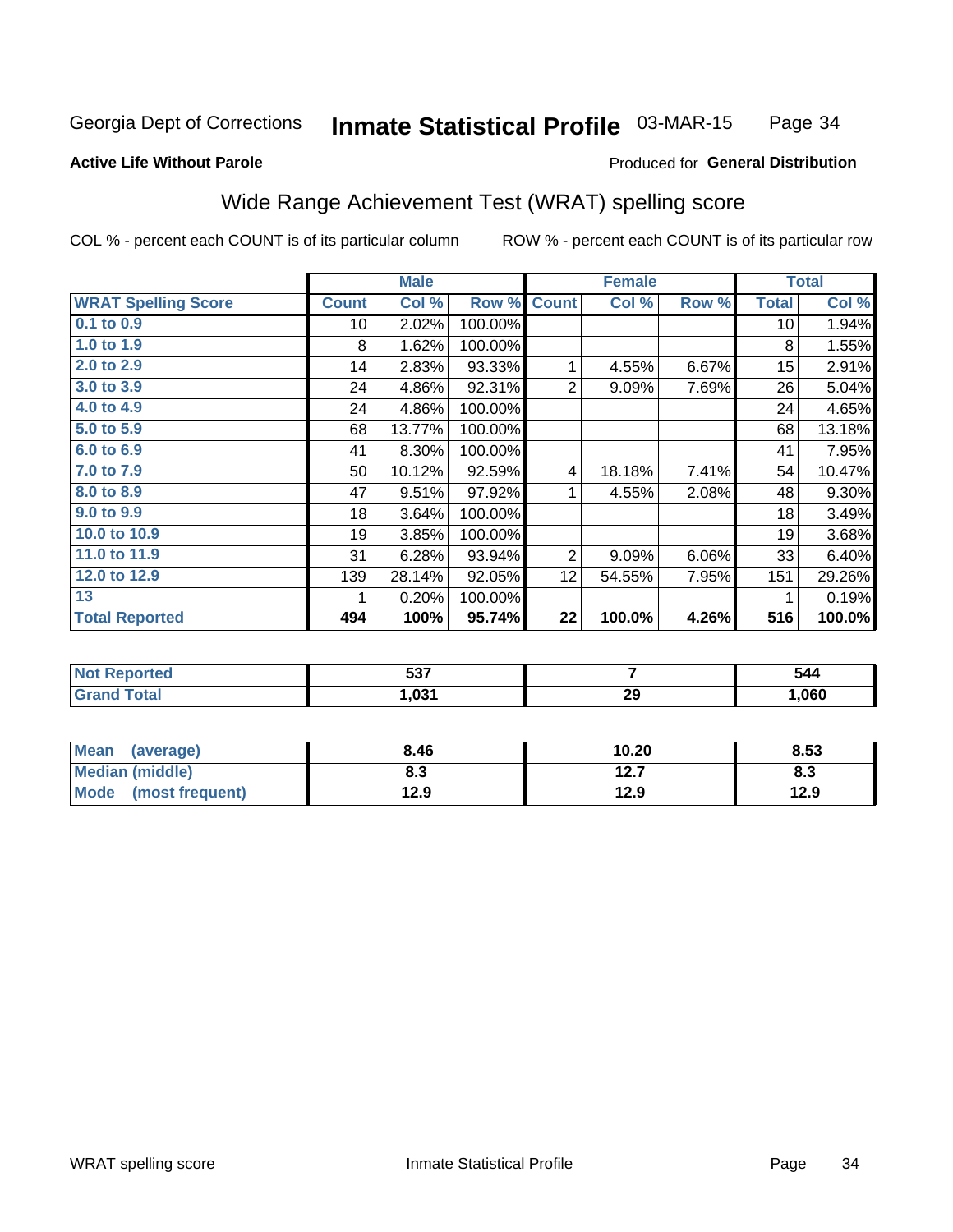Georgia Dept of Corrections **Inmate Statistical Profile** 03-MAR-15

**Active Life Without Parole**

Produced for **General Distribution**

## Wide Range Achievement Test (WRAT) spelling score

COL % - percent each COUNT is of its particular column

ROW % - percent each COUNT is of its particular row

| | Male | | | Female | | | Total | |
|---|---|---|---|---|---|---|---|---|
| **WRAT Spelling Score** | **Count** | **Col %** | **Row %** | **Count** | **Col %** | **Row %** | **Total** | **Col %** |
| 0.1 to 0.9 | 10 | 2.02% | 100.00% | | | | 10 | 1.94% |
| 1.0 to 1.9 | 8 | 1.62% | 100.00% | | | | 8 | 1.55% |
| 2.0 to 2.9 | 14 | 2.83% | 93.33% | 1 | 4.55% | 6.67% | 15 | 2.91% |
| 3.0 to 3.9 | 24 | 4.86% | 92.31% | 2 | 9.09% | 7.69% | 26 | 5.04% |
| 4.0 to 4.9 | 24 | 4.86% | 100.00% | | | | 24 | 4.65% |
| 5.0 to 5.9 | 68 | 13.77% | 100.00% | | | | 68 | 13.18% |
| 6.0 to 6.9 | 41 | 8.30% | 100.00% | | | | 41 | 7.95% |
| 7.0 to 7.9 | 50 | 10.12% | 92.59% | 4 | 18.18% | 7.41% | 54 | 10.47% |
| 8.0 to 8.9 | 47 | 9.51% | 97.92% | 1 | 4.55% | 2.08% | 48 | 9.30% |
| 9.0 to 9.9 | 18 | 3.64% | 100.00% | | | | 18 | 3.49% |
| 10.0 to 10.9 | 19 | 3.85% | 100.00% | | | | 19 | 3.68% |
| 11.0 to 11.9 | 31 | 6.28% | 93.94% | 2 | 9.09% | 6.06% | 33 | 6.40% |
| 12.0 to 12.9 | 139 | 28.14% | 92.05% | 12 | 54.55% | 7.95% | 151 | 29.26% |
| 13 | 1 | 0.20% | 100.00% | | | | 1 | 0.19% |
| **Total Reported** | **494** | **100%** | **95.74%** | **22** | **100.0%** | **4.26%** | **516** | **100.0%** |

| | Male | Female | Total |
|---|---|---|---|
| Not Reported | 537 | 7 | 544 |
| Grand Total | 1,031 | 29 | 1,060 |

| | Male | Female | Total |
|---|---|---|---|
| Mean (average) | 8.46 | 10.20 | 8.53 |
| Median (middle) | 8.3 | 12.7 | 8.3 |
| Mode (most frequent) | 12.9 | 12.9 | 12.9 |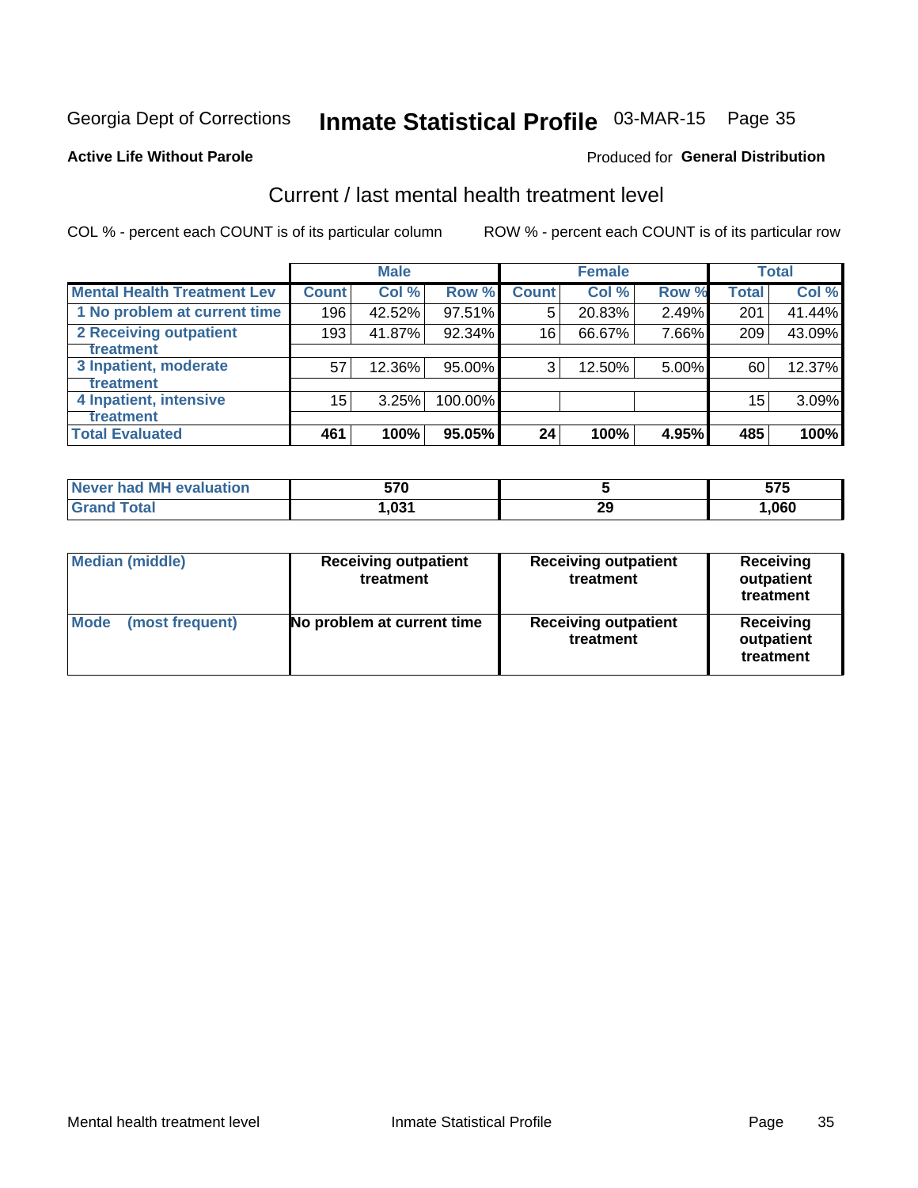Georgia Dept of Corrections **Inmate Statistical Profile** 03-MAR-15 Page 35

**Active Life Without Parole**

Produced for **General Distribution**

## Current / last mental health treatment level

COL % - percent each COUNT is of its particular column ROW % - percent each COUNT is of its particular row

| | Male | | | Female | | | Total | |
|---|---|---|---|---|---|---|---|---|
| **Mental Health Treatment Lev** | **Count** | **Col %** | **Row %** | **Count** | **Col %** | **Row %** | **Total** | **Col %** |
| 1 No problem at current time | 196 | 42.52% | 97.51% | 5 | 20.83% | 2.49% | 201 | 41.44% |
| 2 Receiving outpatient treatment | 193 | 41.87% | 92.34% | 16 | 66.67% | 7.66% | 209 | 43.09% |
| 3 Inpatient, moderate treatment | 57 | 12.36% | 95.00% | 3 | 12.50% | 5.00% | 60 | 12.37% |
| 4 Inpatient, intensive treatment | 15 | 3.25% | 100.00% | | | | 15 | 3.09% |
| **Total Evaluated** | **461** | **100%** | **95.05%** | **24** | **100%** | **4.95%** | **485** | **100%** |

| | Male | Female | Total |
|---|---|---|---|
| **Never had MH evaluation** | **570** | **5** | **575** |
| **Grand Total** | **1,031** | **29** | **1,060** |

| | Male | Female | Total |
|---|---|---|---|
| **Median (middle)** | **Receiving outpatient treatment** | **Receiving outpatient treatment** | **Receiving outpatient treatment** |
| **Mode (most frequent)** | **No problem at current time** | **Receiving outpatient treatment** | **Receiving outpatient treatment** |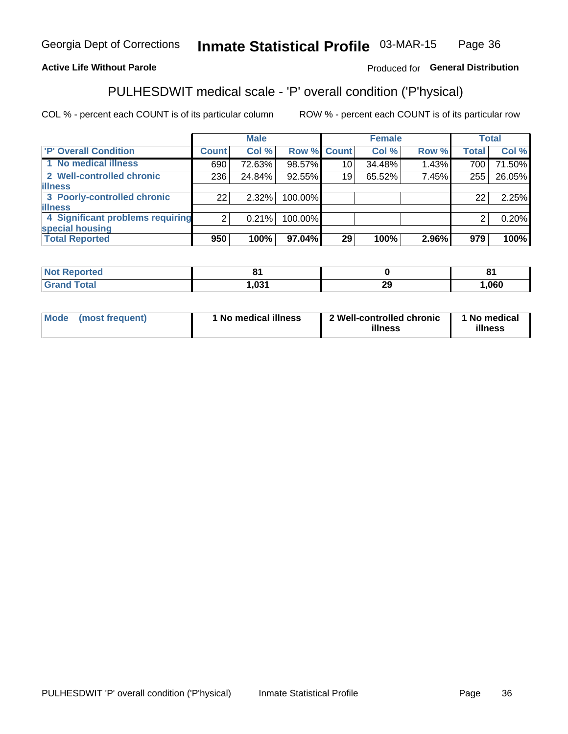Georgia Dept of Corrections **Inmate Statistical Profile** 03-MAR-15

**Active Life Without Parole**

Produced for **General Distribution**

## PULHESDWIT medical scale - 'P' overall condition ('P'hysical)

COL % - percent each COUNT is of its particular column

ROW % - percent each COUNT is of its particular row

| | Male | | | Female | | | Total | |
|---|---|---|---|---|---|---|---|---|
| 'P' Overall Condition | Count | Col % | Row % | Count | Col % | Row % | Total | Col % |
| 1 No medical illness | 690 | 72.63% | 98.57% | 10 | 34.48% | 1.43% | 700 | 71.50% |
| 2 Well-controlled chronic illness | 236 | 24.84% | 92.55% | 19 | 65.52% | 7.45% | 255 | 26.05% |
| 3 Poorly-controlled chronic illness | 22 | 2.32% | 100.00% | | | | 22 | 2.25% |
| 4 Significant problems requiring special housing | 2 | 0.21% | 100.00% | | | | 2 | 0.20% |
| **Total Reported** | **950** | **100%** | **97.04%** | **29** | **100%** | **2.96%** | **979** | **100%** |

| | Male | Female | Total |
|---|---|---|---|
| Not Reported | 81 | 0 | 81 |
| Grand Total | 1,031 | 29 | 1,060 |

| | Male | Female | Total |
|---|---|---|---|
| Mode (most frequent) | 1 No medical illness | 2 Well-controlled chronic illness | 1 No medical illness |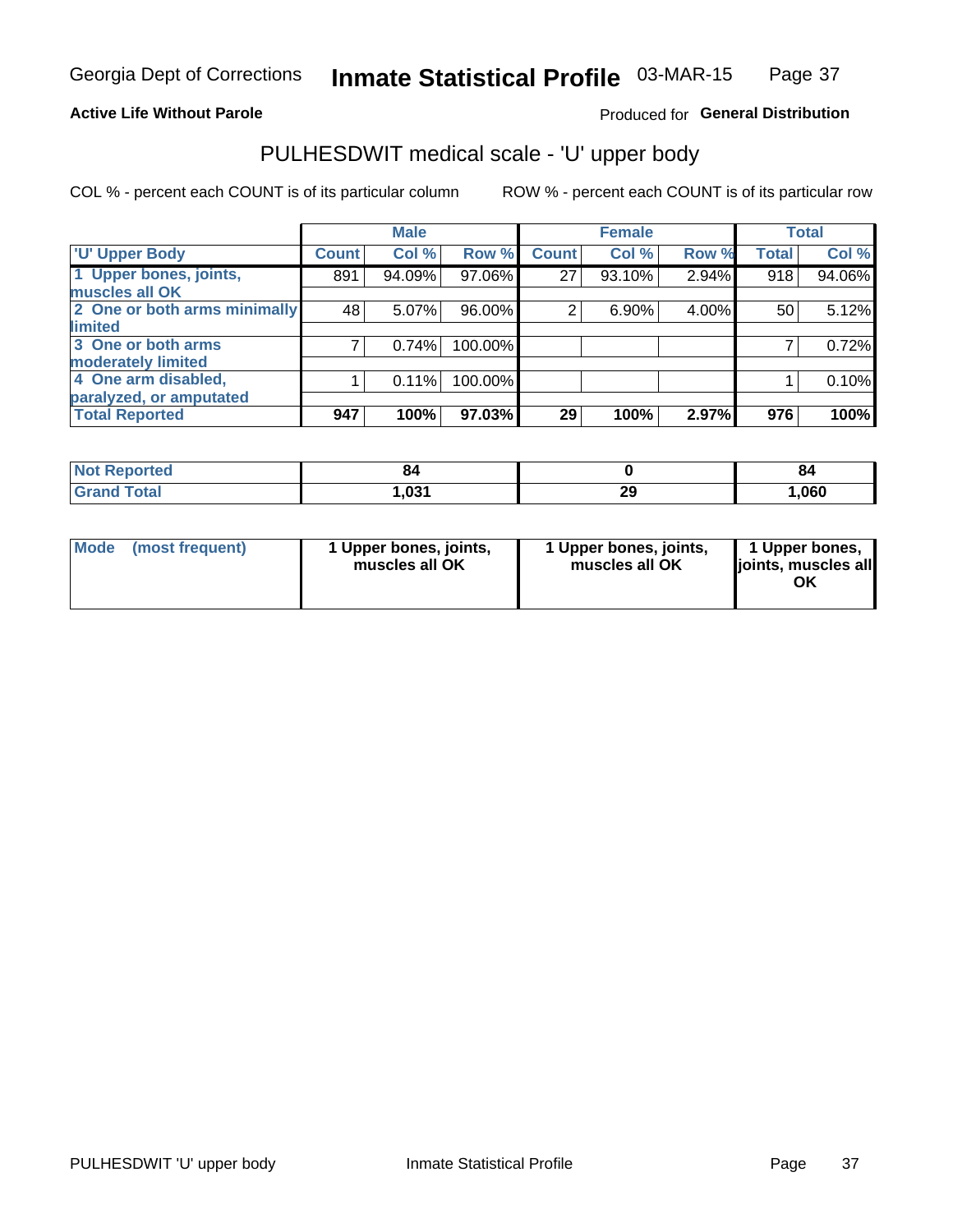Georgia Dept of Corrections **Inmate Statistical Profile** 03-MAR-15

**Active Life Without Parole**

Produced for **General Distribution**

## PULHESDWIT medical scale - 'U' upper body

COL % - percent each COUNT is of its particular column

ROW % - percent each COUNT is of its particular row

| 'U' Upper Body | Male | | | Female | | | Total | |
|---|---|---|---|---|---|---|---|---|
| | Count | Col % | Row % | Count | Col % | Row % | Total | Col % |
| 1 Upper bones, joints, muscles all OK | 891 | 94.09% | 97.06% | 27 | 93.10% | 2.94% | 918 | 94.06% |
| 2 One or both arms minimally limited | 48 | 5.07% | 96.00% | 2 | 6.90% | 4.00% | 50 | 5.12% |
| 3 One or both arms moderately limited | 7 | 0.74% | 100.00% | | | | 7 | 0.72% |
| 4 One arm disabled, paralyzed, or amputated | 1 | 0.11% | 100.00% | | | | 1 | 0.10% |
| **Total Reported** | **947** | **100%** | **97.03%** | **29** | **100%** | **2.97%** | **976** | **100%** |

| | Male | Female | Total |
|---|---|---|---|
| Not Reported | 84 | 0 | 84 |
| Grand Total | 1,031 | 29 | 1,060 |

| | Male | Female | Total |
|---|---|---|---|
| Mode (most frequent) | 1 Upper bones, joints, muscles all OK | 1 Upper bones, joints, muscles all OK | 1 Upper bones, joints, muscles all OK |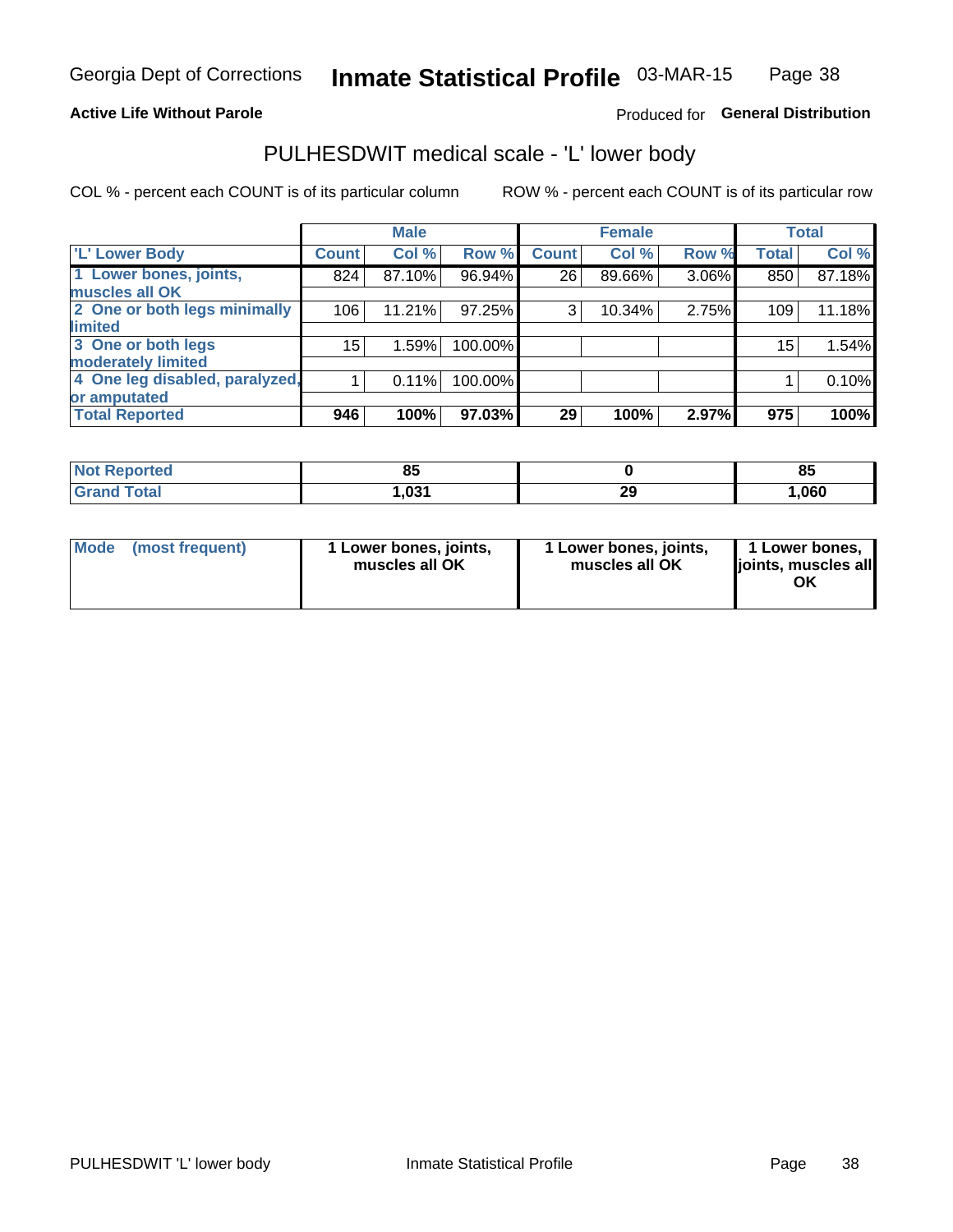Georgia Dept of Corrections **Inmate Statistical Profile** 03-MAR-15

**Active Life Without Parole**

Produced for **General Distribution**

## PULHESDWIT medical scale - 'L' lower body

COL % - percent each COUNT is of its particular column

ROW % - percent each COUNT is of its particular row

| | Male | | | Female | | | Total | |
|---|---|---|---|---|---|---|---|---|
| **'L' Lower Body** | **Count** | **Col %** | **Row %** | **Count** | **Col %** | **Row %** | **Total** | **Col %** |
| 1 Lower bones, joints, muscles all OK | 824 | 87.10% | 96.94% | 26 | 89.66% | 3.06% | 850 | 87.18% |
| 2 One or both legs minimally limited | 106 | 11.21% | 97.25% | 3 | 10.34% | 2.75% | 109 | 11.18% |
| 3 One or both legs moderately limited | 15 | 1.59% | 100.00% | | | | 15 | 1.54% |
| 4 One leg disabled, paralyzed, or amputated | 1 | 0.11% | 100.00% | | | | 1 | 0.10% |
| **Total Reported** | **946** | **100%** | **97.03%** | **29** | **100%** | **2.97%** | **975** | **100%** |

| | Male | Female | Total |
|---|---|---|---|
| **Not Reported** | **85** | **0** | **85** |
| **Grand Total** | **1,031** | **29** | **1,060** |

| | Male | Female | Total |
|---|---|---|---|
| **Mode (most frequent)** | **1 Lower bones, joints, muscles all OK** | **1 Lower bones, joints, muscles all OK** | **1 Lower bones, joints, muscles all OK** |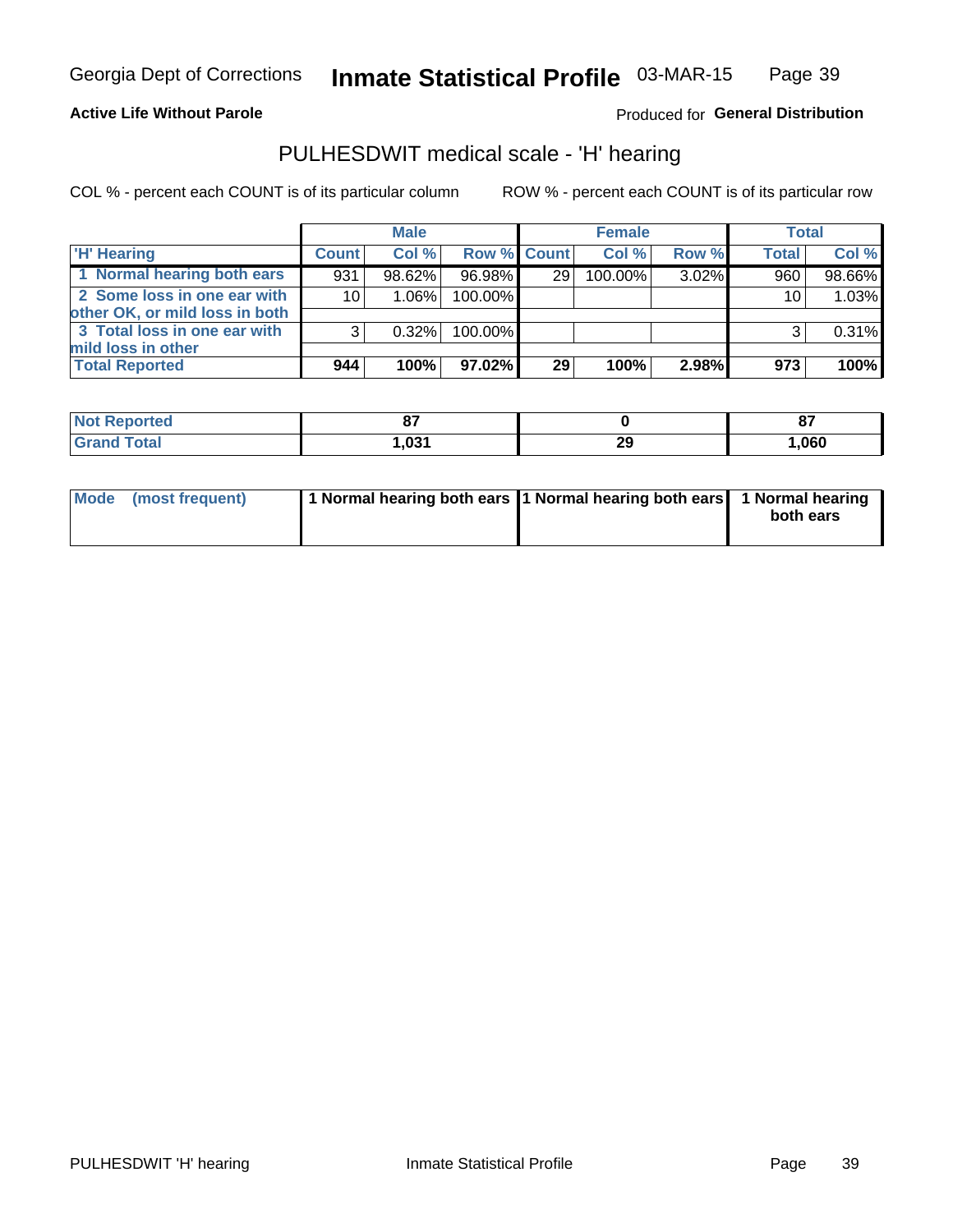Georgia Dept of Corrections **Inmate Statistical Profile** 03-MAR-15

**Active Life Without Parole**

Produced for **General Distribution**

## PULHESDWIT medical scale - 'H' hearing

COL % - percent each COUNT is of its particular column

ROW % - percent each COUNT is of its particular row

| | Male | | | Female | | | Total | |
|---|---|---|---|---|---|---|---|---|
| 'H' Hearing | Count | Col % | Row % | Count | Col % | Row % | Total | Col % |
| 1 Normal hearing both ears | 931 | 98.62% | 96.98% | 29 | 100.00% | 3.02% | 960 | 98.66% |
| 2 Some loss in one ear with other OK, or mild loss in both | 10 | 1.06% | 100.00% | | | | 10 | 1.03% |
| 3 Total loss in one ear with mild loss in other | 3 | 0.32% | 100.00% | | | | 3 | 0.31% |
| **Total Reported** | **944** | **100%** | **97.02%** | **29** | **100%** | **2.98%** | **973** | **100%** |

| | Male | Female | Total |
|---|---|---|---|
| Not Reported | 87 | 0 | 87 |
| Grand Total | 1,031 | 29 | 1,060 |

| | Male | Female | Total |
|---|---|---|---|
| Mode (most frequent) | 1 Normal hearing both ears | 1 Normal hearing both ears | 1 Normal hearing both ears |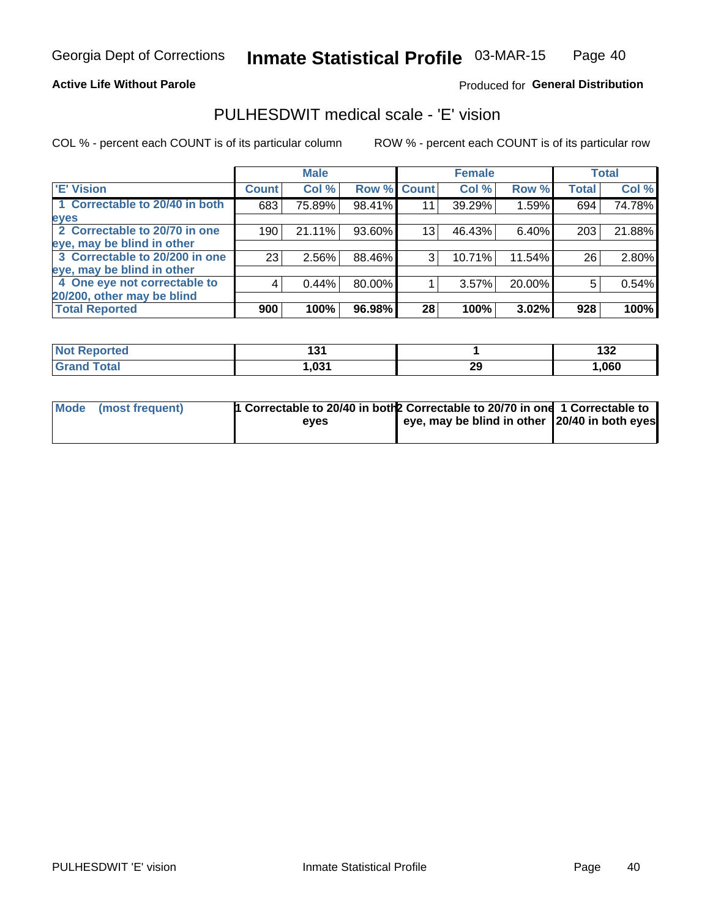Georgia Dept of Corrections **Inmate Statistical Profile** 03-MAR-15

**Active Life Without Parole**

Produced for **General Distribution**

## PULHESDWIT medical scale - 'E' vision

COL % - percent each COUNT is of its particular column ROW % - percent each COUNT is of its particular row

| | Male | | | Female | | | Total | |
|---|---|---|---|---|---|---|---|---|
| **'E' Vision** | **Count** | **Col %** | **Row %** | **Count** | **Col %** | **Row %** | **Total** | **Col %** |
| **1 Correctable to 20/40 in both eyes** | 683 | 75.89% | 98.41% | 11 | 39.29% | 1.59% | 694 | 74.78% |
| **2 Correctable to 20/70 in one eye, may be blind in other** | 190 | 21.11% | 93.60% | 13 | 46.43% | 6.40% | 203 | 21.88% |
| **3 Correctable to 20/200 in one eye, may be blind in other** | 23 | 2.56% | 88.46% | 3 | 10.71% | 11.54% | 26 | 2.80% |
| **4 One eye not correctable to 20/200, other may be blind** | 4 | 0.44% | 80.00% | 1 | 3.57% | 20.00% | 5 | 0.54% |
| **Total Reported** | **900** | **100%** | **96.98%** | **28** | **100%** | **3.02%** | **928** | **100%** |

| | Male | Female | Total |
|---|---|---|---|
| **Not Reported** | **131** | **1** | **132** |
| **Grand Total** | **1,031** | **29** | **1,060** |

| | Male | Female | Total |
|---|---|---|---|
| **Mode (most frequent)** | **1 Correctable to 20/40 in both eyes** | **2 Correctable to 20/70 in one eye, may be blind in other** | **1 Correctable to 20/40 in both eyes** |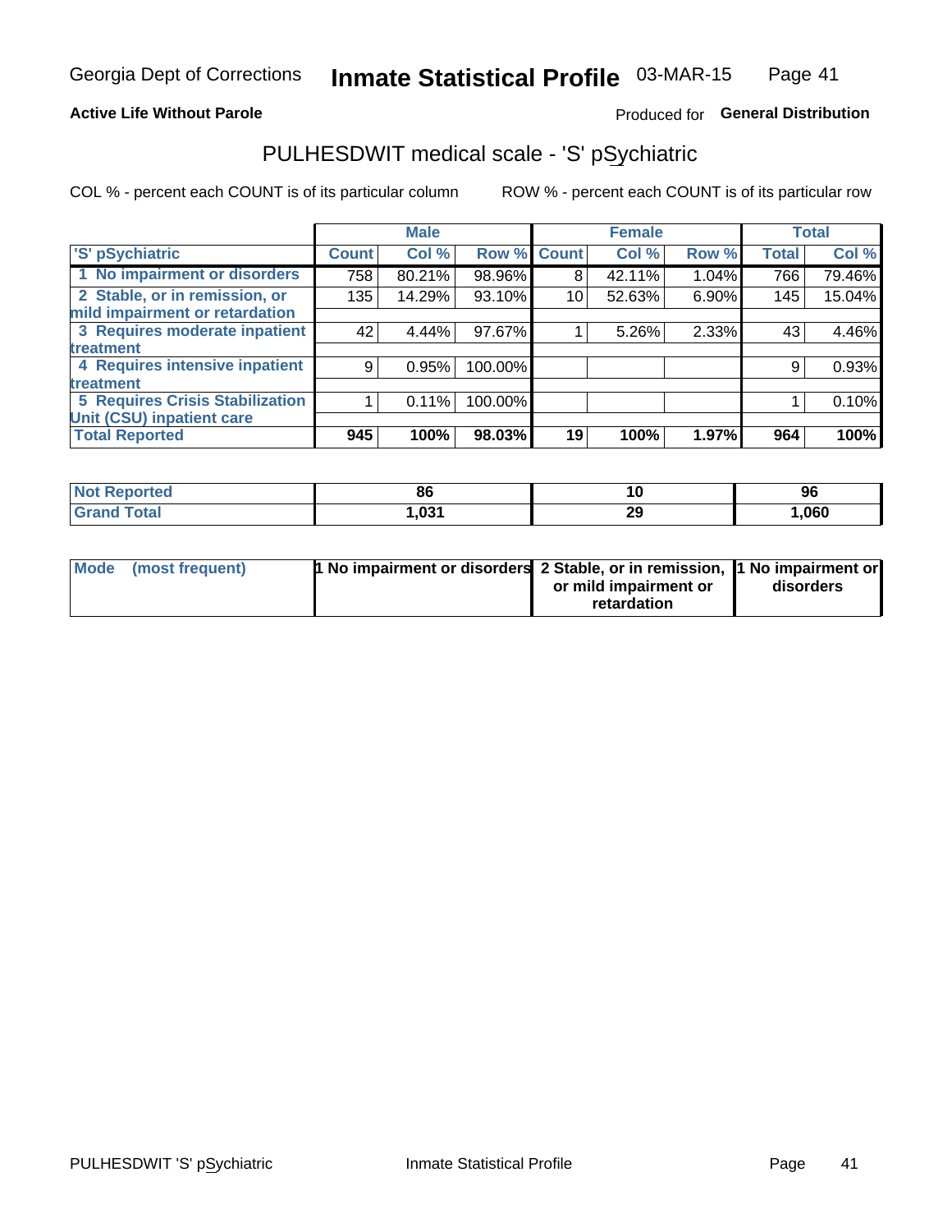Georgia Dept of Corrections **Inmate Statistical Profile** 03-MAR-15

**Active Life Without Parole**

Produced for **General Distribution**

## PULHESDWIT medical scale - 'S' pSychiatric

COL % - percent each COUNT is of its particular column

ROW % - percent each COUNT is of its particular row

| | Male | | | Female | | | Total | |
|---|---|---|---|---|---|---|---|---|
| 'S' pSychiatric | Count | Col % | Row % | Count | Col % | Row % | Total | Col % |
| 1 No impairment or disorders | 758 | 80.21% | 98.96% | 8 | 42.11% | 1.04% | 766 | 79.46% |
| 2 Stable, or in remission, or mild impairment or retardation | 135 | 14.29% | 93.10% | 10 | 52.63% | 6.90% | 145 | 15.04% |
| 3 Requires moderate inpatient treatment | 42 | 4.44% | 97.67% | 1 | 5.26% | 2.33% | 43 | 4.46% |
| 4 Requires intensive inpatient treatment | 9 | 0.95% | 100.00% | | | | 9 | 0.93% |
| 5 Requires Crisis Stabilization Unit (CSU) inpatient care | 1 | 0.11% | 100.00% | | | | 1 | 0.10% |
| **Total Reported** | **945** | **100%** | **98.03%** | **19** | **100%** | **1.97%** | **964** | **100%** |

| | Male | Female | Total |
|---|---|---|---|
| Not Reported | 86 | 10 | 96 |
| Grand Total | 1,031 | 29 | 1,060 |

| | Male | Female | Total |
|---|---|---|---|
| Mode (most frequent) | 1 No impairment or disorders | 2 Stable, or in remission, or mild impairment or retardation | 1 No impairment or disorders |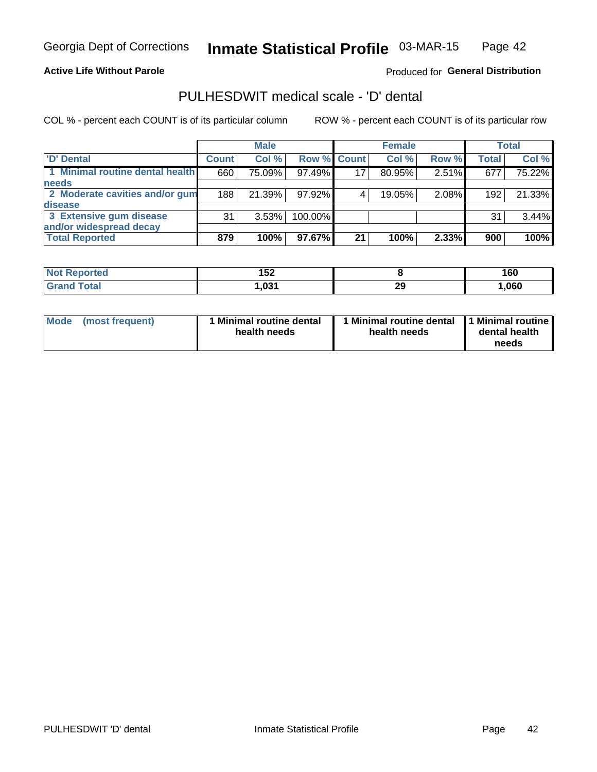Georgia Dept of Corrections **Inmate Statistical Profile** 03-MAR-15

**Active Life Without Parole**

Produced for **General Distribution**

## PULHESDWIT medical scale - 'D' dental

COL % - percent each COUNT is of its particular column ROW % - percent each COUNT is of its particular row

| | Male | | | Female | | | Total | |
|---|---|---|---|---|---|---|---|---|
| 'D' Dental | Count | Col % | Row % | Count | Col % | Row % | Total | Col % |
| 1 Minimal routine dental health needs | 660 | 75.09% | 97.49% | 17 | 80.95% | 2.51% | 677 | 75.22% |
| 2 Moderate cavities and/or gum disease | 188 | 21.39% | 97.92% | 4 | 19.05% | 2.08% | 192 | 21.33% |
| 3 Extensive gum disease and/or widespread decay | 31 | 3.53% | 100.00% | | | | 31 | 3.44% |
| **Total Reported** | **879** | **100%** | **97.67%** | **21** | **100%** | **2.33%** | **900** | **100%** |

| | Male | Female | Total |
|---|---|---|---|
| Not Reported | 152 | 8 | 160 |
| Grand Total | 1,031 | 29 | 1,060 |

| | Male | Female | Total |
|---|---|---|---|
| Mode (most frequent) | 1 Minimal routine dental health needs | 1 Minimal routine dental health needs | 1 Minimal routine dental health needs |

PULHESDWIT 'D' dental Inmate Statistical Profile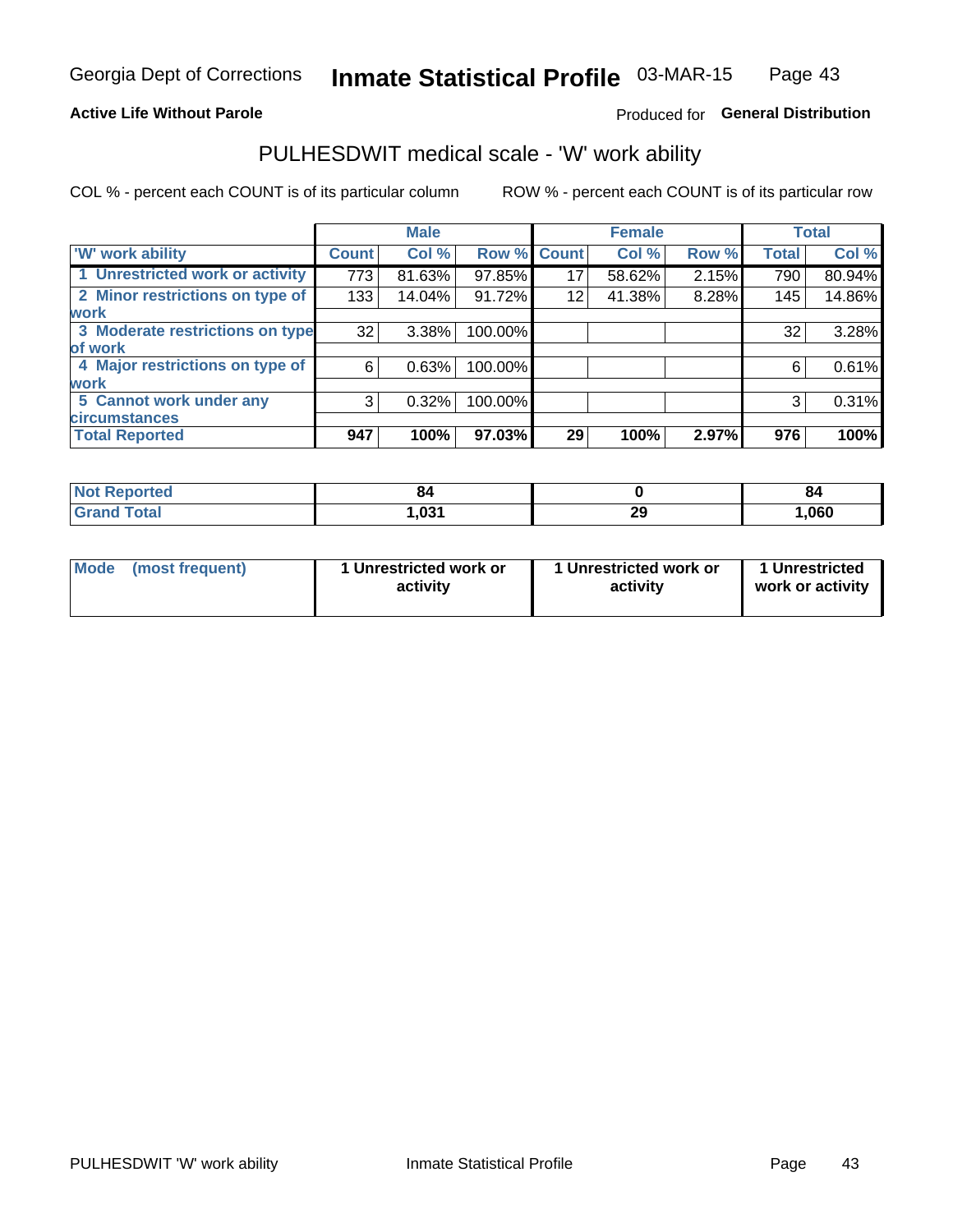Georgia Dept of Corrections **Inmate Statistical Profile** 03-MAR-15

**Active Life Without Parole**

Produced for **General Distribution**

## PULHESDWIT medical scale - 'W' work ability

COL % - percent each COUNT is of its particular column ROW % - percent each COUNT is of its particular row

| | Male | | | Female | | | Total | |
|---|---|---|---|---|---|---|---|---|
| 'W' work ability | Count | Col % | Row % | Count | Col % | Row % | Total | Col % |
| 1 Unrestricted work or activity | 773 | 81.63% | 97.85% | 17 | 58.62% | 2.15% | 790 | 80.94% |
| 2 Minor restrictions on type of work | 133 | 14.04% | 91.72% | 12 | 41.38% | 8.28% | 145 | 14.86% |
| 3 Moderate restrictions on type of work | 32 | 3.38% | 100.00% | | | | 32 | 3.28% |
| 4 Major restrictions on type of work | 6 | 0.63% | 100.00% | | | | 6 | 0.61% |
| 5 Cannot work under any circumstances | 3 | 0.32% | 100.00% | | | | 3 | 0.31% |
| **Total Reported** | **947** | **100%** | **97.03%** | **29** | **100%** | **2.97%** | **976** | **100%** |

| | Male | Female | Total |
|---|---|---|---|
| Not Reported | 84 | 0 | 84 |
| Grand Total | 1,031 | 29 | 1,060 |

| | Male | Female | Total |
|---|---|---|---|
| Mode (most frequent) | 1 Unrestricted work or activity | 1 Unrestricted work or activity | 1 Unrestricted work or activity |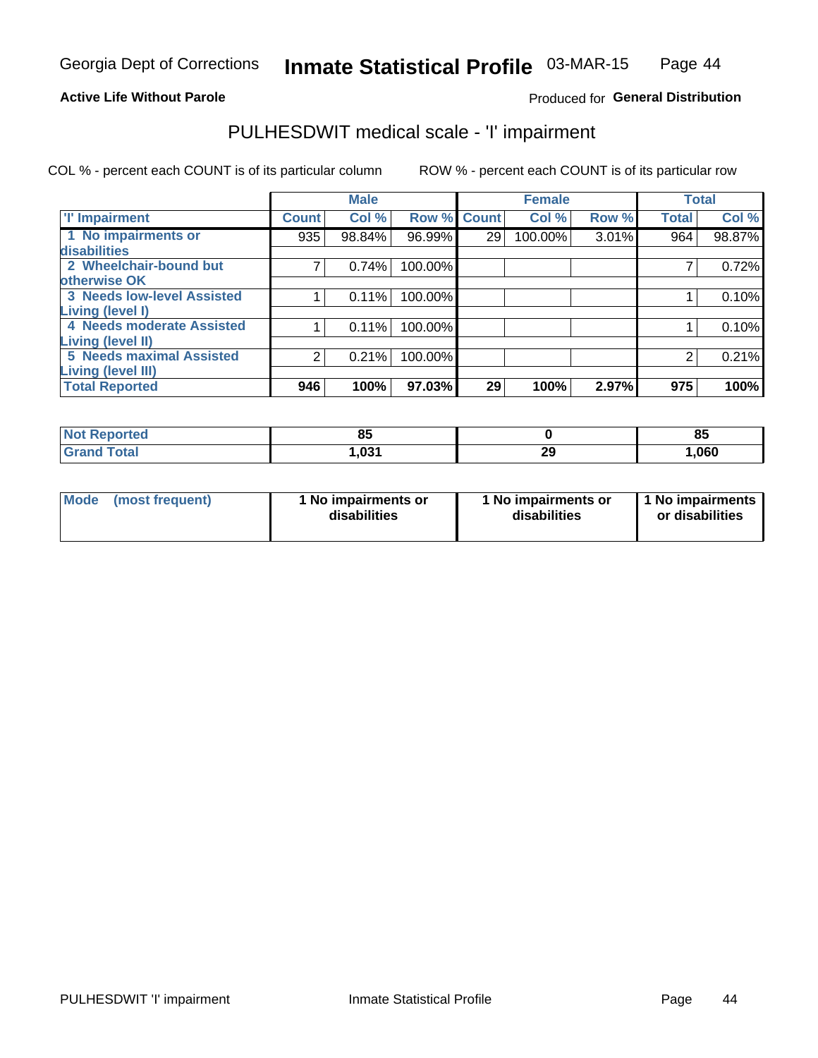Georgia Dept of Corrections **Inmate Statistical Profile** 03-MAR-15

**Active Life Without Parole**

Produced for **General Distribution**

## PULHESDWIT medical scale - 'I' impairment

COL % - percent each COUNT is of its particular column ROW % - percent each COUNT is of its particular row

| | Male | | | Female | | | Total | |
|---|---|---|---|---|---|---|---|---|
| 'I' Impairment | Count | Col % | Row % | Count | Col % | Row % | Total | Col % |
| 1 No impairments or disabilities | 935 | 98.84% | 96.99% | 29 | 100.00% | 3.01% | 964 | 98.87% |
| 2 Wheelchair-bound but otherwise OK | 7 | 0.74% | 100.00% | | | | 7 | 0.72% |
| 3 Needs low-level Assisted Living (level I) | 1 | 0.11% | 100.00% | | | | 1 | 0.10% |
| 4 Needs moderate Assisted Living (level II) | 1 | 0.11% | 100.00% | | | | 1 | 0.10% |
| 5 Needs maximal Assisted Living (level III) | 2 | 0.21% | 100.00% | | | | 2 | 0.21% |
| **Total Reported** | **946** | **100%** | **97.03%** | **29** | **100%** | **2.97%** | **975** | **100%** |

| | Male | Female | Total |
|---|---|---|---|
| Not Reported | 85 | 0 | 85 |
| Grand Total | 1,031 | 29 | 1,060 |

| | Male | Female | Total |
|---|---|---|---|
| Mode (most frequent) | 1 No impairments or disabilities | 1 No impairments or disabilities | 1 No impairments or disabilities |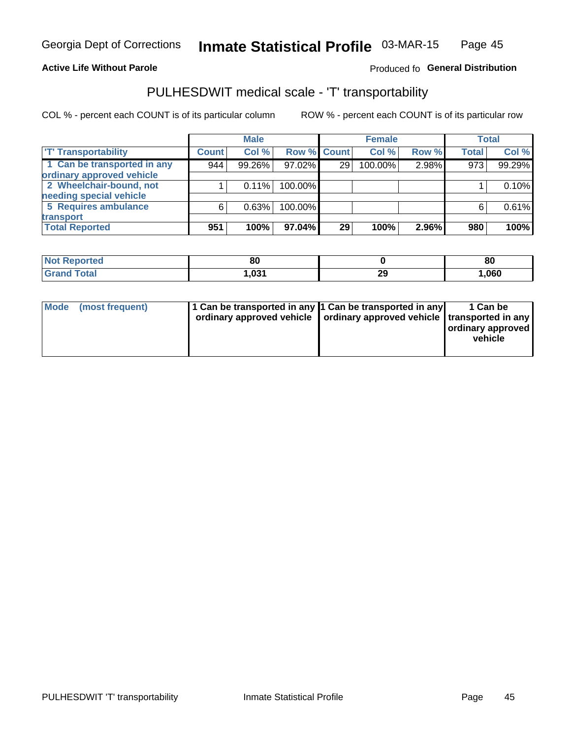Georgia Dept of Corrections **Inmate Statistical Profile** 03-MAR-15

**Active Life Without Parole** Produced fo **General Distribution**

## PULHESDWIT medical scale - 'T' transportability

COL % - percent each COUNT is of its particular column     ROW % - percent each COUNT is of its particular row

| | Male | | | Female | | | Total | |
|---|---|---|---|---|---|---|---|---|
| 'T' Transportability | Count | Col % | Row % | Count | Col % | Row % | Total | Col % |
| 1 Can be transported in any ordinary approved vehicle | 944 | 99.26% | 97.02% | 29 | 100.00% | 2.98% | 973 | 99.29% |
| 2 Wheelchair-bound, not needing special vehicle | 1 | 0.11% | 100.00% | | | | 1 | 0.10% |
| 5 Requires ambulance transport | 6 | 0.63% | 100.00% | | | | 6 | 0.61% |
| **Total Reported** | **951** | **100%** | **97.04%** | **29** | **100%** | **2.96%** | **980** | **100%** |

| | Male | Female | Total |
|---|---|---|---|
| Not Reported | 80 | 0 | 80 |
| Grand Total | 1,031 | 29 | 1,060 |

| | Male | Female | Total |
|---|---|---|---|
| Mode (most frequent) | 1 Can be transported in any ordinary approved vehicle | 1 Can be transported in any ordinary approved vehicle | 1 Can be transported in any ordinary approved vehicle |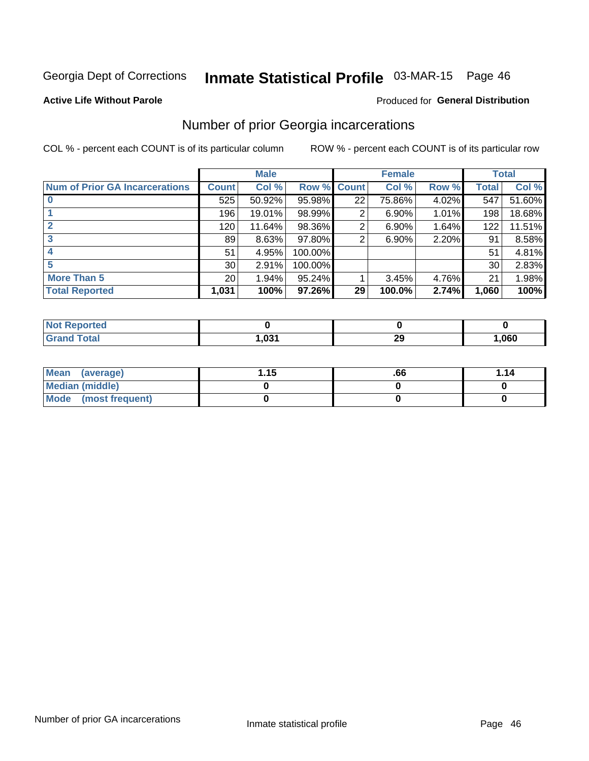Georgia Dept of Corrections **Inmate Statistical Profile** 03-MAR-15

**Active Life Without Parole**

Produced for **General Distribution**

## Number of prior Georgia incarcerations

COL % - percent each COUNT is of its particular column

ROW % - percent each COUNT is of its particular row

| | Male | | | Female | | | Total | |
|---|---|---|---|---|---|---|---|---|
| **Num of Prior GA Incarcerations** | **Count** | **Col %** | **Row %** | **Count** | **Col %** | **Row %** | **Total** | **Col %** |
| **0** | 525 | 50.92% | 95.98% | 22 | 75.86% | 4.02% | 547 | 51.60% |
| **1** | 196 | 19.01% | 98.99% | 2 | 6.90% | 1.01% | 198 | 18.68% |
| **2** | 120 | 11.64% | 98.36% | 2 | 6.90% | 1.64% | 122 | 11.51% |
| **3** | 89 | 8.63% | 97.80% | 2 | 6.90% | 2.20% | 91 | 8.58% |
| **4** | 51 | 4.95% | 100.00% | | | | 51 | 4.81% |
| **5** | 30 | 2.91% | 100.00% | | | | 30 | 2.83% |
| **More Than 5** | 20 | 1.94% | 95.24% | 1 | 3.45% | 4.76% | 21 | 1.98% |
| **Total Reported** | **1,031** | **100%** | **97.26%** | **29** | **100.0%** | **2.74%** | **1,060** | **100%** |

| | Male | Female | Total |
|---|---|---|---|
| **Not Reported** | **0** | **0** | **0** |
| **Grand Total** | **1,031** | **29** | **1,060** |

| | Male | Female | Total |
|---|---|---|---|
| **Mean (average)** | **1.15** | **.66** | **1.14** |
| **Median (middle)** | **0** | **0** | **0** |
| **Mode (most frequent)** | **0** | **0** | **0** |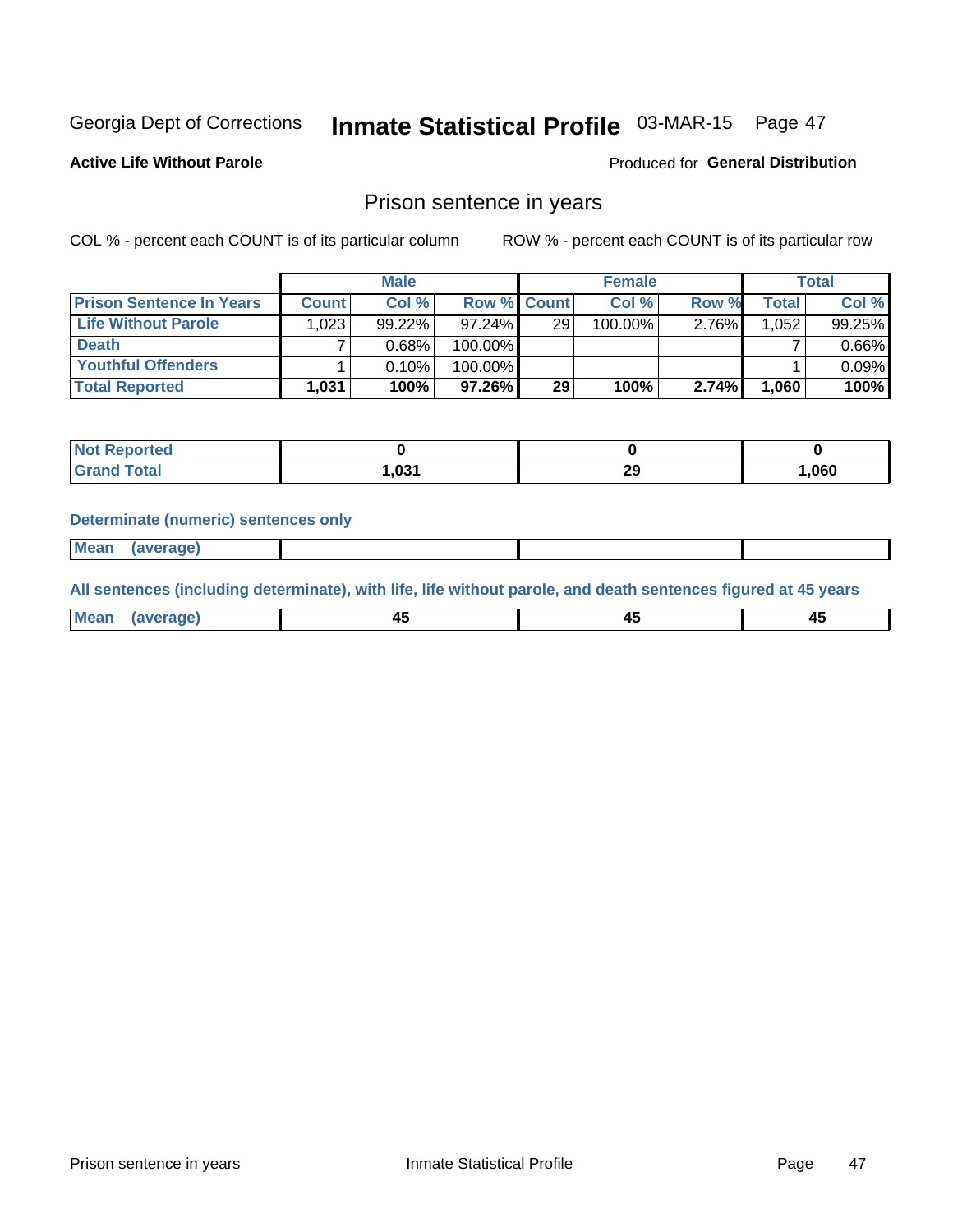Georgia Dept of Corrections **Inmate Statistical Profile** 03-MAR-15

**Active Life Without Parole**

Produced for **General Distribution**

## Prison sentence in years

COL % - percent each COUNT is of its particular column

ROW % - percent each COUNT is of its particular row

| | Male | | | Female | | | Total | |
|---|---|---|---|---|---|---|---|---|
| **Prison Sentence In Years** | **Count** | **Col %** | **Row %** | **Count** | **Col %** | **Row %** | **Total** | **Col %** |
| **Life Without Parole** | 1,023 | 99.22% | 97.24% | 29 | 100.00% | 2.76% | 1,052 | 99.25% |
| **Death** | 7 | 0.68% | 100.00% | | | | 7 | 0.66% |
| **Youthful Offenders** | 1 | 0.10% | 100.00% | | | | 1 | 0.09% |
| **Total Reported** | **1,031** | **100%** | **97.26%** | **29** | **100%** | **2.74%** | **1,060** | **100%** |

| | Male | Female | Total |
|---|---|---|---|
| **Not Reported** | **0** | **0** | **0** |
| **Grand Total** | **1,031** | **29** | **1,060** |

**Determinate (numeric) sentences only**

| | Male | Female | Total |
|---|---|---|---|
| **Mean (average)** | | | |

**All sentences (including determinate), with life, life without parole, and death sentences figured at 45 years**

| | Male | Female | Total |
|---|---|---|---|
| **Mean (average)** | **45** | **45** | **45** |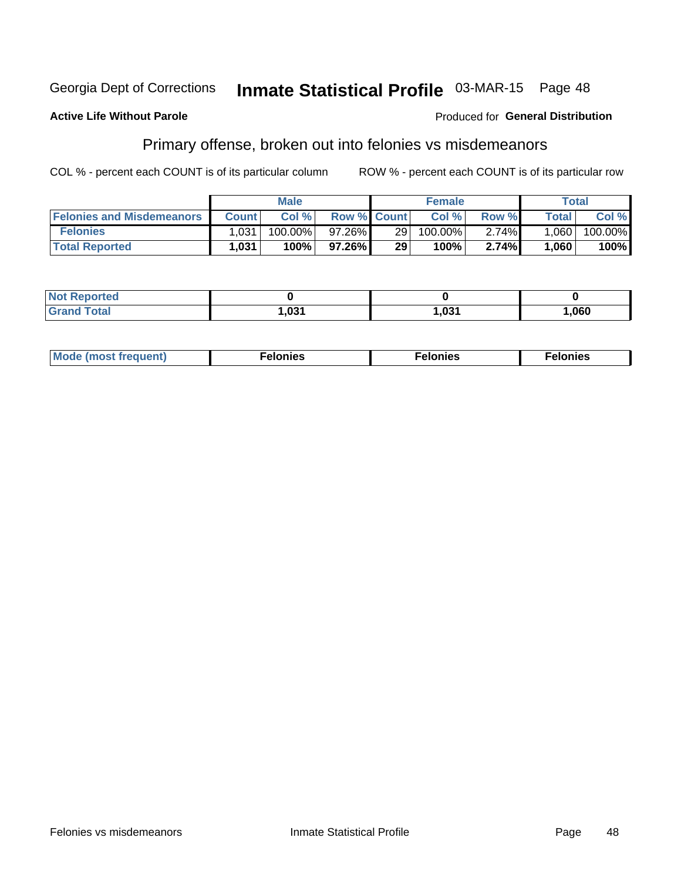Georgia Dept of Corrections **Inmate Statistical Profile** 03-MAR-15

**Active Life Without Parole**

Produced for **General Distribution**

## Primary offense, broken out into felonies vs misdemeanors

COL % - percent each COUNT is of its particular column     ROW % - percent each COUNT is of its particular row

| | Male | | | Female | | | Total | |
|---|---|---|---|---|---|---|---|---|
| **Felonies and Misdemeanors** | **Count** | **Col %** | **Row %** | **Count** | **Col %** | **Row %** | **Total** | **Col %** |
| **Felonies** | 1,031 | 100.00% | 97.26% | 29 | 100.00% | 2.74% | 1,060 | 100.00% |
| **Total Reported** | **1,031** | **100%** | **97.26%** | **29** | **100%** | **2.74%** | **1,060** | **100%** |

| | Male | Female | Total |
|---|---|---|---|
| **Not Reported** | **0** | **0** | **0** |
| **Grand Total** | **1,031** | **1,031** | **1,060** |

| | Male | Female | Total |
|---|---|---|---|
| **Mode (most frequent)** | **Felonies** | **Felonies** | **Felonies** |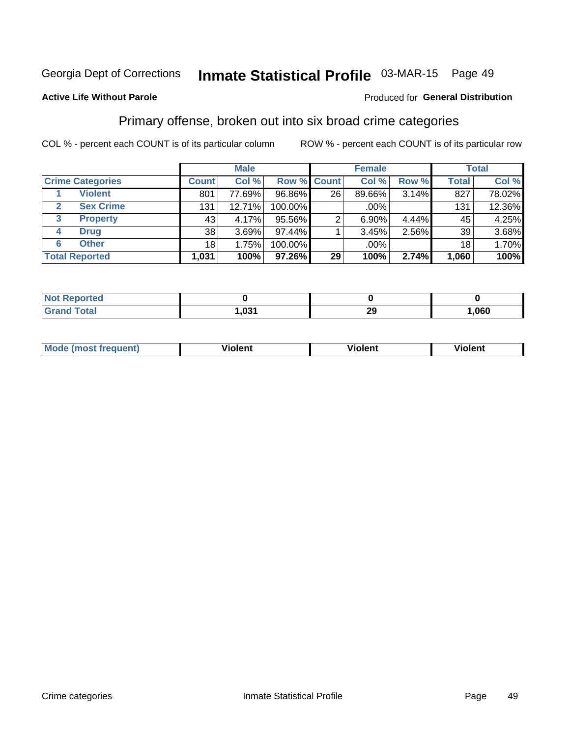Georgia Dept of Corrections **Inmate Statistical Profile** 03-MAR-15 Page 49

**Active Life Without Parole**

Produced for **General Distribution**

## Primary offense, broken out into six broad crime categories

COL % - percent each COUNT is of its particular column

ROW % - percent each COUNT is of its particular row

| | | Male | | | Female | | | Total | |
|---|---|---|---|---|---|---|---|---|---|
| **Crime Categories** | | **Count** | **Col %** | **Row %** | **Count** | **Col %** | **Row %** | **Total** | **Col %** |
| 1 | **Violent** | 801 | 77.69% | 96.86% | 26 | 89.66% | 3.14% | 827 | 78.02% |
| 2 | **Sex Crime** | 131 | 12.71% | 100.00% | | .00% | | 131 | 12.36% |
| 3 | **Property** | 43 | 4.17% | 95.56% | 2 | 6.90% | 4.44% | 45 | 4.25% |
| 4 | **Drug** | 38 | 3.69% | 97.44% | 1 | 3.45% | 2.56% | 39 | 3.68% |
| 6 | **Other** | 18 | 1.75% | 100.00% | | .00% | | 18 | 1.70% |
| **Total Reported** | | **1,031** | **100%** | **97.26%** | **29** | **100%** | **2.74%** | **1,060** | **100%** |

| | Male | Female | Total |
|---|---|---|---|
| **Not Reported** | **0** | **0** | **0** |
| **Grand Total** | **1,031** | **29** | **1,060** |

| | Male | Female | Total |
|---|---|---|---|
| **Mode (most frequent)** | **Violent** | **Violent** | **Violent** |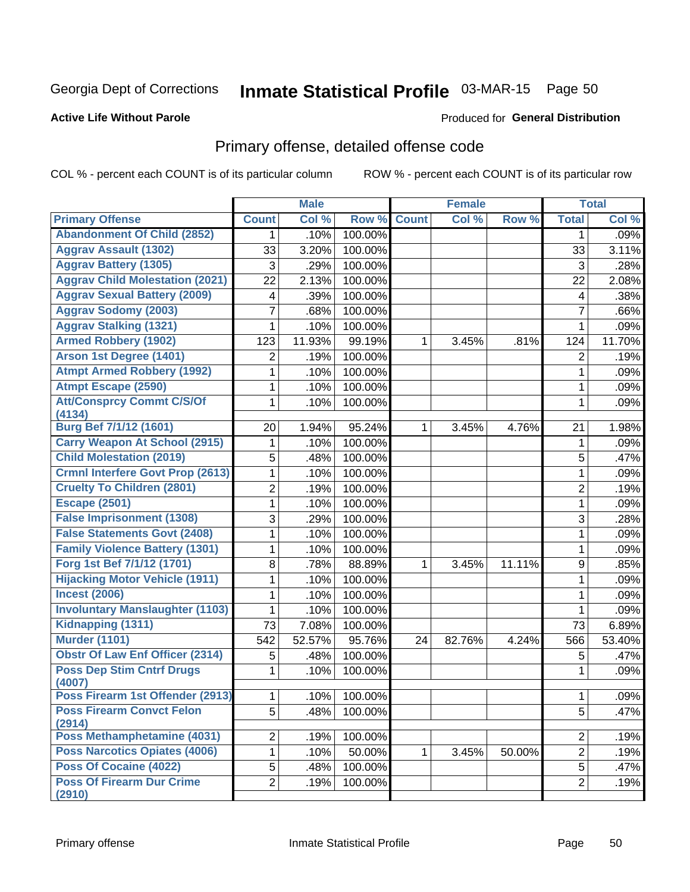Georgia Dept of Corrections **Inmate Statistical Profile** 03-MAR-15

**Active Life Without Parole**

Produced for **General Distribution**

## Primary offense, detailed offense code

COL % - percent each COUNT is of its particular column        ROW % - percent each COUNT is of its particular row

| | Male | | | Female | | | Total | |
|---|---|---|---|---|---|---|---|---|
| **Primary Offense** | **Count** | **Col %** | **Row %** | **Count** | **Col %** | **Row %** | **Total** | **Col %** |
| Abandonment Of Child (2852) | 1 | .10% | 100.00% | | | | 1 | .09% |
| Aggrav Assault (1302) | 33 | 3.20% | 100.00% | | | | 33 | 3.11% |
| Aggrav Battery (1305) | 3 | .29% | 100.00% | | | | 3 | .28% |
| Aggrav Child Molestation (2021) | 22 | 2.13% | 100.00% | | | | 22 | 2.08% |
| Aggrav Sexual Battery (2009) | 4 | .39% | 100.00% | | | | 4 | .38% |
| Aggrav Sodomy (2003) | 7 | .68% | 100.00% | | | | 7 | .66% |
| Aggrav Stalking (1321) | 1 | .10% | 100.00% | | | | 1 | .09% |
| Armed Robbery (1902) | 123 | 11.93% | 99.19% | 1 | 3.45% | .81% | 124 | 11.70% |
| Arson 1st Degree (1401) | 2 | .19% | 100.00% | | | | 2 | .19% |
| Atmpt Armed Robbery (1992) | 1 | .10% | 100.00% | | | | 1 | .09% |
| Atmpt Escape (2590) | 1 | .10% | 100.00% | | | | 1 | .09% |
| Att/Consprcy Commt C/S/Of (4134) | 1 | .10% | 100.00% | | | | 1 | .09% |
| Burg Bef 7/1/12 (1601) | 20 | 1.94% | 95.24% | 1 | 3.45% | 4.76% | 21 | 1.98% |
| Carry Weapon At School (2915) | 1 | .10% | 100.00% | | | | 1 | .09% |
| Child Molestation (2019) | 5 | .48% | 100.00% | | | | 5 | .47% |
| Crmnl Interfere Govt Prop (2613) | 1 | .10% | 100.00% | | | | 1 | .09% |
| Cruelty To Children (2801) | 2 | .19% | 100.00% | | | | 2 | .19% |
| Escape (2501) | 1 | .10% | 100.00% | | | | 1 | .09% |
| False Imprisonment (1308) | 3 | .29% | 100.00% | | | | 3 | .28% |
| False Statements Govt (2408) | 1 | .10% | 100.00% | | | | 1 | .09% |
| Family Violence Battery (1301) | 1 | .10% | 100.00% | | | | 1 | .09% |
| Forg 1st Bef 7/1/12 (1701) | 8 | .78% | 88.89% | 1 | 3.45% | 11.11% | 9 | .85% |
| Hijacking Motor Vehicle (1911) | 1 | .10% | 100.00% | | | | 1 | .09% |
| Incest (2006) | 1 | .10% | 100.00% | | | | 1 | .09% |
| Involuntary Manslaughter (1103) | 1 | .10% | 100.00% | | | | 1 | .09% |
| Kidnapping (1311) | 73 | 7.08% | 100.00% | | | | 73 | 6.89% |
| Murder (1101) | 542 | 52.57% | 95.76% | 24 | 82.76% | 4.24% | 566 | 53.40% |
| Obstr Of Law Enf Officer (2314) | 5 | .48% | 100.00% | | | | 5 | .47% |
| Poss Dep Stim Cntrf Drugs (4007) | 1 | .10% | 100.00% | | | | 1 | .09% |
| Poss Firearm 1st Offender (2913) | 1 | .10% | 100.00% | | | | 1 | .09% |
| Poss Firearm Convct Felon (2914) | 5 | .48% | 100.00% | | | | 5 | .47% |
| Poss Methamphetamine (4031) | 2 | .19% | 100.00% | | | | 2 | .19% |
| Poss Narcotics Opiates (4006) | 1 | .10% | 50.00% | 1 | 3.45% | 50.00% | 2 | .19% |
| Poss Of Cocaine (4022) | 5 | .48% | 100.00% | | | | 5 | .47% |
| Poss Of Firearm Dur Crime (2910) | 2 | .19% | 100.00% | | | | 2 | .19% |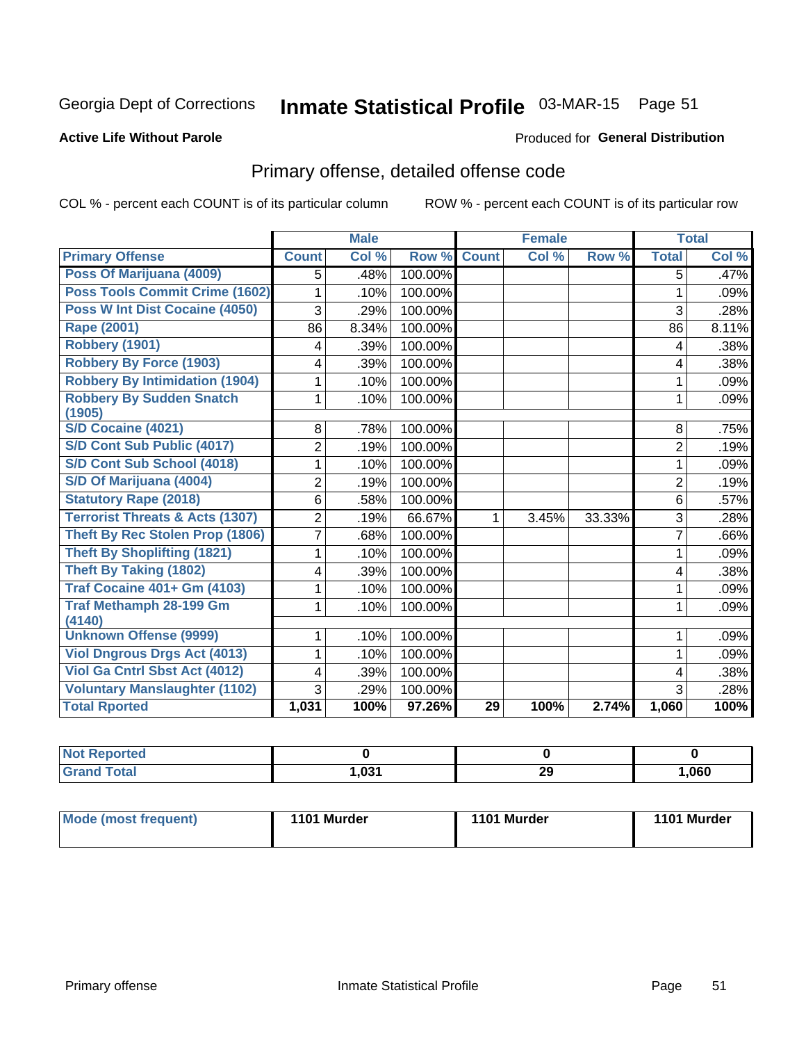Georgia Dept of Corrections **Inmate Statistical Profile** 03-MAR-15

**Active Life Without Parole**

Produced for **General Distribution**

## Primary offense, detailed offense code

COL % - percent each COUNT is of its particular column ROW % - percent each COUNT is of its particular row

| | Male | | | Female | | | Total | |
|---|---|---|---|---|---|---|---|---|
| **Primary Offense** | **Count** | **Col %** | **Row %** | **Count** | **Col %** | **Row %** | **Total** | **Col %** |
| Poss Of Marijuana (4009) | 5 | .48% | 100.00% | | | | 5 | .47% |
| Poss Tools Commit Crime (1602) | 1 | .10% | 100.00% | | | | 1 | .09% |
| Poss W Int Dist Cocaine (4050) | 3 | .29% | 100.00% | | | | 3 | .28% |
| Rape (2001) | 86 | 8.34% | 100.00% | | | | 86 | 8.11% |
| Robbery (1901) | 4 | .39% | 100.00% | | | | 4 | .38% |
| Robbery By Force (1903) | 4 | .39% | 100.00% | | | | 4 | .38% |
| Robbery By Intimidation (1904) | 1 | .10% | 100.00% | | | | 1 | .09% |
| Robbery By Sudden Snatch (1905) | 1 | .10% | 100.00% | | | | 1 | .09% |
| S/D Cocaine (4021) | 8 | .78% | 100.00% | | | | 8 | .75% |
| S/D Cont Sub Public (4017) | 2 | .19% | 100.00% | | | | 2 | .19% |
| S/D Cont Sub School (4018) | 1 | .10% | 100.00% | | | | 1 | .09% |
| S/D Of Marijuana (4004) | 2 | .19% | 100.00% | | | | 2 | .19% |
| Statutory Rape (2018) | 6 | .58% | 100.00% | | | | 6 | .57% |
| Terrorist Threats & Acts (1307) | 2 | .19% | 66.67% | 1 | 3.45% | 33.33% | 3 | .28% |
| Theft By Rec Stolen Prop (1806) | 7 | .68% | 100.00% | | | | 7 | .66% |
| Theft By Shoplifting (1821) | 1 | .10% | 100.00% | | | | 1 | .09% |
| Theft By Taking (1802) | 4 | .39% | 100.00% | | | | 4 | .38% |
| Traf Cocaine 401+ Gm (4103) | 1 | .10% | 100.00% | | | | 1 | .09% |
| Traf Methamph 28-199 Gm (4140) | 1 | .10% | 100.00% | | | | 1 | .09% |
| Unknown Offense (9999) | 1 | .10% | 100.00% | | | | 1 | .09% |
| Viol Dngrous Drgs Act (4013) | 1 | .10% | 100.00% | | | | 1 | .09% |
| Viol Ga Cntrl Sbst Act (4012) | 4 | .39% | 100.00% | | | | 4 | .38% |
| Voluntary Manslaughter (1102) | 3 | .29% | 100.00% | | | | 3 | .28% |
| **Total Rported** | **1,031** | **100%** | **97.26%** | **29** | **100%** | **2.74%** | **1,060** | **100%** |

| | Male | Female | Total |
|---|---|---|---|
| Not Reported | 0 | 0 | 0 |
| Grand Total | 1,031 | 29 | 1,060 |

| | Male | Female | Total |
|---|---|---|---|
| Mode (most frequent) | 1101 Murder | 1101 Murder | 1101 Murder |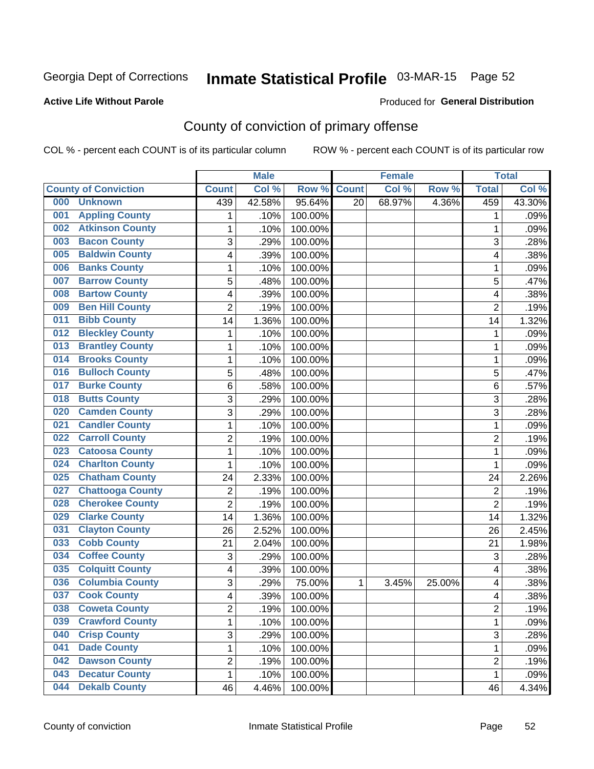Georgia Dept of Corrections **Inmate Statistical Profile** 03-MAR-15

**Active Life Without Parole**

Produced for **General Distribution**

## County of conviction of primary offense

COL % - percent each COUNT is of its particular column ROW % - percent each COUNT is of its particular row

| County of Conviction | Male | | | Female | | | Total | |
|---|---|---|---|---|---|---|---|---|
| | Count | Col % | Row % | Count | Col % | Row % | Total | Col % |
| 000 Unknown | 439 | 42.58% | 95.64% | 20 | 68.97% | 4.36% | 459 | 43.30% |
| 001 Appling County | 1 | .10% | 100.00% | | | | 1 | .09% |
| 002 Atkinson County | 1 | .10% | 100.00% | | | | 1 | .09% |
| 003 Bacon County | 3 | .29% | 100.00% | | | | 3 | .28% |
| 005 Baldwin County | 4 | .39% | 100.00% | | | | 4 | .38% |
| 006 Banks County | 1 | .10% | 100.00% | | | | 1 | .09% |
| 007 Barrow County | 5 | .48% | 100.00% | | | | 5 | .47% |
| 008 Bartow County | 4 | .39% | 100.00% | | | | 4 | .38% |
| 009 Ben Hill County | 2 | .19% | 100.00% | | | | 2 | .19% |
| 011 Bibb County | 14 | 1.36% | 100.00% | | | | 14 | 1.32% |
| 012 Bleckley County | 1 | .10% | 100.00% | | | | 1 | .09% |
| 013 Brantley County | 1 | .10% | 100.00% | | | | 1 | .09% |
| 014 Brooks County | 1 | .10% | 100.00% | | | | 1 | .09% |
| 016 Bulloch County | 5 | .48% | 100.00% | | | | 5 | .47% |
| 017 Burke County | 6 | .58% | 100.00% | | | | 6 | .57% |
| 018 Butts County | 3 | .29% | 100.00% | | | | 3 | .28% |
| 020 Camden County | 3 | .29% | 100.00% | | | | 3 | .28% |
| 021 Candler County | 1 | .10% | 100.00% | | | | 1 | .09% |
| 022 Carroll County | 2 | .19% | 100.00% | | | | 2 | .19% |
| 023 Catoosa County | 1 | .10% | 100.00% | | | | 1 | .09% |
| 024 Charlton County | 1 | .10% | 100.00% | | | | 1 | .09% |
| 025 Chatham County | 24 | 2.33% | 100.00% | | | | 24 | 2.26% |
| 027 Chattooga County | 2 | .19% | 100.00% | | | | 2 | .19% |
| 028 Cherokee County | 2 | .19% | 100.00% | | | | 2 | .19% |
| 029 Clarke County | 14 | 1.36% | 100.00% | | | | 14 | 1.32% |
| 031 Clayton County | 26 | 2.52% | 100.00% | | | | 26 | 2.45% |
| 033 Cobb County | 21 | 2.04% | 100.00% | | | | 21 | 1.98% |
| 034 Coffee County | 3 | .29% | 100.00% | | | | 3 | .28% |
| 035 Colquitt County | 4 | .39% | 100.00% | | | | 4 | .38% |
| 036 Columbia County | 3 | .29% | 75.00% | 1 | 3.45% | 25.00% | 4 | .38% |
| 037 Cook County | 4 | .39% | 100.00% | | | | 4 | .38% |
| 038 Coweta County | 2 | .19% | 100.00% | | | | 2 | .19% |
| 039 Crawford County | 1 | .10% | 100.00% | | | | 1 | .09% |
| 040 Crisp County | 3 | .29% | 100.00% | | | | 3 | .28% |
| 041 Dade County | 1 | .10% | 100.00% | | | | 1 | .09% |
| 042 Dawson County | 2 | .19% | 100.00% | | | | 2 | .19% |
| 043 Decatur County | 1 | .10% | 100.00% | | | | 1 | .09% |
| 044 Dekalb County | 46 | 4.46% | 100.00% | | | | 46 | 4.34% |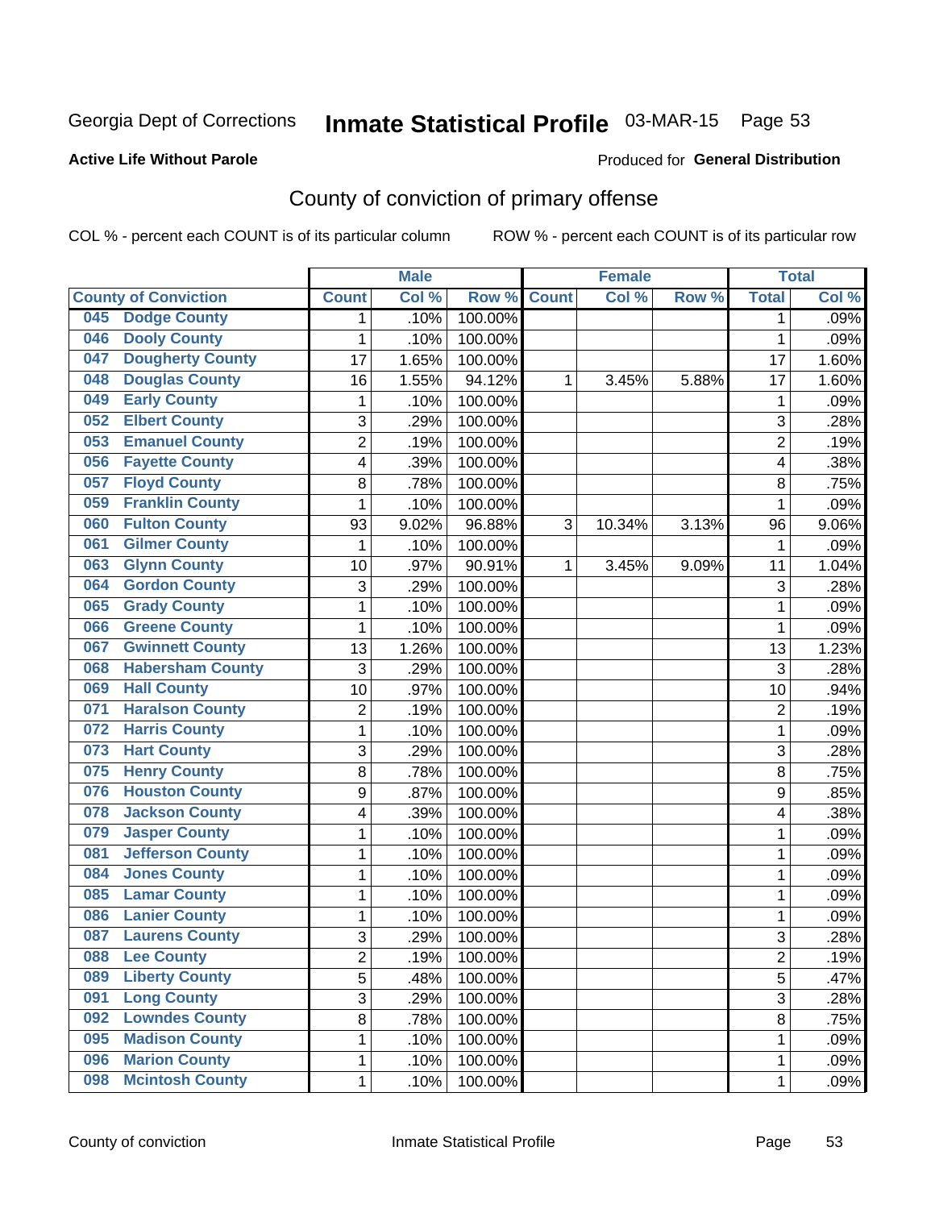Georgia Dept of Corrections **Inmate Statistical Profile** 03-MAR-15

**Active Life Without Parole**

Produced for **General Distribution**

## County of conviction of primary offense

COL % - percent each COUNT is of its particular column ROW % - percent each COUNT is of its particular row

| County of Conviction | Male | | | Female | | | Total | |
|---|---|---|---|---|---|---|---|---|
| | Count | Col % | Row % | Count | Col % | Row % | Total | Col % |
| 045 Dodge County | 1 | .10% | 100.00% | | | | 1 | .09% |
| 046 Dooly County | 1 | .10% | 100.00% | | | | 1 | .09% |
| 047 Dougherty County | 17 | 1.65% | 100.00% | | | | 17 | 1.60% |
| 048 Douglas County | 16 | 1.55% | 94.12% | 1 | 3.45% | 5.88% | 17 | 1.60% |
| 049 Early County | 1 | .10% | 100.00% | | | | 1 | .09% |
| 052 Elbert County | 3 | .29% | 100.00% | | | | 3 | .28% |
| 053 Emanuel County | 2 | .19% | 100.00% | | | | 2 | .19% |
| 056 Fayette County | 4 | .39% | 100.00% | | | | 4 | .38% |
| 057 Floyd County | 8 | .78% | 100.00% | | | | 8 | .75% |
| 059 Franklin County | 1 | .10% | 100.00% | | | | 1 | .09% |
| 060 Fulton County | 93 | 9.02% | 96.88% | 3 | 10.34% | 3.13% | 96 | 9.06% |
| 061 Gilmer County | 1 | .10% | 100.00% | | | | 1 | .09% |
| 063 Glynn County | 10 | .97% | 90.91% | 1 | 3.45% | 9.09% | 11 | 1.04% |
| 064 Gordon County | 3 | .29% | 100.00% | | | | 3 | .28% |
| 065 Grady County | 1 | .10% | 100.00% | | | | 1 | .09% |
| 066 Greene County | 1 | .10% | 100.00% | | | | 1 | .09% |
| 067 Gwinnett County | 13 | 1.26% | 100.00% | | | | 13 | 1.23% |
| 068 Habersham County | 3 | .29% | 100.00% | | | | 3 | .28% |
| 069 Hall County | 10 | .97% | 100.00% | | | | 10 | .94% |
| 071 Haralson County | 2 | .19% | 100.00% | | | | 2 | .19% |
| 072 Harris County | 1 | .10% | 100.00% | | | | 1 | .09% |
| 073 Hart County | 3 | .29% | 100.00% | | | | 3 | .28% |
| 075 Henry County | 8 | .78% | 100.00% | | | | 8 | .75% |
| 076 Houston County | 9 | .87% | 100.00% | | | | 9 | .85% |
| 078 Jackson County | 4 | .39% | 100.00% | | | | 4 | .38% |
| 079 Jasper County | 1 | .10% | 100.00% | | | | 1 | .09% |
| 081 Jefferson County | 1 | .10% | 100.00% | | | | 1 | .09% |
| 084 Jones County | 1 | .10% | 100.00% | | | | 1 | .09% |
| 085 Lamar County | 1 | .10% | 100.00% | | | | 1 | .09% |
| 086 Lanier County | 1 | .10% | 100.00% | | | | 1 | .09% |
| 087 Laurens County | 3 | .29% | 100.00% | | | | 3 | .28% |
| 088 Lee County | 2 | .19% | 100.00% | | | | 2 | .19% |
| 089 Liberty County | 5 | .48% | 100.00% | | | | 5 | .47% |
| 091 Long County | 3 | .29% | 100.00% | | | | 3 | .28% |
| 092 Lowndes County | 8 | .78% | 100.00% | | | | 8 | .75% |
| 095 Madison County | 1 | .10% | 100.00% | | | | 1 | .09% |
| 096 Marion County | 1 | .10% | 100.00% | | | | 1 | .09% |
| 098 Mcintosh County | 1 | .10% | 100.00% | | | | 1 | .09% |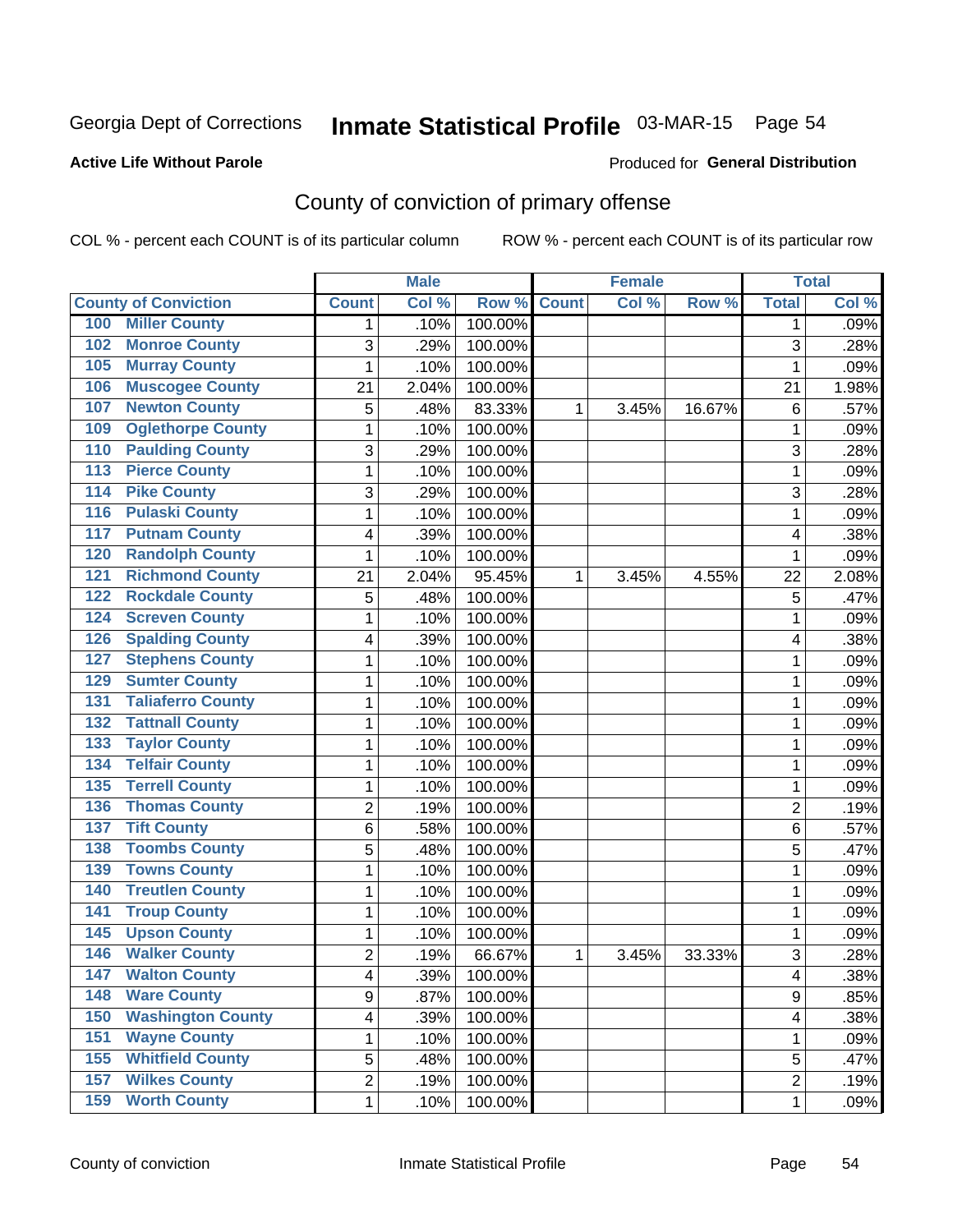Georgia Dept of Corrections **Inmate Statistical Profile** 03-MAR-15

**Active Life Without Parole**

Produced for **General Distribution**

## County of conviction of primary offense

COL % - percent each COUNT is of its particular column ROW % - percent each COUNT is of its particular row

| County of Conviction | Male | | | Female | | | Total | |
|---|---|---|---|---|---|---|---|---|
| | Count | Col % | Row % | Count | Col % | Row % | Total | Col % |
| 100 Miller County | 1 | .10% | 100.00% | | | | 1 | .09% |
| 102 Monroe County | 3 | .29% | 100.00% | | | | 3 | .28% |
| 105 Murray County | 1 | .10% | 100.00% | | | | 1 | .09% |
| 106 Muscogee County | 21 | 2.04% | 100.00% | | | | 21 | 1.98% |
| 107 Newton County | 5 | .48% | 83.33% | 1 | 3.45% | 16.67% | 6 | .57% |
| 109 Oglethorpe County | 1 | .10% | 100.00% | | | | 1 | .09% |
| 110 Paulding County | 3 | .29% | 100.00% | | | | 3 | .28% |
| 113 Pierce County | 1 | .10% | 100.00% | | | | 1 | .09% |
| 114 Pike County | 3 | .29% | 100.00% | | | | 3 | .28% |
| 116 Pulaski County | 1 | .10% | 100.00% | | | | 1 | .09% |
| 117 Putnam County | 4 | .39% | 100.00% | | | | 4 | .38% |
| 120 Randolph County | 1 | .10% | 100.00% | | | | 1 | .09% |
| 121 Richmond County | 21 | 2.04% | 95.45% | 1 | 3.45% | 4.55% | 22 | 2.08% |
| 122 Rockdale County | 5 | .48% | 100.00% | | | | 5 | .47% |
| 124 Screven County | 1 | .10% | 100.00% | | | | 1 | .09% |
| 126 Spalding County | 4 | .39% | 100.00% | | | | 4 | .38% |
| 127 Stephens County | 1 | .10% | 100.00% | | | | 1 | .09% |
| 129 Sumter County | 1 | .10% | 100.00% | | | | 1 | .09% |
| 131 Taliaferro County | 1 | .10% | 100.00% | | | | 1 | .09% |
| 132 Tattnall County | 1 | .10% | 100.00% | | | | 1 | .09% |
| 133 Taylor County | 1 | .10% | 100.00% | | | | 1 | .09% |
| 134 Telfair County | 1 | .10% | 100.00% | | | | 1 | .09% |
| 135 Terrell County | 1 | .10% | 100.00% | | | | 1 | .09% |
| 136 Thomas County | 2 | .19% | 100.00% | | | | 2 | .19% |
| 137 Tift County | 6 | .58% | 100.00% | | | | 6 | .57% |
| 138 Toombs County | 5 | .48% | 100.00% | | | | 5 | .47% |
| 139 Towns County | 1 | .10% | 100.00% | | | | 1 | .09% |
| 140 Treutlen County | 1 | .10% | 100.00% | | | | 1 | .09% |
| 141 Troup County | 1 | .10% | 100.00% | | | | 1 | .09% |
| 145 Upson County | 1 | .10% | 100.00% | | | | 1 | .09% |
| 146 Walker County | 2 | .19% | 66.67% | 1 | 3.45% | 33.33% | 3 | .28% |
| 147 Walton County | 4 | .39% | 100.00% | | | | 4 | .38% |
| 148 Ware County | 9 | .87% | 100.00% | | | | 9 | .85% |
| 150 Washington County | 4 | .39% | 100.00% | | | | 4 | .38% |
| 151 Wayne County | 1 | .10% | 100.00% | | | | 1 | .09% |
| 155 Whitfield County | 5 | .48% | 100.00% | | | | 5 | .47% |
| 157 Wilkes County | 2 | .19% | 100.00% | | | | 2 | .19% |
| 159 Worth County | 1 | .10% | 100.00% | | | | 1 | .09% |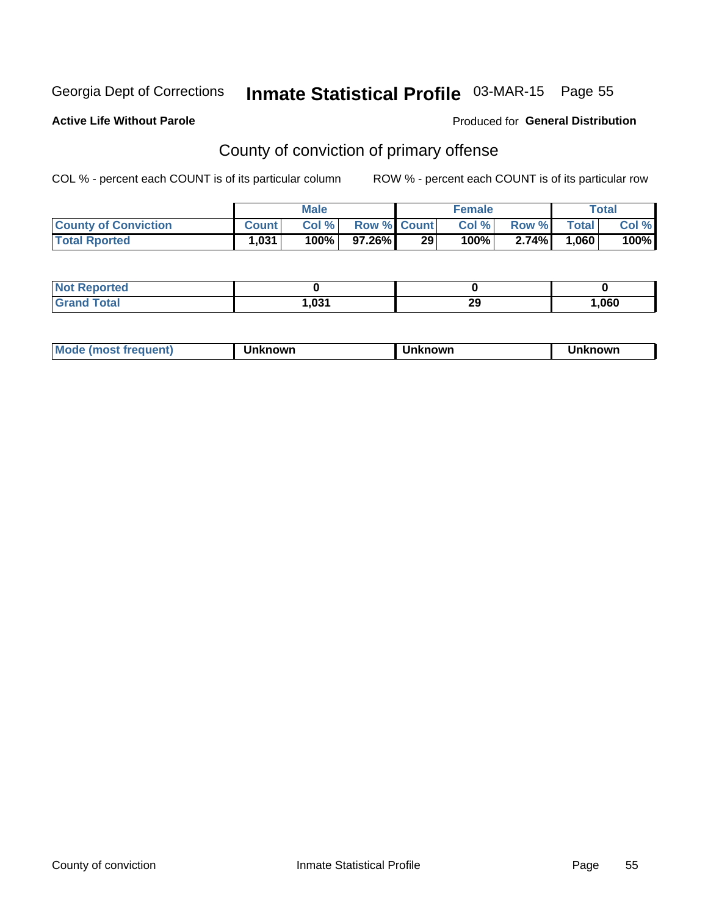Georgia Dept of Corrections **Inmate Statistical Profile** 03-MAR-15

**Active Life Without Parole**

Produced for **General Distribution**

## County of conviction of primary offense

COL % - percent each COUNT is of its particular column    ROW % - percent each COUNT is of its particular row

| | Male | | | Female | | | Total | |
|---|---|---|---|---|---|---|---|---|
| County of Conviction | Count | Col % | Row % | Count | Col % | Row % | Total | Col % |
| Total Rported | 1,031 | 100% | 97.26% | 29 | 100% | 2.74% | 1,060 | 100% |

| | Male | Female | Total |
|---|---|---|---|
| Not Reported | 0 | 0 | 0 |
| Grand Total | 1,031 | 29 | 1,060 |

| | Male | Female | Total |
|---|---|---|---|
| Mode (most frequent) | Unknown | Unknown | Unknown |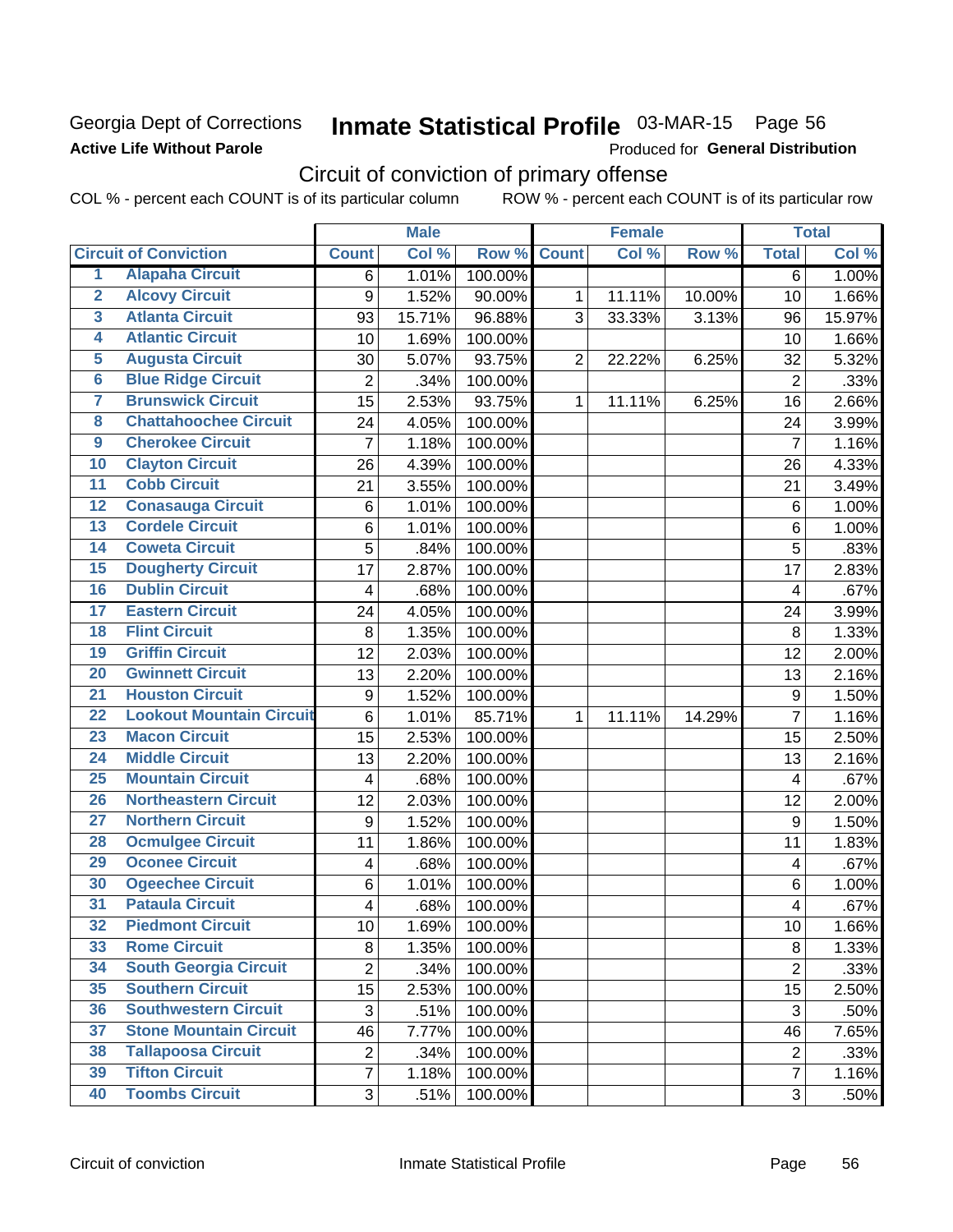Georgia Dept of Corrections

**Active Life Without Parole**

# Inmate Statistical Profile 03-MAR-15 Page 56

Produced for **General Distribution**

## Circuit of conviction of primary offense

COL % - percent each COUNT is of its particular column ROW % - percent each COUNT is of its particular row

| | | Male | | | Female | | | Total | |
|---|---|---|---|---|---|---|---|---|---|
| Circuit of Conviction | | Count | Col % | Row % | Count | Col % | Row % | Total | Col % |
| 1 | Alapaha Circuit | 6 | 1.01% | 100.00% | | | | 6 | 1.00% |
| 2 | Alcovy Circuit | 9 | 1.52% | 90.00% | 1 | 11.11% | 10.00% | 10 | 1.66% |
| 3 | Atlanta Circuit | 93 | 15.71% | 96.88% | 3 | 33.33% | 3.13% | 96 | 15.97% |
| 4 | Atlantic Circuit | 10 | 1.69% | 100.00% | | | | 10 | 1.66% |
| 5 | Augusta Circuit | 30 | 5.07% | 93.75% | 2 | 22.22% | 6.25% | 32 | 5.32% |
| 6 | Blue Ridge Circuit | 2 | .34% | 100.00% | | | | 2 | .33% |
| 7 | Brunswick Circuit | 15 | 2.53% | 93.75% | 1 | 11.11% | 6.25% | 16 | 2.66% |
| 8 | Chattahoochee Circuit | 24 | 4.05% | 100.00% | | | | 24 | 3.99% |
| 9 | Cherokee Circuit | 7 | 1.18% | 100.00% | | | | 7 | 1.16% |
| 10 | Clayton Circuit | 26 | 4.39% | 100.00% | | | | 26 | 4.33% |
| 11 | Cobb Circuit | 21 | 3.55% | 100.00% | | | | 21 | 3.49% |
| 12 | Conasauga Circuit | 6 | 1.01% | 100.00% | | | | 6 | 1.00% |
| 13 | Cordele Circuit | 6 | 1.01% | 100.00% | | | | 6 | 1.00% |
| 14 | Coweta Circuit | 5 | .84% | 100.00% | | | | 5 | .83% |
| 15 | Dougherty Circuit | 17 | 2.87% | 100.00% | | | | 17 | 2.83% |
| 16 | Dublin Circuit | 4 | .68% | 100.00% | | | | 4 | .67% |
| 17 | Eastern Circuit | 24 | 4.05% | 100.00% | | | | 24 | 3.99% |
| 18 | Flint Circuit | 8 | 1.35% | 100.00% | | | | 8 | 1.33% |
| 19 | Griffin Circuit | 12 | 2.03% | 100.00% | | | | 12 | 2.00% |
| 20 | Gwinnett Circuit | 13 | 2.20% | 100.00% | | | | 13 | 2.16% |
| 21 | Houston Circuit | 9 | 1.52% | 100.00% | | | | 9 | 1.50% |
| 22 | Lookout Mountain Circuit | 6 | 1.01% | 85.71% | 1 | 11.11% | 14.29% | 7 | 1.16% |
| 23 | Macon Circuit | 15 | 2.53% | 100.00% | | | | 15 | 2.50% |
| 24 | Middle Circuit | 13 | 2.20% | 100.00% | | | | 13 | 2.16% |
| 25 | Mountain Circuit | 4 | .68% | 100.00% | | | | 4 | .67% |
| 26 | Northeastern Circuit | 12 | 2.03% | 100.00% | | | | 12 | 2.00% |
| 27 | Northern Circuit | 9 | 1.52% | 100.00% | | | | 9 | 1.50% |
| 28 | Ocmulgee Circuit | 11 | 1.86% | 100.00% | | | | 11 | 1.83% |
| 29 | Oconee Circuit | 4 | .68% | 100.00% | | | | 4 | .67% |
| 30 | Ogeechee Circuit | 6 | 1.01% | 100.00% | | | | 6 | 1.00% |
| 31 | Pataula Circuit | 4 | .68% | 100.00% | | | | 4 | .67% |
| 32 | Piedmont Circuit | 10 | 1.69% | 100.00% | | | | 10 | 1.66% |
| 33 | Rome Circuit | 8 | 1.35% | 100.00% | | | | 8 | 1.33% |
| 34 | South Georgia Circuit | 2 | .34% | 100.00% | | | | 2 | .33% |
| 35 | Southern Circuit | 15 | 2.53% | 100.00% | | | | 15 | 2.50% |
| 36 | Southwestern Circuit | 3 | .51% | 100.00% | | | | 3 | .50% |
| 37 | Stone Mountain Circuit | 46 | 7.77% | 100.00% | | | | 46 | 7.65% |
| 38 | Tallapoosa Circuit | 2 | .34% | 100.00% | | | | 2 | .33% |
| 39 | Tifton Circuit | 7 | 1.18% | 100.00% | | | | 7 | 1.16% |
| 40 | Toombs Circuit | 3 | .51% | 100.00% | | | | 3 | .50% |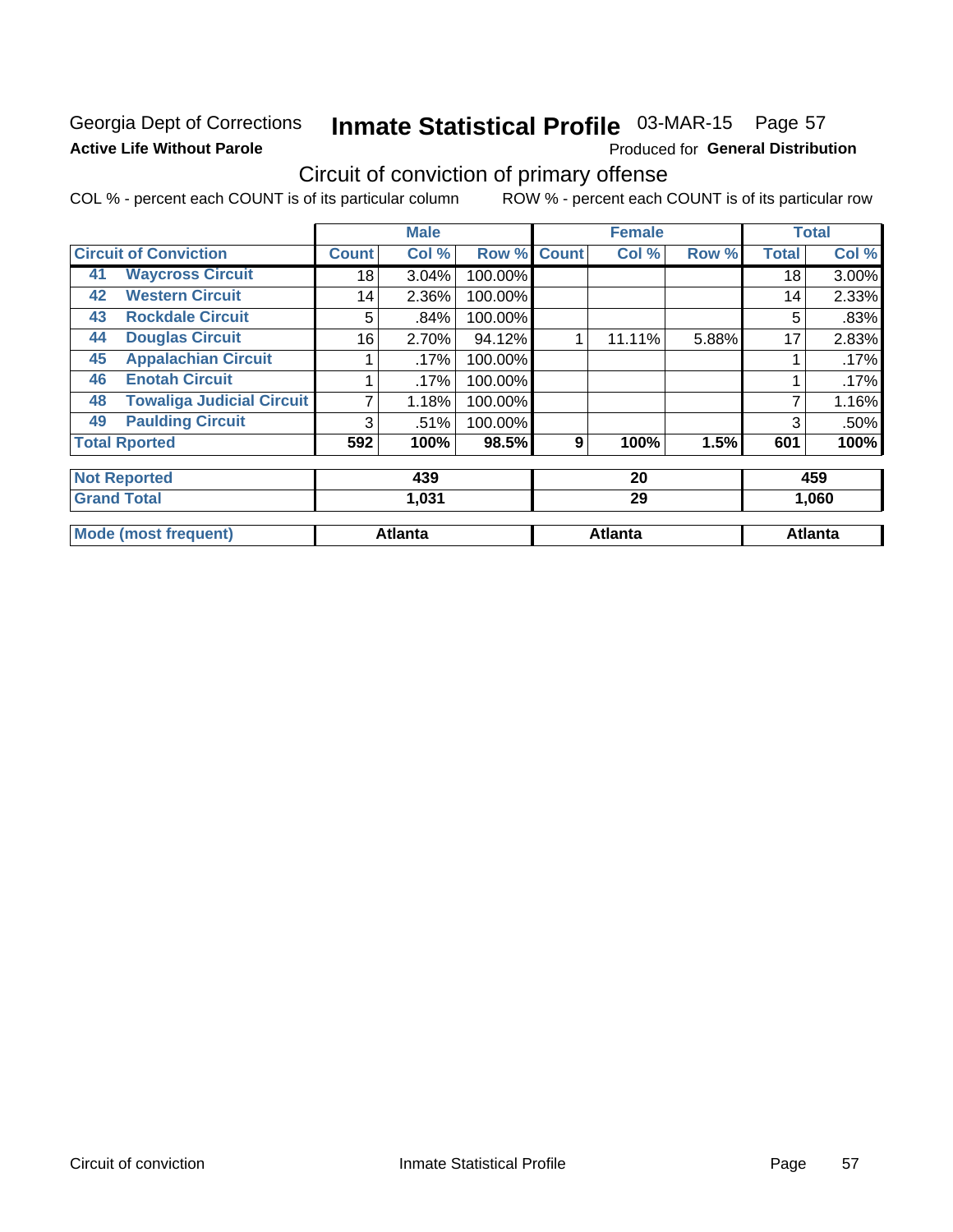Georgia Dept of Corrections **Inmate Statistical Profile** 03-MAR-15 Page 57

**Active Life Without Parole**

Produced for **General Distribution**

## Circuit of conviction of primary offense

COL % - percent each COUNT is of its particular column ROW % - percent each COUNT is of its particular row

| Circuit of Conviction | | Male | | | Female | | | Total | |
|---|---|---|---|---|---|---|---|---|---|
| | | Count | Col % | Row % | Count | Col % | Row % | Total | Col % |
| 41 | Waycross Circuit | 18 | 3.04% | 100.00% | | | | 18 | 3.00% |
| 42 | Western Circuit | 14 | 2.36% | 100.00% | | | | 14 | 2.33% |
| 43 | Rockdale Circuit | 5 | .84% | 100.00% | | | | 5 | .83% |
| 44 | Douglas Circuit | 16 | 2.70% | 94.12% | 1 | 11.11% | 5.88% | 17 | 2.83% |
| 45 | Appalachian Circuit | 1 | .17% | 100.00% | | | | 1 | .17% |
| 46 | Enotah Circuit | 1 | .17% | 100.00% | | | | 1 | .17% |
| 48 | Towaliga Judicial Circuit | 7 | 1.18% | 100.00% | | | | 7 | 1.16% |
| 49 | Paulding Circuit | 3 | .51% | 100.00% | | | | 3 | .50% |
| **Total Rported** | | **592** | **100%** | **98.5%** | **9** | **100%** | **1.5%** | **601** | **100%** |
| **Not Reported** | | **439** | | | **20** | | | **459** | |
| **Grand Total** | | **1,031** | | | **29** | | | **1,060** | |
| **Mode (most frequent)** | | **Atlanta** | | | **Atlanta** | | | **Atlanta** | |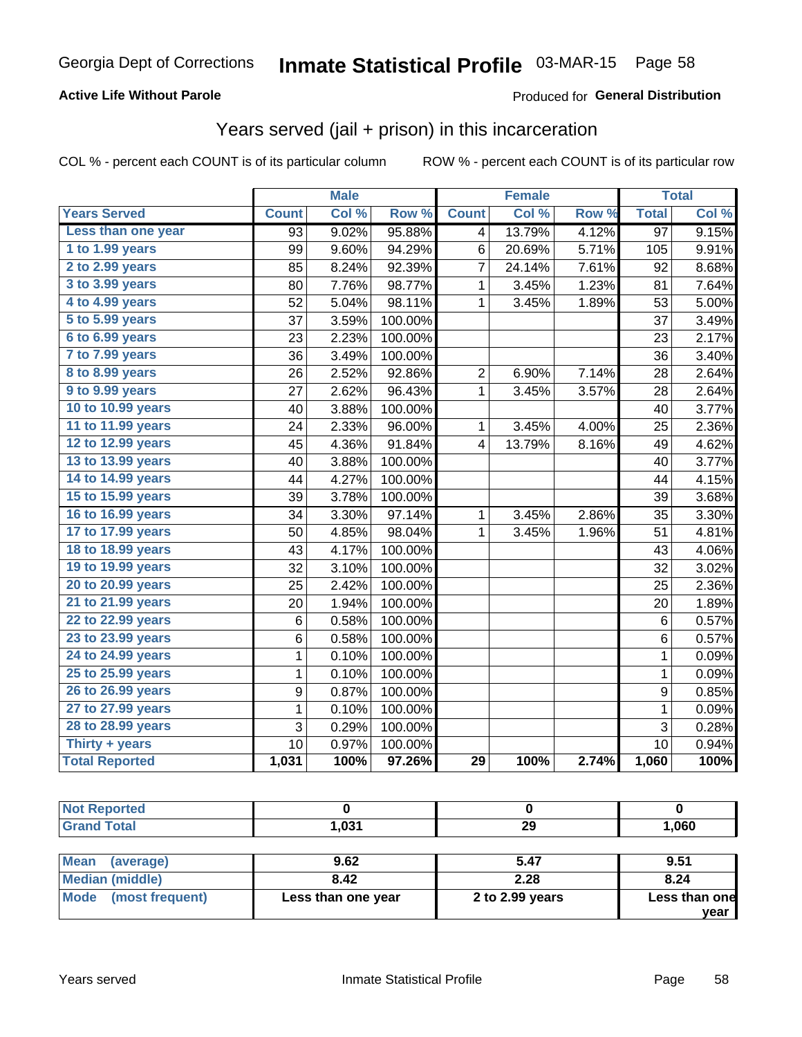Georgia Dept of Corrections **Inmate Statistical Profile** 03-MAR-15

**Active Life Without Parole**

Produced for **General Distribution**

## Years served (jail + prison) in this incarceration

COL % - percent each COUNT is of its particular column    ROW % - percent each COUNT is of its particular row

| | Male | | | Female | | | Total | |
|---|---|---|---|---|---|---|---|---|
| **Years Served** | **Count** | **Col %** | **Row %** | **Count** | **Col %** | **Row %** | **Total** | **Col %** |
| Less than one year | 93 | 9.02% | 95.88% | 4 | 13.79% | 4.12% | 97 | 9.15% |
| 1 to 1.99 years | 99 | 9.60% | 94.29% | 6 | 20.69% | 5.71% | 105 | 9.91% |
| 2 to 2.99 years | 85 | 8.24% | 92.39% | 7 | 24.14% | 7.61% | 92 | 8.68% |
| 3 to 3.99 years | 80 | 7.76% | 98.77% | 1 | 3.45% | 1.23% | 81 | 7.64% |
| 4 to 4.99 years | 52 | 5.04% | 98.11% | 1 | 3.45% | 1.89% | 53 | 5.00% |
| 5 to 5.99 years | 37 | 3.59% | 100.00% | | | | 37 | 3.49% |
| 6 to 6.99 years | 23 | 2.23% | 100.00% | | | | 23 | 2.17% |
| 7 to 7.99 years | 36 | 3.49% | 100.00% | | | | 36 | 3.40% |
| 8 to 8.99 years | 26 | 2.52% | 92.86% | 2 | 6.90% | 7.14% | 28 | 2.64% |
| 9 to 9.99 years | 27 | 2.62% | 96.43% | 1 | 3.45% | 3.57% | 28 | 2.64% |
| 10 to 10.99 years | 40 | 3.88% | 100.00% | | | | 40 | 3.77% |
| 11 to 11.99 years | 24 | 2.33% | 96.00% | 1 | 3.45% | 4.00% | 25 | 2.36% |
| 12 to 12.99 years | 45 | 4.36% | 91.84% | 4 | 13.79% | 8.16% | 49 | 4.62% |
| 13 to 13.99 years | 40 | 3.88% | 100.00% | | | | 40 | 3.77% |
| 14 to 14.99 years | 44 | 4.27% | 100.00% | | | | 44 | 4.15% |
| 15 to 15.99 years | 39 | 3.78% | 100.00% | | | | 39 | 3.68% |
| 16 to 16.99 years | 34 | 3.30% | 97.14% | 1 | 3.45% | 2.86% | 35 | 3.30% |
| 17 to 17.99 years | 50 | 4.85% | 98.04% | 1 | 3.45% | 1.96% | 51 | 4.81% |
| 18 to 18.99 years | 43 | 4.17% | 100.00% | | | | 43 | 4.06% |
| 19 to 19.99 years | 32 | 3.10% | 100.00% | | | | 32 | 3.02% |
| 20 to 20.99 years | 25 | 2.42% | 100.00% | | | | 25 | 2.36% |
| 21 to 21.99 years | 20 | 1.94% | 100.00% | | | | 20 | 1.89% |
| 22 to 22.99 years | 6 | 0.58% | 100.00% | | | | 6 | 0.57% |
| 23 to 23.99 years | 6 | 0.58% | 100.00% | | | | 6 | 0.57% |
| 24 to 24.99 years | 1 | 0.10% | 100.00% | | | | 1 | 0.09% |
| 25 to 25.99 years | 1 | 0.10% | 100.00% | | | | 1 | 0.09% |
| 26 to 26.99 years | 9 | 0.87% | 100.00% | | | | 9 | 0.85% |
| 27 to 27.99 years | 1 | 0.10% | 100.00% | | | | 1 | 0.09% |
| 28 to 28.99 years | 3 | 0.29% | 100.00% | | | | 3 | 0.28% |
| Thirty + years | 10 | 0.97% | 100.00% | | | | 10 | 0.94% |
| **Total Reported** | **1,031** | **100%** | **97.26%** | **29** | **100%** | **2.74%** | **1,060** | **100%** |

| | Male | Female | Total |
|---|---|---|---|
| Not Reported | 0 | 0 | 0 |
| Grand Total | 1,031 | 29 | 1,060 |

| | Male | Female | Total |
|---|---|---|---|
| Mean (average) | 9.62 | 5.47 | 9.51 |
| Median (middle) | 8.42 | 2.28 | 8.24 |
| Mode (most frequent) | Less than one year | 2 to 2.99 years | Less than one year |

Years served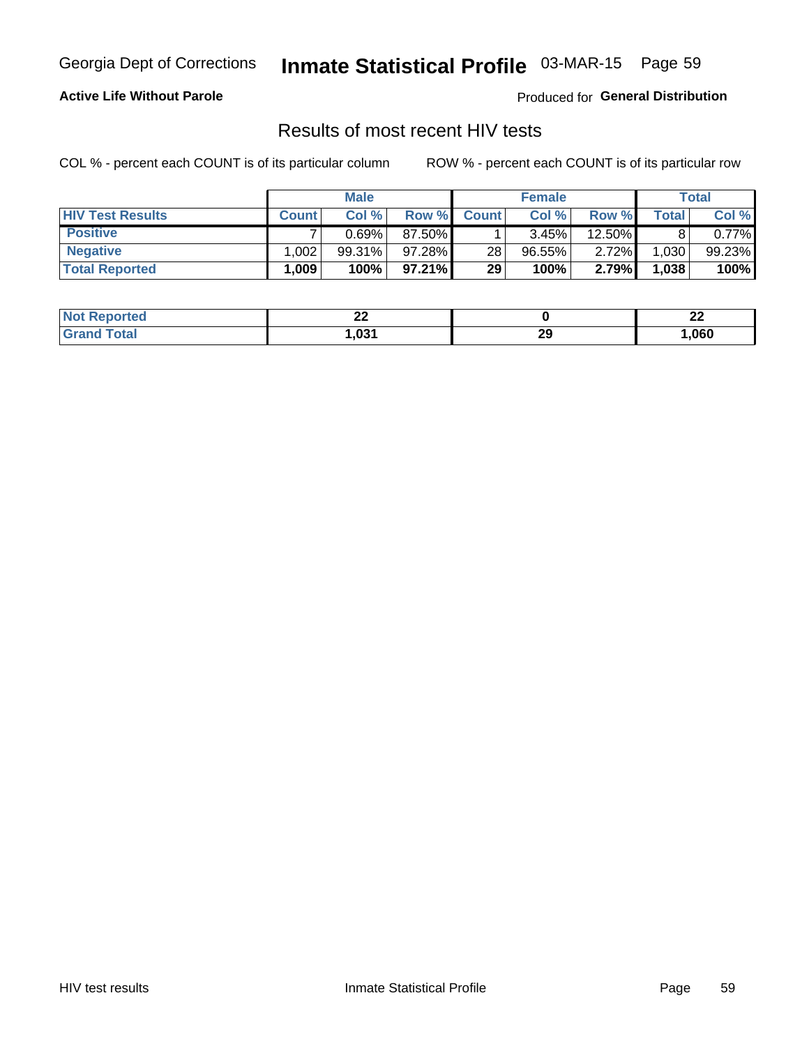Georgia Dept of Corrections **Inmate Statistical Profile** 03-MAR-15

**Active Life Without Parole**

Produced for **General Distribution**

## Results of most recent HIV tests

COL % - percent each COUNT is of its particular column

ROW % - percent each COUNT is of its particular row

| | Male | | | Female | | | Total | |
|---|---|---|---|---|---|---|---|---|
| **HIV Test Results** | **Count** | **Col %** | **Row %** | **Count** | **Col %** | **Row %** | **Total** | **Col %** |
| **Positive** | 7 | 0.69% | 87.50% | 1 | 3.45% | 12.50% | 8 | 0.77% |
| **Negative** | 1,002 | 99.31% | 97.28% | 28 | 96.55% | 2.72% | 1,030 | 99.23% |
| **Total Reported** | **1,009** | **100%** | **97.21%** | **29** | **100%** | **2.79%** | **1,038** | **100%** |

| | Male | Female | Total |
|---|---|---|---|
| **Not Reported** | **22** | **0** | **22** |
| **Grand Total** | **1,031** | **29** | **1,060** |

HIV test results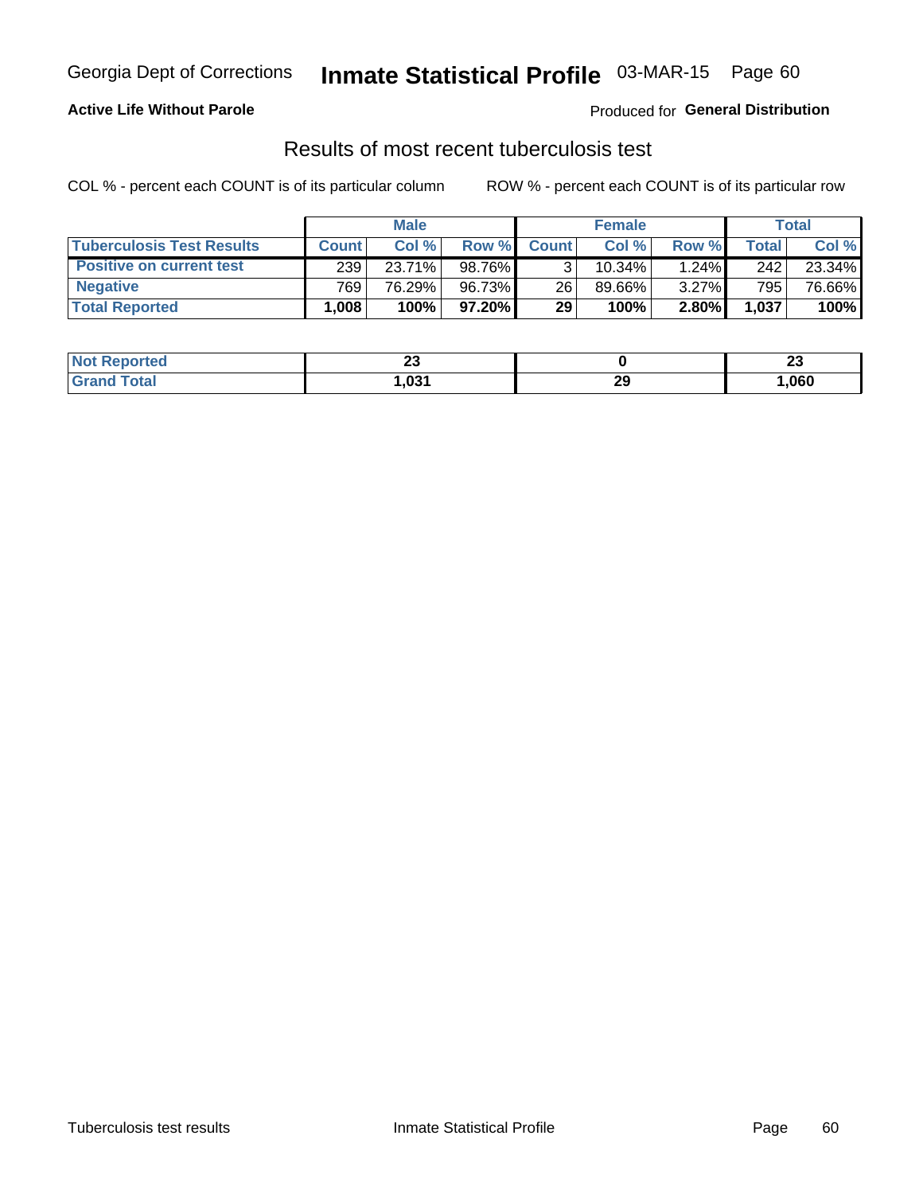Georgia Dept of Corrections **Inmate Statistical Profile** 03-MAR-15

**Active Life Without Parole**

Produced for **General Distribution**

## Results of most recent tuberculosis test

COL % - percent each COUNT is of its particular column        ROW % - percent each COUNT is of its particular row

| | Male | | | Female | | | Total | |
|---|---|---|---|---|---|---|---|---|
| **Tuberculosis Test Results** | **Count** | **Col %** | **Row %** | **Count** | **Col %** | **Row %** | **Total** | **Col %** |
| **Positive on current test** | 239 | 23.71% | 98.76% | 3 | 10.34% | 1.24% | 242 | 23.34% |
| **Negative** | 769 | 76.29% | 96.73% | 26 | 89.66% | 3.27% | 795 | 76.66% |
| **Total Reported** | **1,008** | **100%** | **97.20%** | **29** | **100%** | **2.80%** | **1,037** | **100%** |

| | Male | Female | Total |
|---|---|---|---|
| **Not Reported** | **23** | **0** | **23** |
| **Grand Total** | **1,031** | **29** | **1,060** |

Tuberculosis test results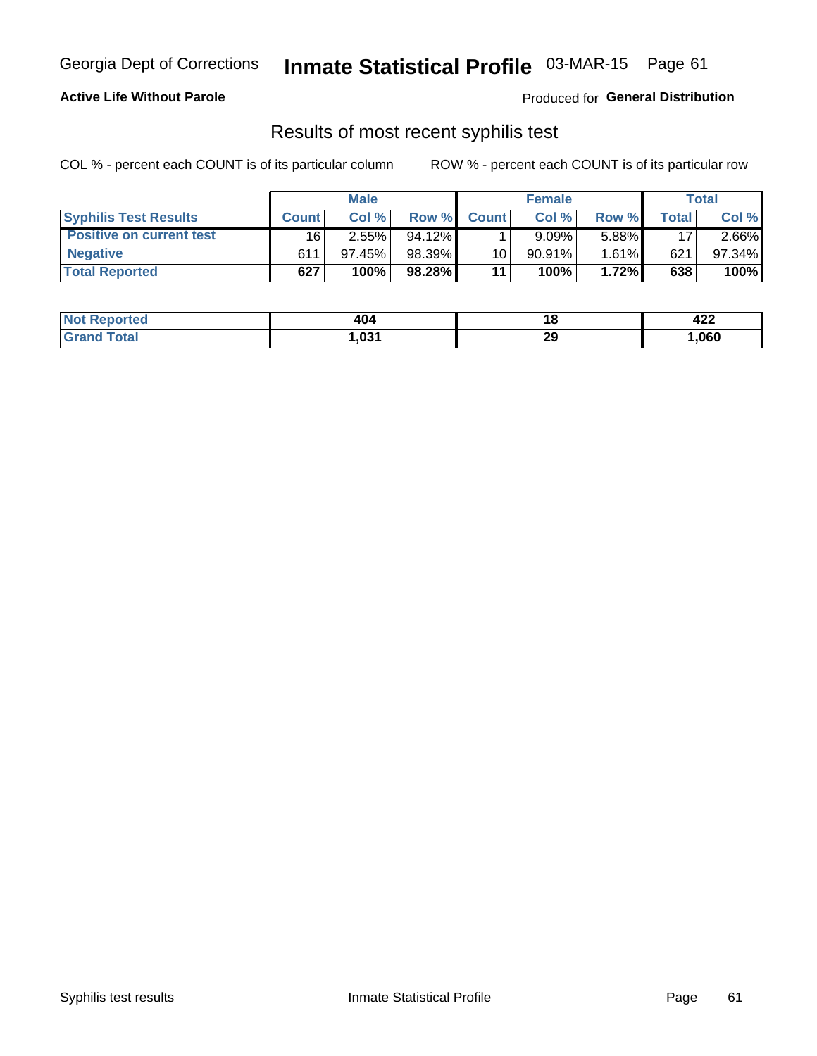**Active Life Without Parole**

Produced for **General Distribution**

## Results of most recent syphilis test

COL % - percent each COUNT is of its particular column

ROW % - percent each COUNT is of its particular row

| | Male | | | Female | | | Total | |
|---|---|---|---|---|---|---|---|---|
| **Syphilis Test Results** | **Count** | **Col %** | **Row %** | **Count** | **Col %** | **Row %** | **Total** | **Col %** |
| **Positive on current test** | 16 | 2.55% | 94.12% | 1 | 9.09% | 5.88% | 17 | 2.66% |
| **Negative** | 611 | 97.45% | 98.39% | 10 | 90.91% | 1.61% | 621 | 97.34% |
| **Total Reported** | **627** | **100%** | **98.28%** | **11** | **100%** | **1.72%** | **638** | **100%** |

| | Male | Female | Total |
|---|---|---|---|
| **Not Reported** | **404** | **18** | **422** |
| **Grand Total** | **1,031** | **29** | **1,060** |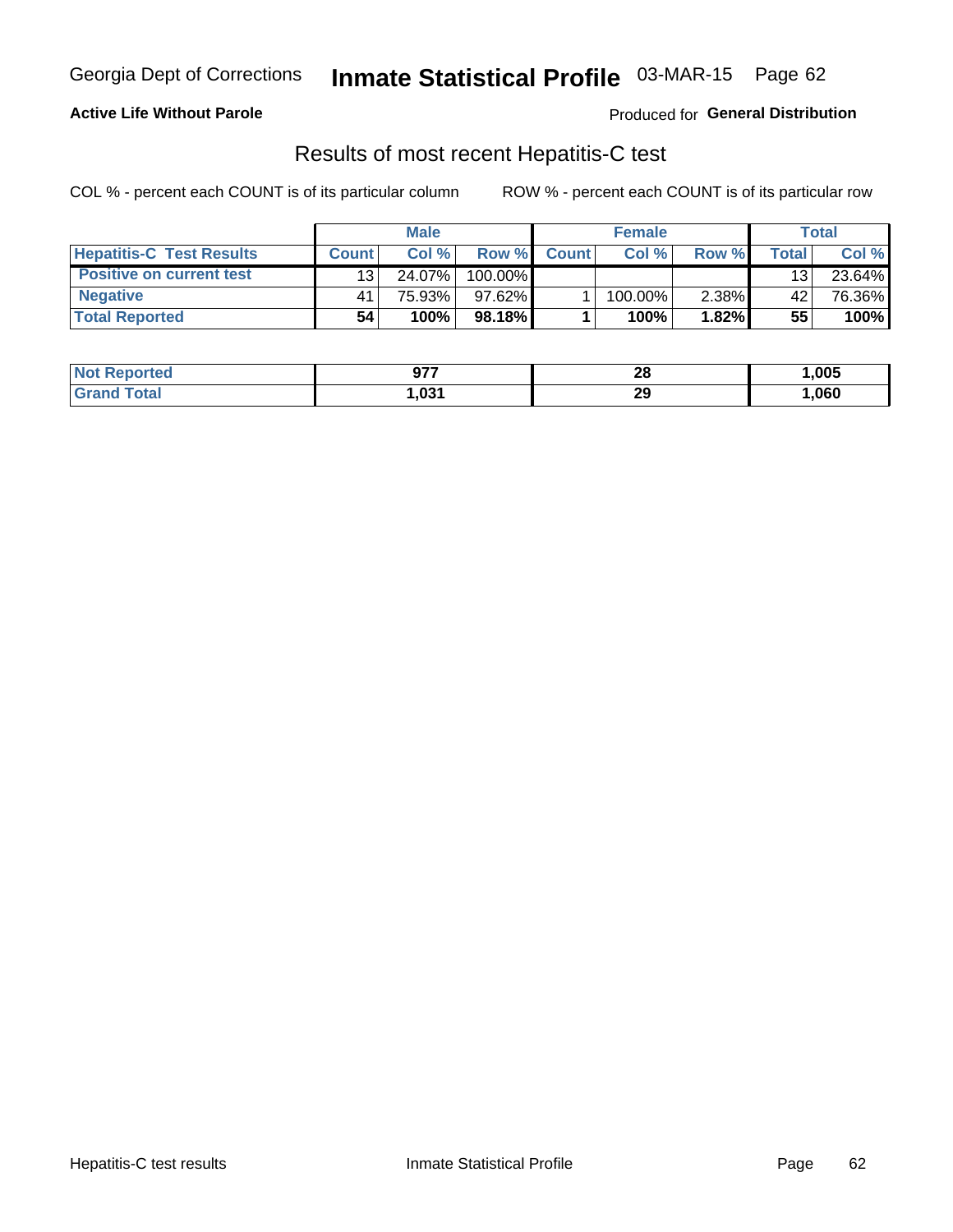Georgia Dept of Corrections **Inmate Statistical Profile** 03-MAR-15

**Active Life Without Parole**

Produced for **General Distribution**

## Results of most recent Hepatitis-C test

COL % - percent each COUNT is of its particular column ROW % - percent each COUNT is of its particular row

| | Male | | | Female | | | Total | |
|---|---|---|---|---|---|---|---|---|
| **Hepatitis-C Test Results** | **Count** | **Col %** | **Row %** | **Count** | **Col %** | **Row %** | **Total** | **Col %** |
| **Positive on current test** | 13 | 24.07% | 100.00% | | | | 13 | 23.64% |
| **Negative** | 41 | 75.93% | 97.62% | 1 | 100.00% | 2.38% | 42 | 76.36% |
| **Total Reported** | **54** | **100%** | **98.18%** | **1** | **100%** | **1.82%** | **55** | **100%** |

| | Male | Female | Total |
|---|---|---|---|
| **Not Reported** | **977** | **28** | **1,005** |
| **Grand Total** | **1,031** | **29** | **1,060** |

Hepatitis-C test results